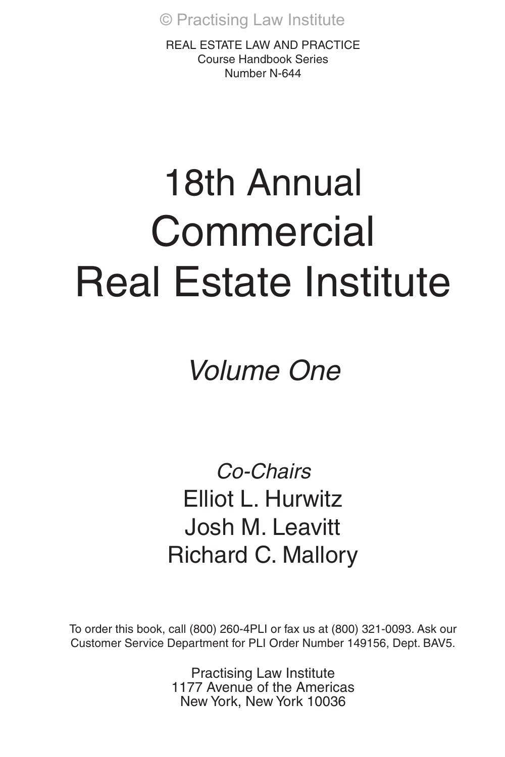© Practising Law Institute

REAL ESTATE LAW AND PRACTICE
Course Handbook Series
Number N-644

# 18th Annual Commercial Real Estate Institute

## *Volume One*

*Co-Chairs*
Elliot L. Hurwitz
Josh M. Leavitt
Richard C. Mallory

To order this book, call (800) 260-4PLI or fax us at (800) 321-0093. Ask our Customer Service Department for PLI Order Number 149156, Dept. BAV5.

Practising Law Institute
1177 Avenue of the Americas
New York, New York 10036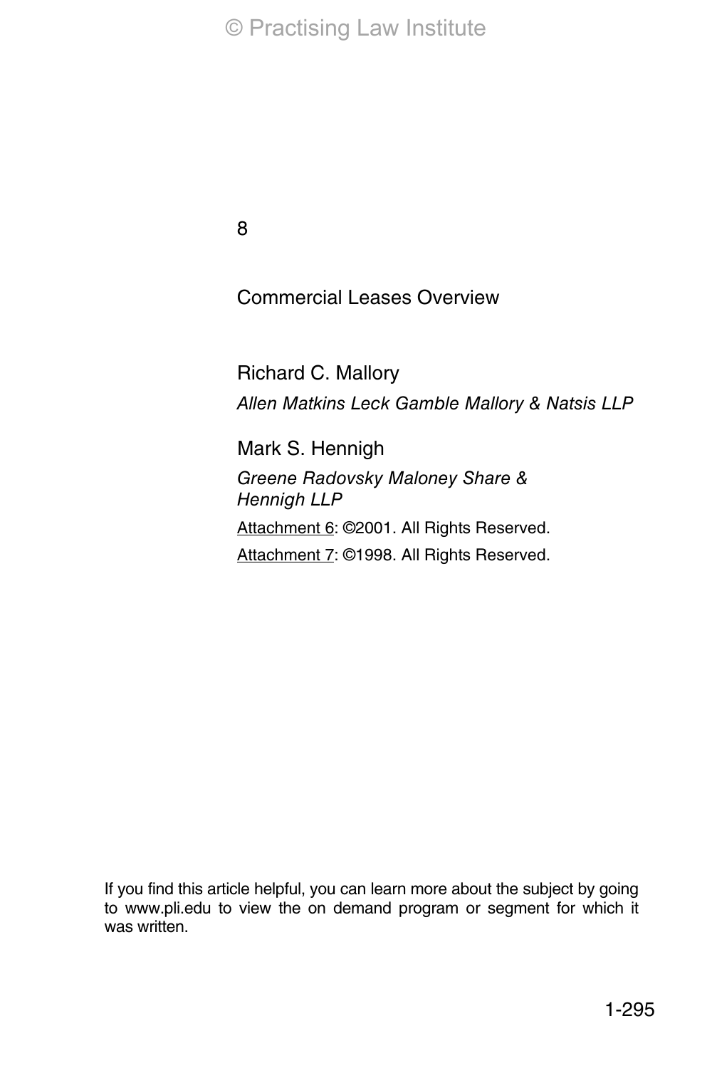8

# Commercial Leases Overview

Richard C. Mallory

*Allen Matkins Leck Gamble Mallory & Natsis LLP*

Mark S. Hennigh

*Greene Radovsky Maloney Share & Hennigh LLP*

Attachment 6: ©2001. All Rights Reserved.

Attachment 7: ©1998. All Rights Reserved.

If you find this article helpful, you can learn more about the subject by going to www.pli.edu to view the on demand program or segment for which it was written.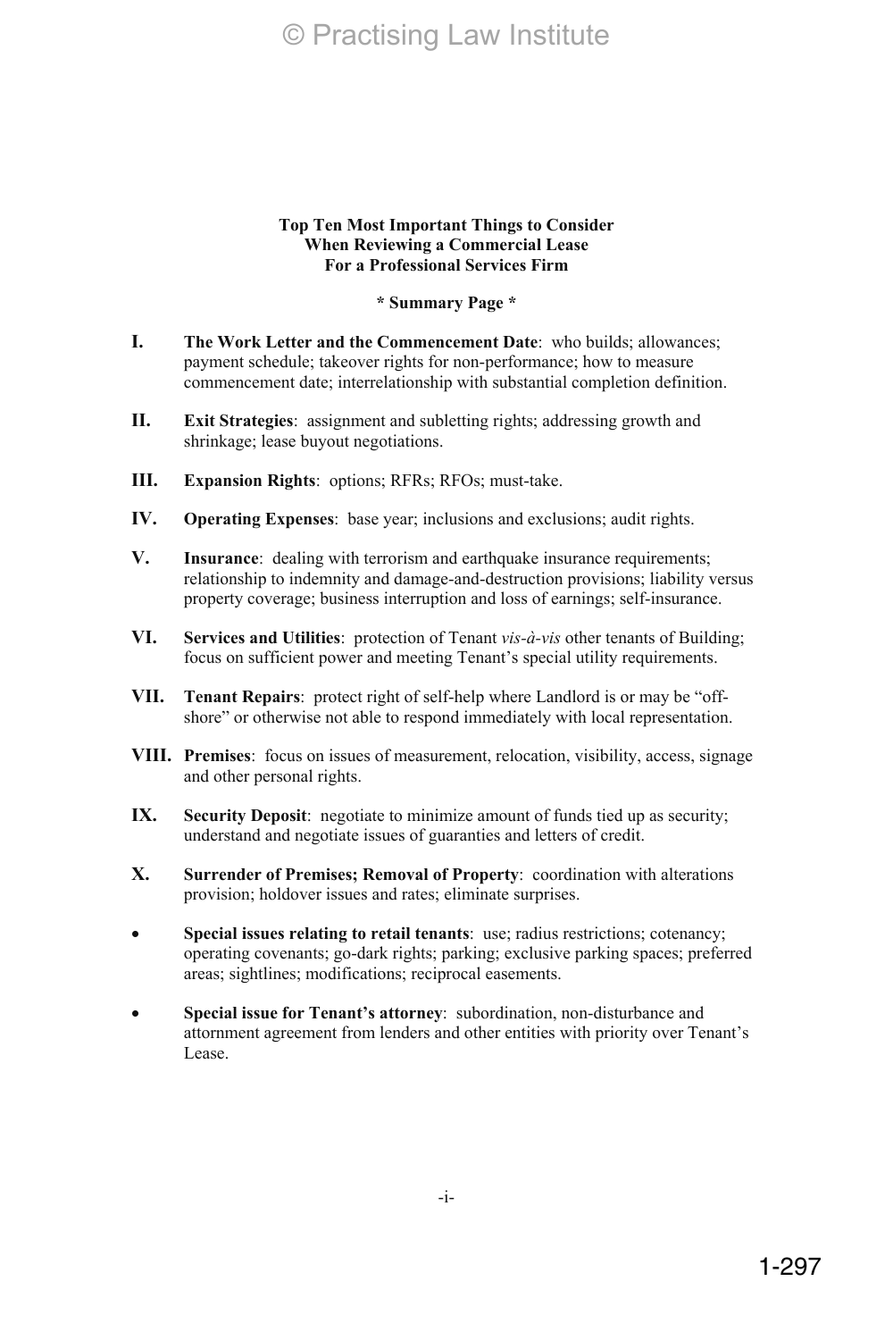**Top Ten Most Important Things to Consider When Reviewing a Commercial Lease For a Professional Services Firm**

**\* Summary Page \***

**I.** **The Work Letter and the Commencement Date**: who builds; allowances; payment schedule; takeover rights for non-performance; how to measure commencement date; interrelationship with substantial completion definition.

**II.** **Exit Strategies**: assignment and subletting rights; addressing growth and shrinkage; lease buyout negotiations.

**III.** **Expansion Rights**: options; RFRs; RFOs; must-take.

**IV.** **Operating Expenses**: base year; inclusions and exclusions; audit rights.

**V.** **Insurance**: dealing with terrorism and earthquake insurance requirements; relationship to indemnity and damage-and-destruction provisions; liability versus property coverage; business interruption and loss of earnings; self-insurance.

**VI.** **Services and Utilities**: protection of Tenant *vis-à-vis* other tenants of Building; focus on sufficient power and meeting Tenant's special utility requirements.

**VII.** **Tenant Repairs**: protect right of self-help where Landlord is or may be "off-shore" or otherwise not able to respond immediately with local representation.

**VIII.** **Premises**: focus on issues of measurement, relocation, visibility, access, signage and other personal rights.

**IX.** **Security Deposit**: negotiate to minimize amount of funds tied up as security; understand and negotiate issues of guaranties and letters of credit.

**X.** **Surrender of Premises; Removal of Property**: coordination with alterations provision; holdover issues and rates; eliminate surprises.

- **Special issues relating to retail tenants**: use; radius restrictions; cotenancy; operating covenants; go-dark rights; parking; exclusive parking spaces; preferred areas; sightlines; modifications; reciprocal easements.

- **Special issue for Tenant's attorney**: subordination, non-disturbance and attornment agreement from lenders and other entities with priority over Tenant's Lease.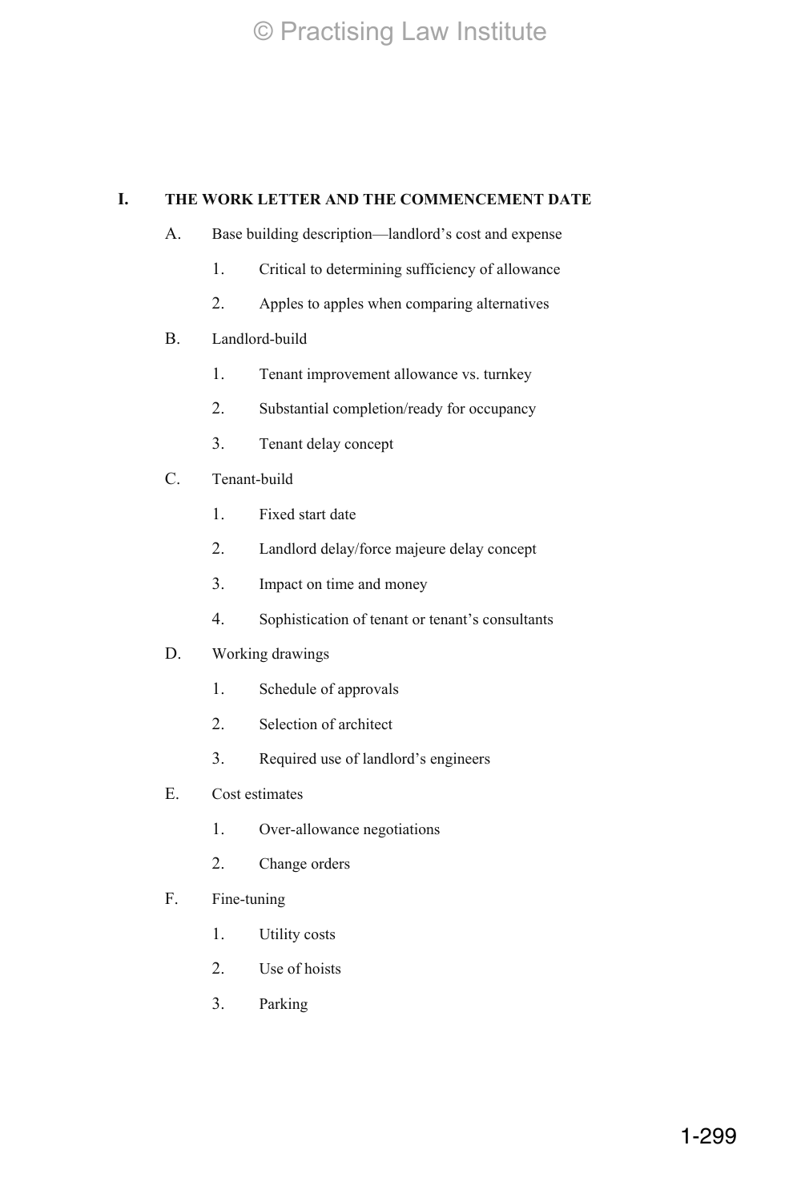# I. THE WORK LETTER AND THE COMMENCEMENT DATE

A. Base building description—landlord's cost and expense

1. Critical to determining sufficiency of allowance
2. Apples to apples when comparing alternatives

B. Landlord-build

1. Tenant improvement allowance vs. turnkey
2. Substantial completion/ready for occupancy
3. Tenant delay concept

C. Tenant-build

1. Fixed start date
2. Landlord delay/force majeure delay concept
3. Impact on time and money
4. Sophistication of tenant or tenant's consultants

D. Working drawings

1. Schedule of approvals
2. Selection of architect
3. Required use of landlord's engineers

E. Cost estimates

1. Over-allowance negotiations
2. Change orders

F. Fine-tuning

1. Utility costs
2. Use of hoists
3. Parking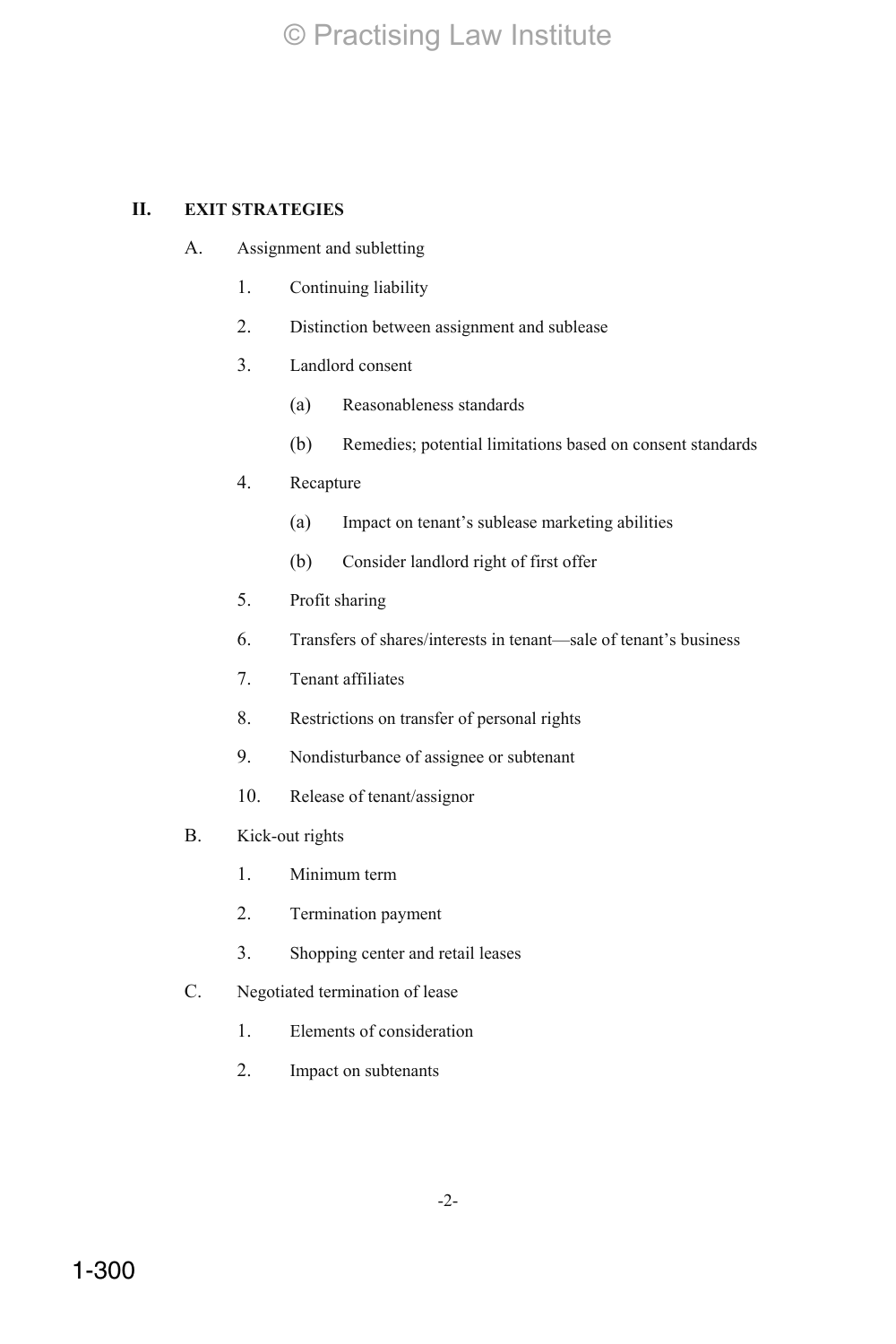## II. EXIT STRATEGIES

A. Assignment and subletting

1. Continuing liability

2. Distinction between assignment and sublease

3. Landlord consent

   (a) Reasonableness standards

   (b) Remedies; potential limitations based on consent standards

4. Recapture

   (a) Impact on tenant's sublease marketing abilities

   (b) Consider landlord right of first offer

5. Profit sharing

6. Transfers of shares/interests in tenant—sale of tenant's business

7. Tenant affiliates

8. Restrictions on transfer of personal rights

9. Nondisturbance of assignee or subtenant

10. Release of tenant/assignor

B. Kick-out rights

1. Minimum term

2. Termination payment

3. Shopping center and retail leases

C. Negotiated termination of lease

1. Elements of consideration

2. Impact on subtenants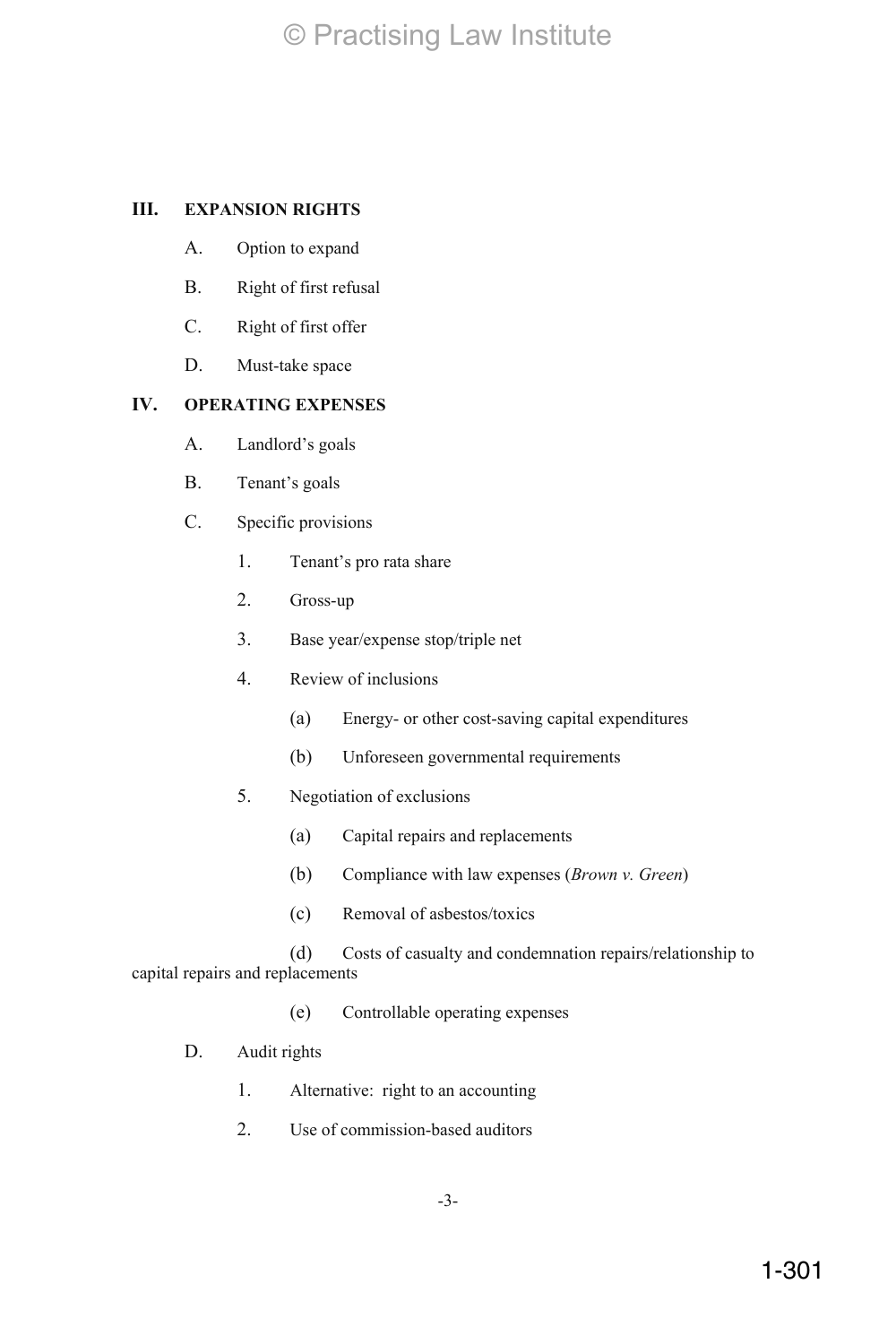## III. EXPANSION RIGHTS

A. Option to expand

B. Right of first refusal

C. Right of first offer

D. Must-take space

## IV. OPERATING EXPENSES

A. Landlord's goals

B. Tenant's goals

C. Specific provisions

1. Tenant's pro rata share

2. Gross-up

3. Base year/expense stop/triple net

4. Review of inclusions

   (a) Energy- or other cost-saving capital expenditures

   (b) Unforeseen governmental requirements

5. Negotiation of exclusions

   (a) Capital repairs and replacements

   (b) Compliance with law expenses (*Brown v. Green*)

   (c) Removal of asbestos/toxics

   (d) Costs of casualty and condemnation repairs/relationship to capital repairs and replacements

   (e) Controllable operating expenses

D. Audit rights

1. Alternative: right to an accounting

2. Use of commission-based auditors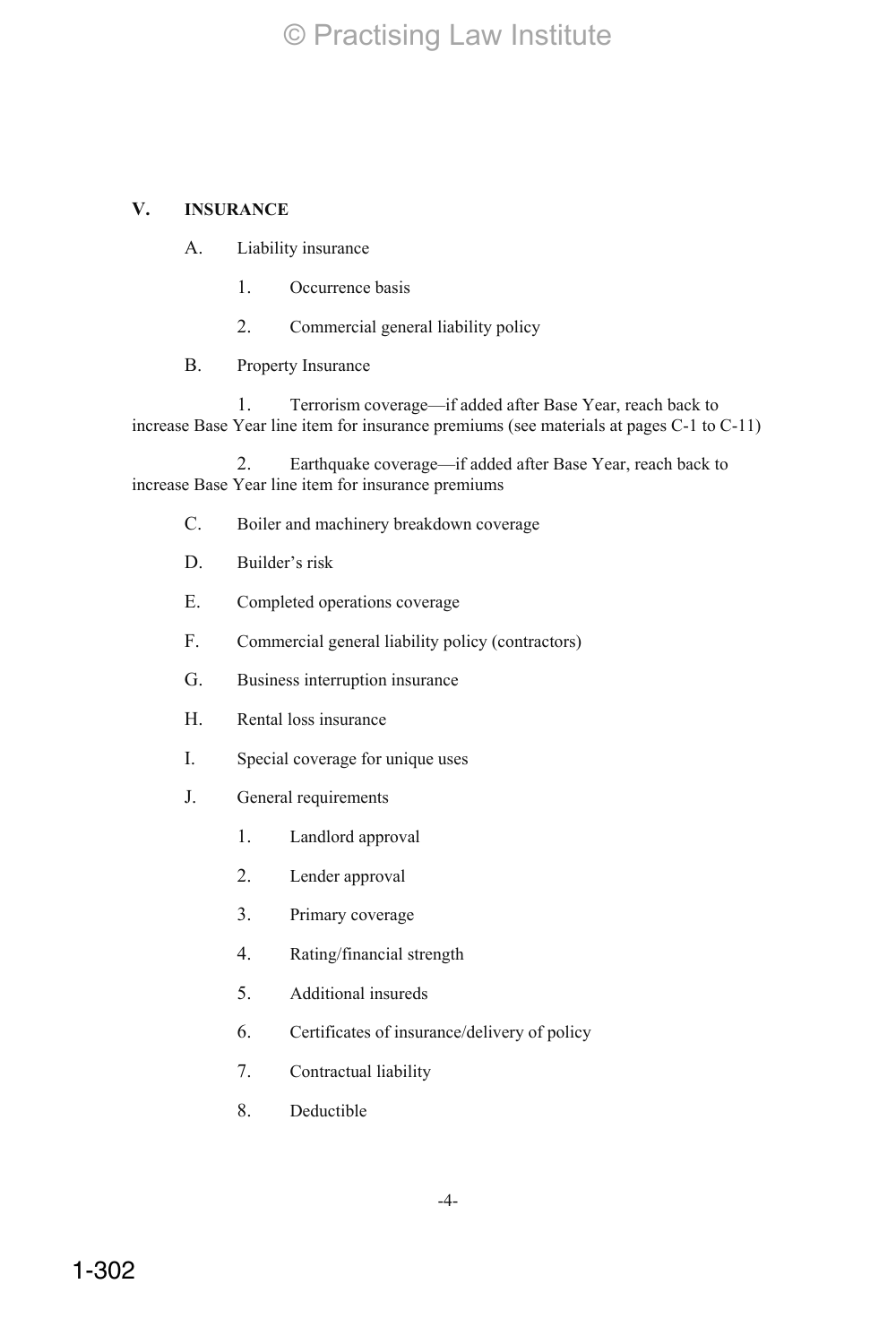## V. INSURANCE

A. Liability insurance

1. Occurrence basis

2. Commercial general liability policy

B. Property Insurance

1. Terrorism coverage—if added after Base Year, reach back to increase Base Year line item for insurance premiums (see materials at pages C-1 to C-11)

2. Earthquake coverage—if added after Base Year, reach back to increase Base Year line item for insurance premiums

C. Boiler and machinery breakdown coverage

D. Builder's risk

E. Completed operations coverage

F. Commercial general liability policy (contractors)

G. Business interruption insurance

H. Rental loss insurance

I. Special coverage for unique uses

J. General requirements

1. Landlord approval

2. Lender approval

3. Primary coverage

4. Rating/financial strength

5. Additional insureds

6. Certificates of insurance/delivery of policy

7. Contractual liability

8. Deductible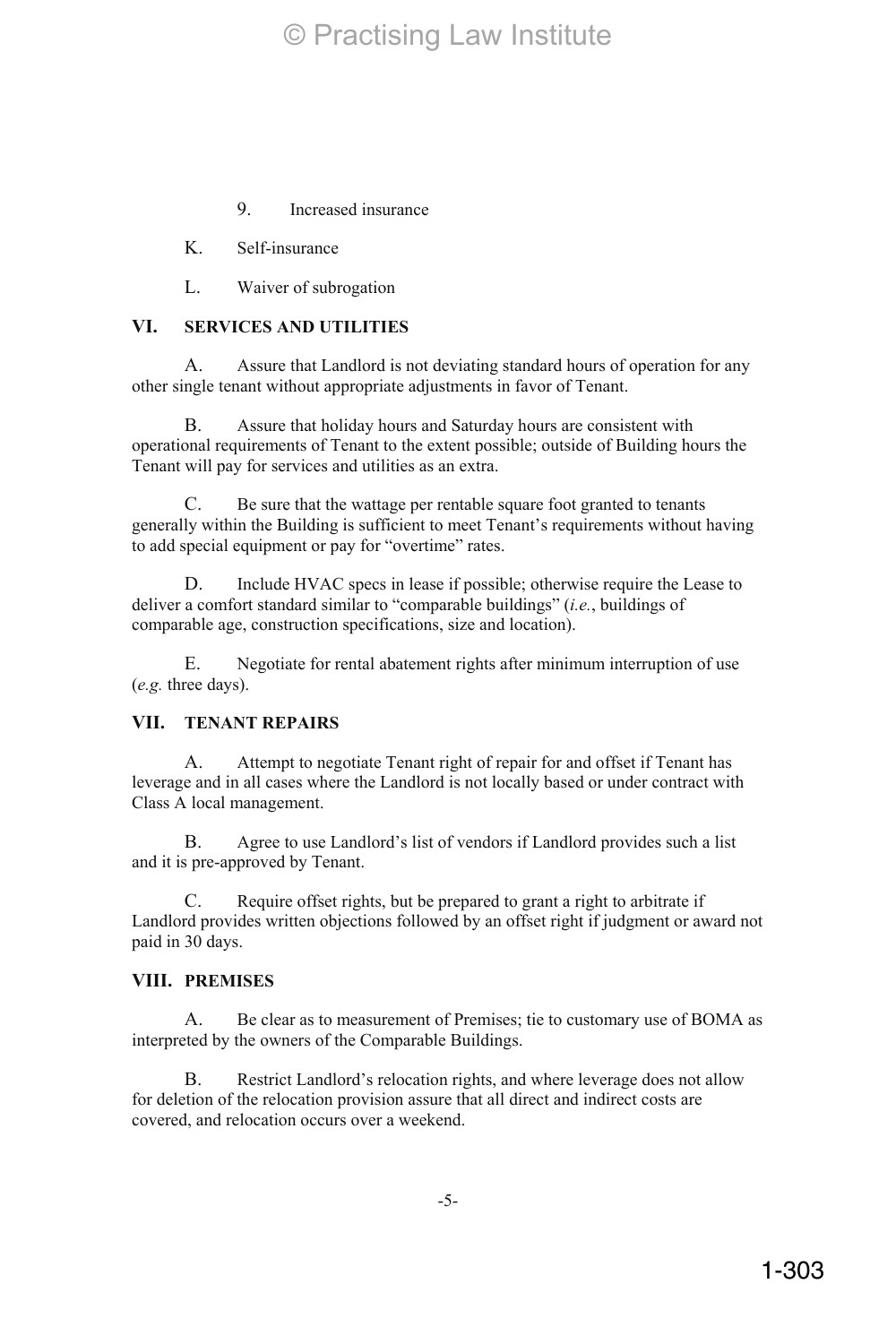9. Increased insurance

K. Self-insurance

L. Waiver of subrogation

## VI. SERVICES AND UTILITIES

A. Assure that Landlord is not deviating standard hours of operation for any other single tenant without appropriate adjustments in favor of Tenant.

B. Assure that holiday hours and Saturday hours are consistent with operational requirements of Tenant to the extent possible; outside of Building hours the Tenant will pay for services and utilities as an extra.

C. Be sure that the wattage per rentable square foot granted to tenants generally within the Building is sufficient to meet Tenant's requirements without having to add special equipment or pay for "overtime" rates.

D. Include HVAC specs in lease if possible; otherwise require the Lease to deliver a comfort standard similar to "comparable buildings" (*i.e.*, buildings of comparable age, construction specifications, size and location).

E. Negotiate for rental abatement rights after minimum interruption of use (*e.g.* three days).

## VII. TENANT REPAIRS

A. Attempt to negotiate Tenant right of repair for and offset if Tenant has leverage and in all cases where the Landlord is not locally based or under contract with Class A local management.

B. Agree to use Landlord's list of vendors if Landlord provides such a list and it is pre-approved by Tenant.

C. Require offset rights, but be prepared to grant a right to arbitrate if Landlord provides written objections followed by an offset right if judgment or award not paid in 30 days.

## VIII. PREMISES

A. Be clear as to measurement of Premises; tie to customary use of BOMA as interpreted by the owners of the Comparable Buildings.

B. Restrict Landlord's relocation rights, and where leverage does not allow for deletion of the relocation provision assure that all direct and indirect costs are covered, and relocation occurs over a weekend.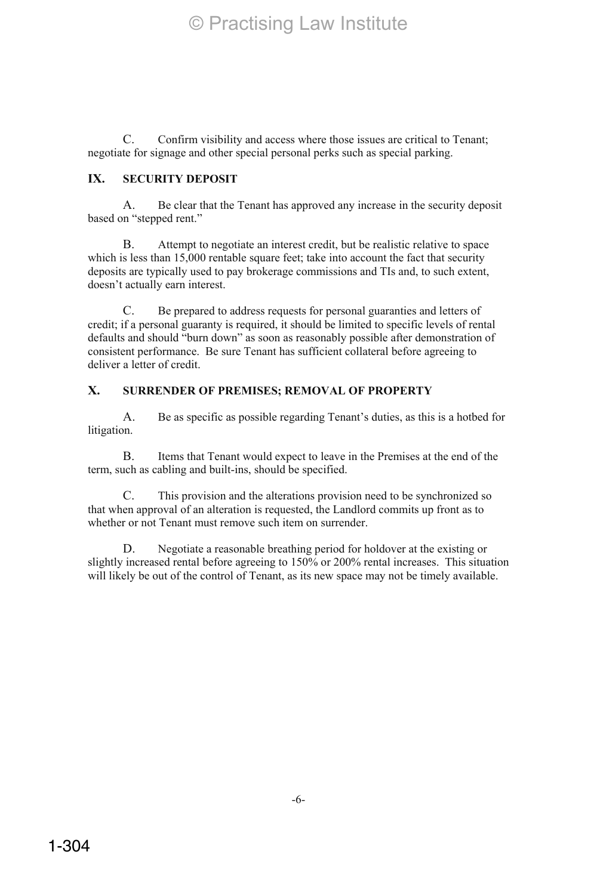C. Confirm visibility and access where those issues are critical to Tenant; negotiate for signage and other special personal perks such as special parking.

## IX. SECURITY DEPOSIT

A. Be clear that the Tenant has approved any increase in the security deposit based on "stepped rent."

B. Attempt to negotiate an interest credit, but be realistic relative to space which is less than 15,000 rentable square feet; take into account the fact that security deposits are typically used to pay brokerage commissions and TIs and, to such extent, doesn't actually earn interest.

C. Be prepared to address requests for personal guaranties and letters of credit; if a personal guaranty is required, it should be limited to specific levels of rental defaults and should "burn down" as soon as reasonably possible after demonstration of consistent performance. Be sure Tenant has sufficient collateral before agreeing to deliver a letter of credit.

## X. SURRENDER OF PREMISES; REMOVAL OF PROPERTY

A. Be as specific as possible regarding Tenant's duties, as this is a hotbed for litigation.

B. Items that Tenant would expect to leave in the Premises at the end of the term, such as cabling and built-ins, should be specified.

C. This provision and the alterations provision need to be synchronized so that when approval of an alteration is requested, the Landlord commits up front as to whether or not Tenant must remove such item on surrender.

D. Negotiate a reasonable breathing period for holdover at the existing or slightly increased rental before agreeing to 150% or 200% rental increases. This situation will likely be out of the control of Tenant, as its new space may not be timely available.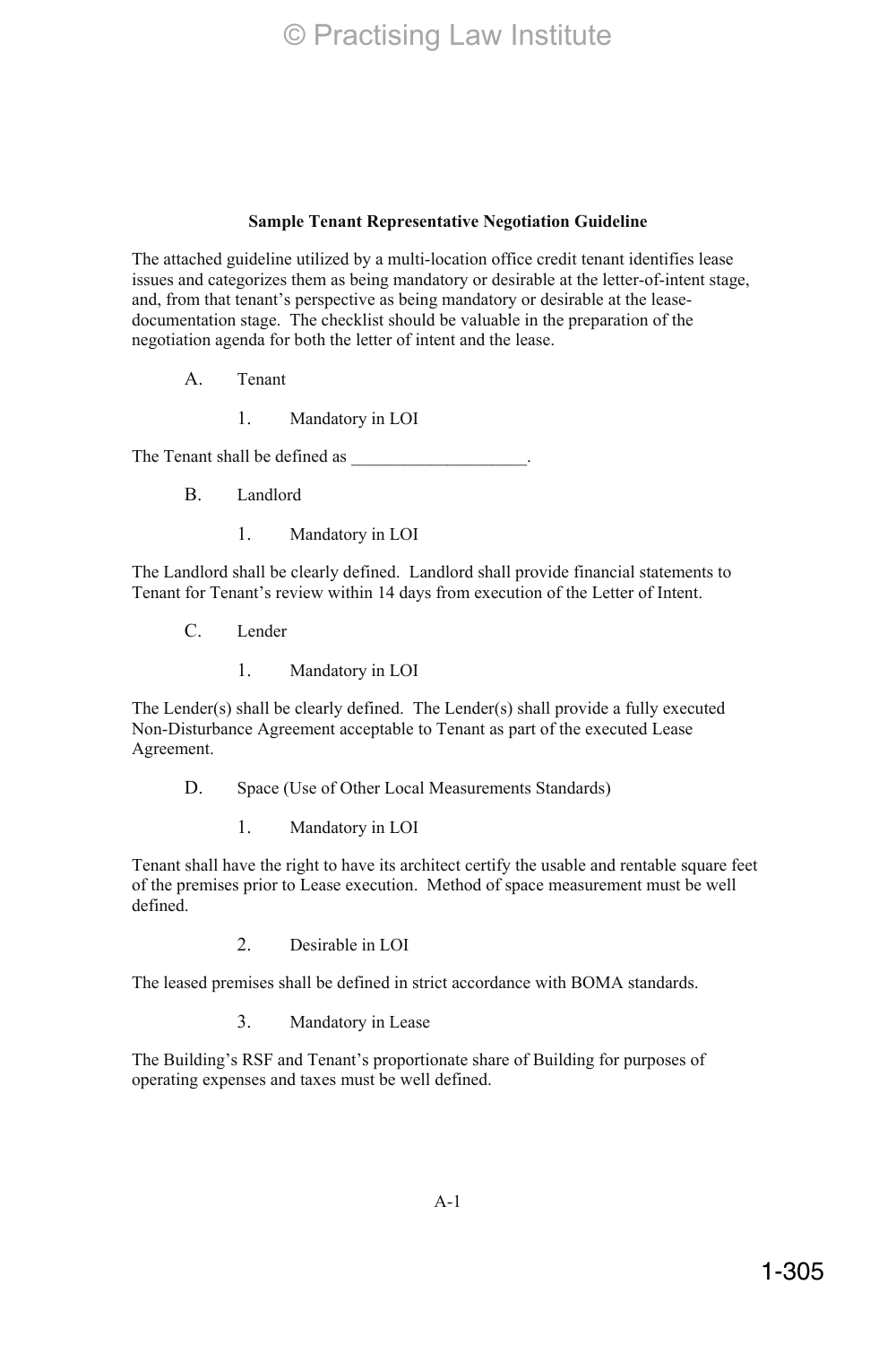## Sample Tenant Representative Negotiation Guideline

The attached guideline utilized by a multi-location office credit tenant identifies lease issues and categorizes them as being mandatory or desirable at the letter-of-intent stage, and, from that tenant's perspective as being mandatory or desirable at the lease-documentation stage. The checklist should be valuable in the preparation of the negotiation agenda for both the letter of intent and the lease.

A. Tenant

1. Mandatory in LOI

The Tenant shall be defined as ____________________.

B. Landlord

1. Mandatory in LOI

The Landlord shall be clearly defined. Landlord shall provide financial statements to Tenant for Tenant's review within 14 days from execution of the Letter of Intent.

C. Lender

1. Mandatory in LOI

The Lender(s) shall be clearly defined. The Lender(s) shall provide a fully executed Non-Disturbance Agreement acceptable to Tenant as part of the executed Lease Agreement.

D. Space (Use of Other Local Measurements Standards)

1. Mandatory in LOI

Tenant shall have the right to have its architect certify the usable and rentable square feet of the premises prior to Lease execution. Method of space measurement must be well defined.

2. Desirable in LOI

The leased premises shall be defined in strict accordance with BOMA standards.

3. Mandatory in Lease

The Building's RSF and Tenant's proportionate share of Building for purposes of operating expenses and taxes must be well defined.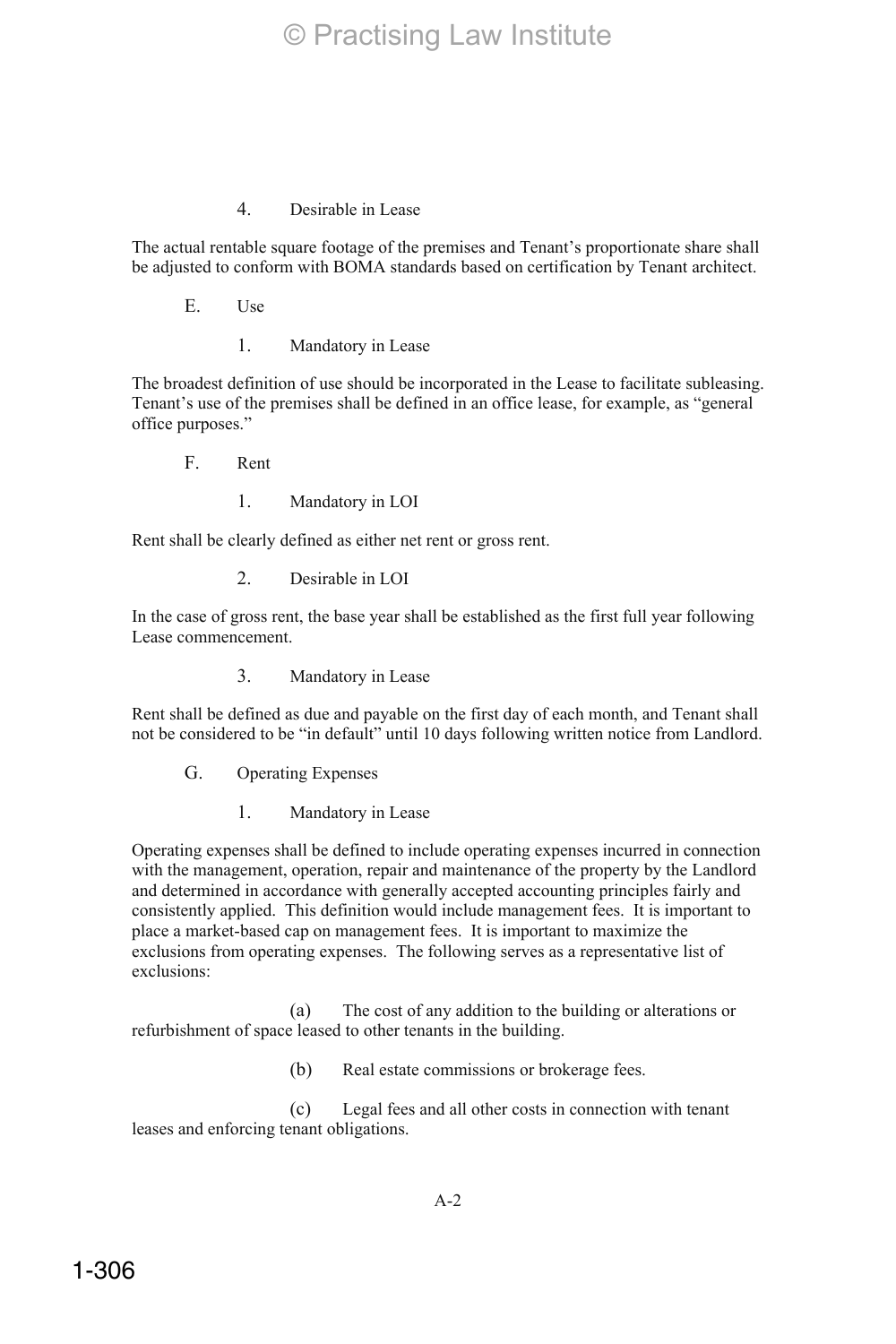4. Desirable in Lease

The actual rentable square footage of the premises and Tenant's proportionate share shall be adjusted to conform with BOMA standards based on certification by Tenant architect.

E. Use

1. Mandatory in Lease

The broadest definition of use should be incorporated in the Lease to facilitate subleasing. Tenant's use of the premises shall be defined in an office lease, for example, as "general office purposes."

F. Rent

1. Mandatory in LOI

Rent shall be clearly defined as either net rent or gross rent.

2. Desirable in LOI

In the case of gross rent, the base year shall be established as the first full year following Lease commencement.

3. Mandatory in Lease

Rent shall be defined as due and payable on the first day of each month, and Tenant shall not be considered to be "in default" until 10 days following written notice from Landlord.

G. Operating Expenses

1. Mandatory in Lease

Operating expenses shall be defined to include operating expenses incurred in connection with the management, operation, repair and maintenance of the property by the Landlord and determined in accordance with generally accepted accounting principles fairly and consistently applied. This definition would include management fees. It is important to place a market-based cap on management fees. It is important to maximize the exclusions from operating expenses. The following serves as a representative list of exclusions:

(a) The cost of any addition to the building or alterations or refurbishment of space leased to other tenants in the building.

(b) Real estate commissions or brokerage fees.

(c) Legal fees and all other costs in connection with tenant leases and enforcing tenant obligations.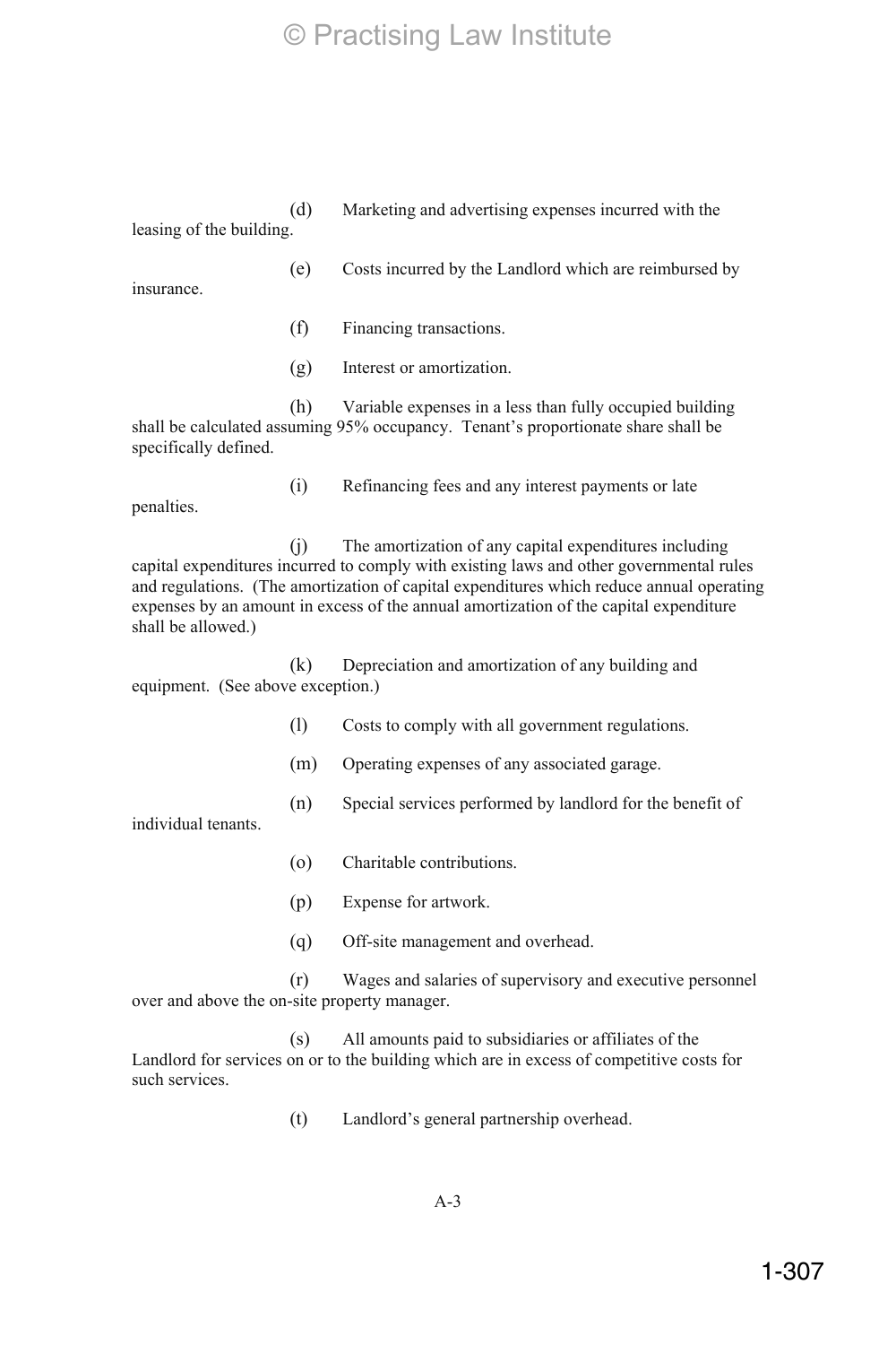(d) Marketing and advertising expenses incurred with the leasing of the building.

(e) Costs incurred by the Landlord which are reimbursed by insurance.

(f) Financing transactions.

(g) Interest or amortization.

(h) Variable expenses in a less than fully occupied building shall be calculated assuming 95% occupancy. Tenant's proportionate share shall be specifically defined.

(i) Refinancing fees and any interest payments or late penalties.

(j) The amortization of any capital expenditures including capital expenditures incurred to comply with existing laws and other governmental rules and regulations. (The amortization of capital expenditures which reduce annual operating expenses by an amount in excess of the annual amortization of the capital expenditure shall be allowed.)

(k) Depreciation and amortization of any building and equipment. (See above exception.)

(l) Costs to comply with all government regulations.

(m) Operating expenses of any associated garage.

(n) Special services performed by landlord for the benefit of individual tenants.

(o) Charitable contributions.

(p) Expense for artwork.

(q) Off-site management and overhead.

(r) Wages and salaries of supervisory and executive personnel over and above the on-site property manager.

(s) All amounts paid to subsidiaries or affiliates of the Landlord for services on or to the building which are in excess of competitive costs for such services.

(t) Landlord's general partnership overhead.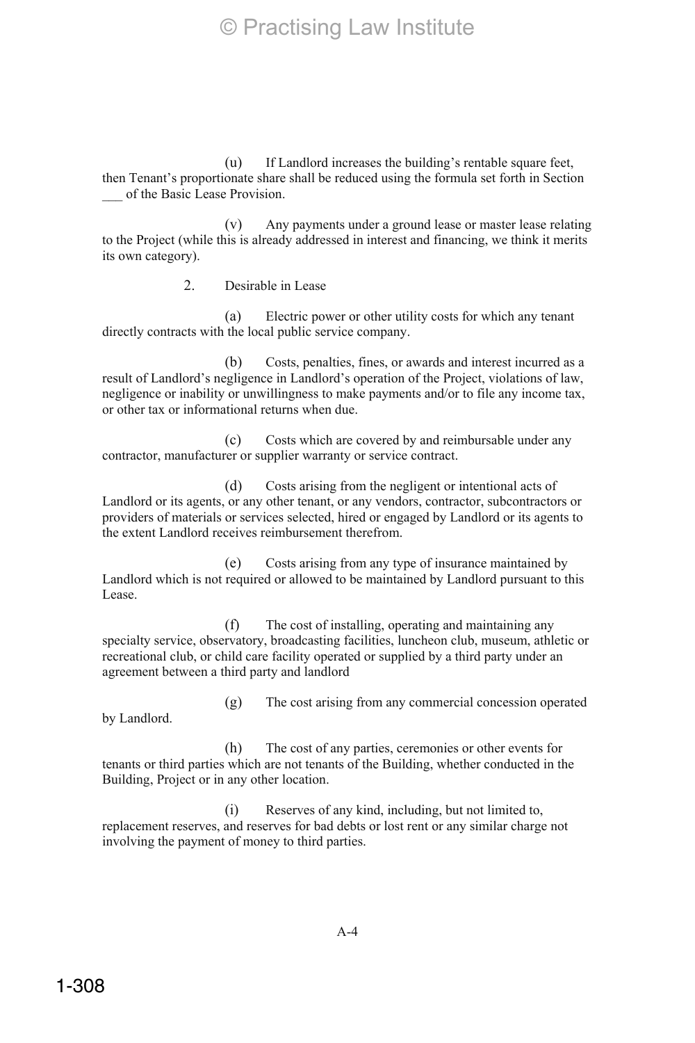(u) If Landlord increases the building's rentable square feet, then Tenant's proportionate share shall be reduced using the formula set forth in Section ___ of the Basic Lease Provision.

(v) Any payments under a ground lease or master lease relating to the Project (while this is already addressed in interest and financing, we think it merits its own category).

2. Desirable in Lease

(a) Electric power or other utility costs for which any tenant directly contracts with the local public service company.

(b) Costs, penalties, fines, or awards and interest incurred as a result of Landlord's negligence in Landlord's operation of the Project, violations of law, negligence or inability or unwillingness to make payments and/or to file any income tax, or other tax or informational returns when due.

(c) Costs which are covered by and reimbursable under any contractor, manufacturer or supplier warranty or service contract.

(d) Costs arising from the negligent or intentional acts of Landlord or its agents, or any other tenant, or any vendors, contractor, subcontractors or providers of materials or services selected, hired or engaged by Landlord or its agents to the extent Landlord receives reimbursement therefrom.

(e) Costs arising from any type of insurance maintained by Landlord which is not required or allowed to be maintained by Landlord pursuant to this Lease.

(f) The cost of installing, operating and maintaining any specialty service, observatory, broadcasting facilities, luncheon club, museum, athletic or recreational club, or child care facility operated or supplied by a third party under an agreement between a third party and landlord

(g) The cost arising from any commercial concession operated by Landlord.

(h) The cost of any parties, ceremonies or other events for tenants or third parties which are not tenants of the Building, whether conducted in the Building, Project or in any other location.

(i) Reserves of any kind, including, but not limited to, replacement reserves, and reserves for bad debts or lost rent or any similar charge not involving the payment of money to third parties.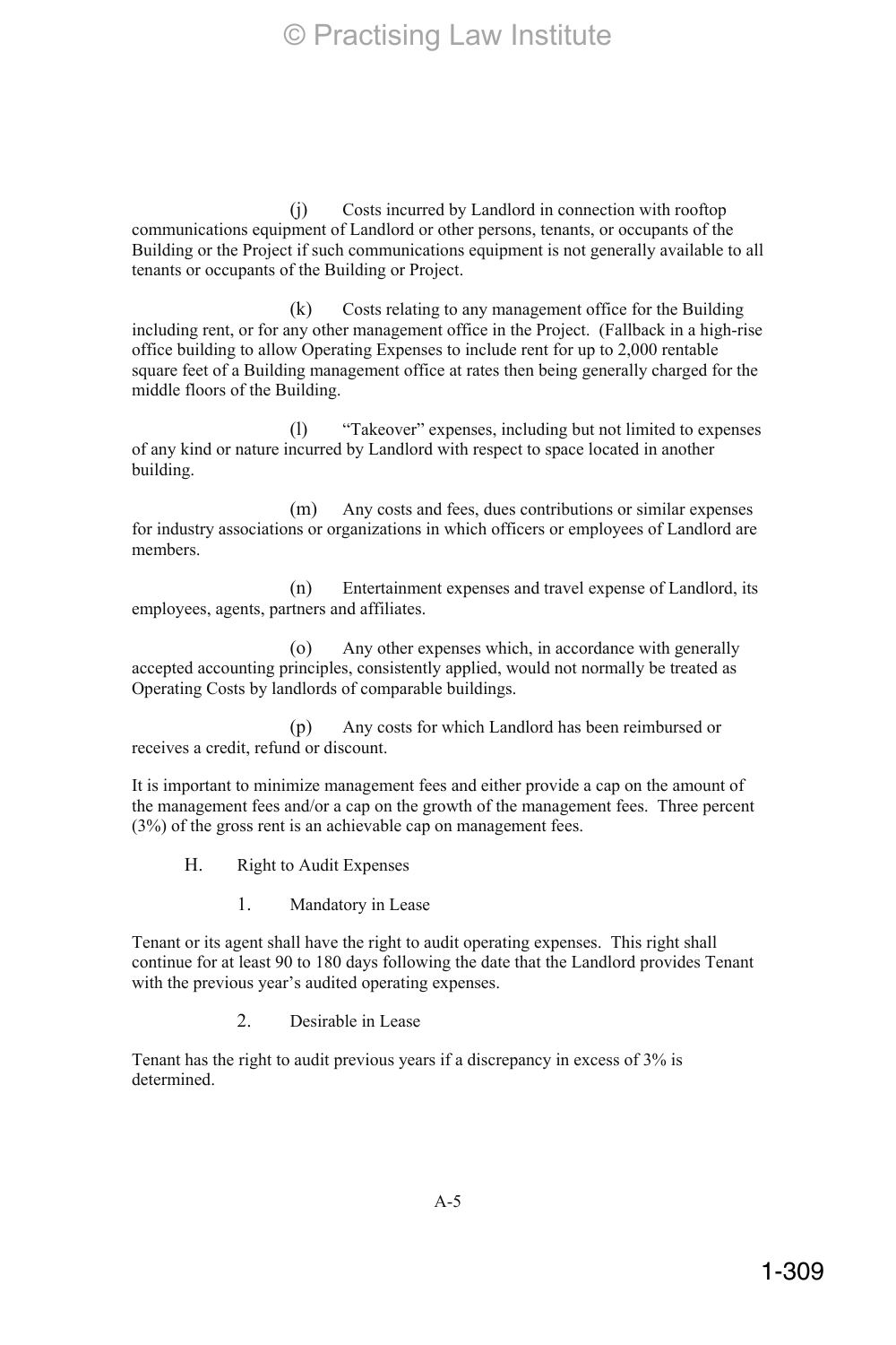(j) Costs incurred by Landlord in connection with rooftop communications equipment of Landlord or other persons, tenants, or occupants of the Building or the Project if such communications equipment is not generally available to all tenants or occupants of the Building or Project.

(k) Costs relating to any management office for the Building including rent, or for any other management office in the Project. (Fallback in a high-rise office building to allow Operating Expenses to include rent for up to 2,000 rentable square feet of a Building management office at rates then being generally charged for the middle floors of the Building.

(l) "Takeover" expenses, including but not limited to expenses of any kind or nature incurred by Landlord with respect to space located in another building.

(m) Any costs and fees, dues contributions or similar expenses for industry associations or organizations in which officers or employees of Landlord are members.

(n) Entertainment expenses and travel expense of Landlord, its employees, agents, partners and affiliates.

(o) Any other expenses which, in accordance with generally accepted accounting principles, consistently applied, would not normally be treated as Operating Costs by landlords of comparable buildings.

(p) Any costs for which Landlord has been reimbursed or receives a credit, refund or discount.

It is important to minimize management fees and either provide a cap on the amount of the management fees and/or a cap on the growth of the management fees. Three percent (3%) of the gross rent is an achievable cap on management fees.

H. Right to Audit Expenses

1. Mandatory in Lease

Tenant or its agent shall have the right to audit operating expenses. This right shall continue for at least 90 to 180 days following the date that the Landlord provides Tenant with the previous year's audited operating expenses.

2. Desirable in Lease

Tenant has the right to audit previous years if a discrepancy in excess of 3% is determined.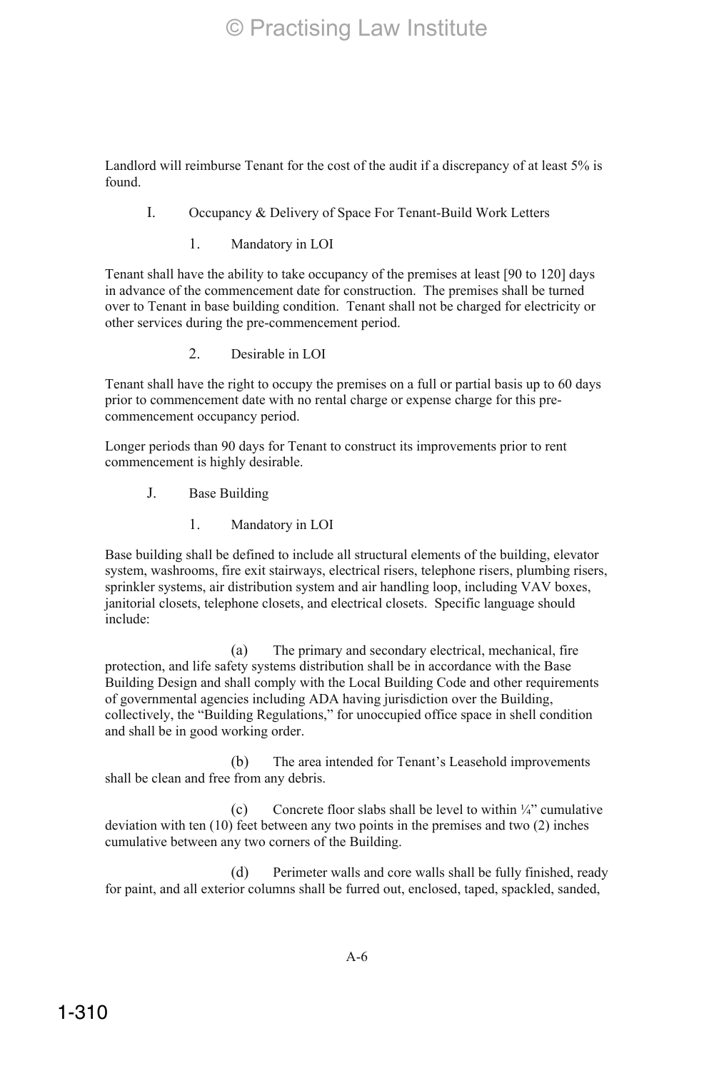Landlord will reimburse Tenant for the cost of the audit if a discrepancy of at least 5% is found.

### I. Occupancy & Delivery of Space For Tenant-Build Work Letters

#### 1. Mandatory in LOI

Tenant shall have the ability to take occupancy of the premises at least [90 to 120] days in advance of the commencement date for construction. The premises shall be turned over to Tenant in base building condition. Tenant shall not be charged for electricity or other services during the pre-commencement period.

#### 2. Desirable in LOI

Tenant shall have the right to occupy the premises on a full or partial basis up to 60 days prior to commencement date with no rental charge or expense charge for this pre-commencement occupancy period.

Longer periods than 90 days for Tenant to construct its improvements prior to rent commencement is highly desirable.

### J. Base Building

#### 1. Mandatory in LOI

Base building shall be defined to include all structural elements of the building, elevator system, washrooms, fire exit stairways, electrical risers, telephone risers, plumbing risers, sprinkler systems, air distribution system and air handling loop, including VAV boxes, janitorial closets, telephone closets, and electrical closets. Specific language should include:

(a) The primary and secondary electrical, mechanical, fire protection, and life safety systems distribution shall be in accordance with the Base Building Design and shall comply with the Local Building Code and other requirements of governmental agencies including ADA having jurisdiction over the Building, collectively, the "Building Regulations," for unoccupied office space in shell condition and shall be in good working order.

(b) The area intended for Tenant's Leasehold improvements shall be clean and free from any debris.

(c) Concrete floor slabs shall be level to within ¼" cumulative deviation with ten (10) feet between any two points in the premises and two (2) inches cumulative between any two corners of the Building.

(d) Perimeter walls and core walls shall be fully finished, ready for paint, and all exterior columns shall be furred out, enclosed, taped, spackled, sanded,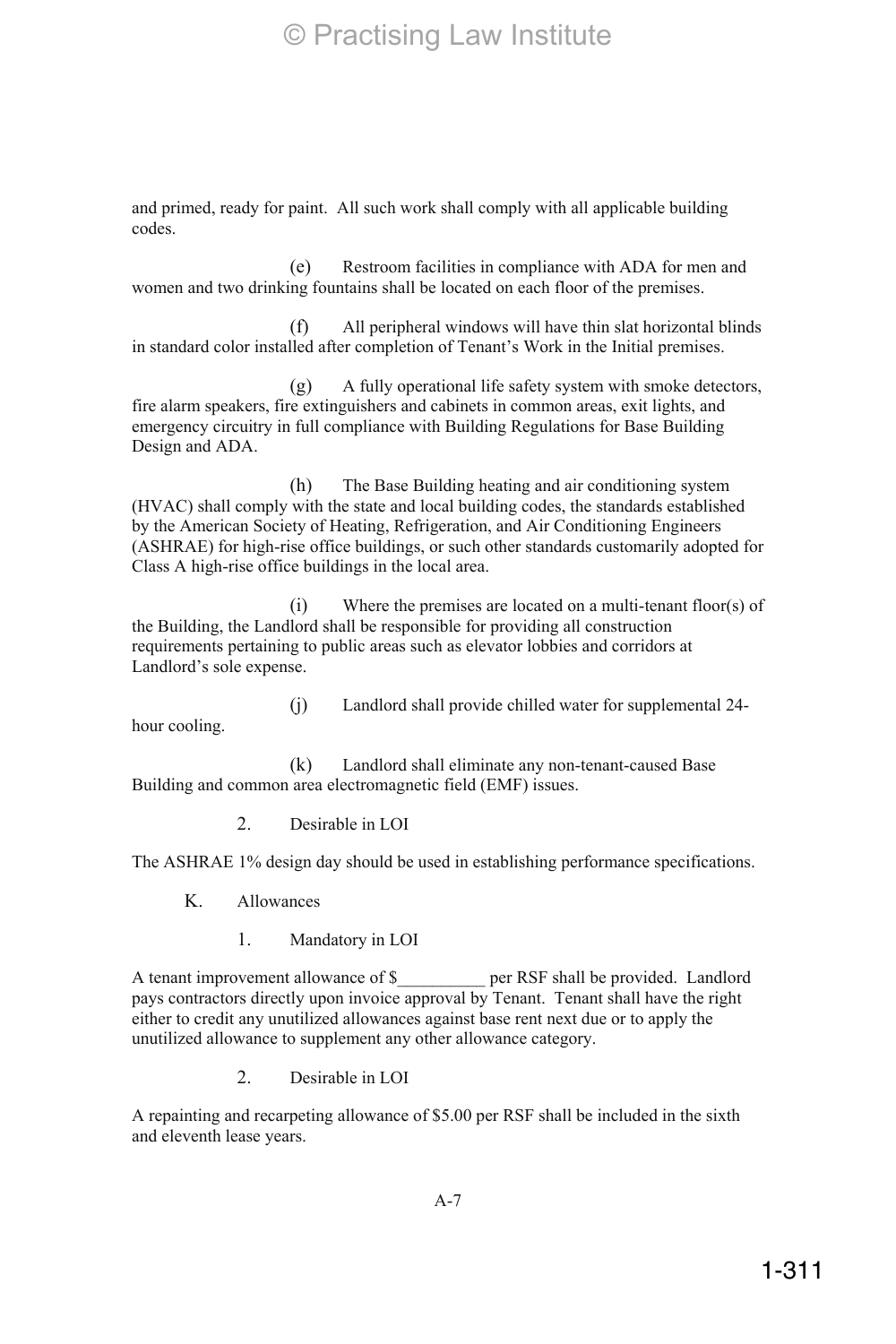and primed, ready for paint. All such work shall comply with all applicable building codes.

(e) Restroom facilities in compliance with ADA for men and women and two drinking fountains shall be located on each floor of the premises.

(f) All peripheral windows will have thin slat horizontal blinds in standard color installed after completion of Tenant's Work in the Initial premises.

(g) A fully operational life safety system with smoke detectors, fire alarm speakers, fire extinguishers and cabinets in common areas, exit lights, and emergency circuitry in full compliance with Building Regulations for Base Building Design and ADA.

(h) The Base Building heating and air conditioning system (HVAC) shall comply with the state and local building codes, the standards established by the American Society of Heating, Refrigeration, and Air Conditioning Engineers (ASHRAE) for high-rise office buildings, or such other standards customarily adopted for Class A high-rise office buildings in the local area.

(i) Where the premises are located on a multi-tenant floor(s) of the Building, the Landlord shall be responsible for providing all construction requirements pertaining to public areas such as elevator lobbies and corridors at Landlord's sole expense.

(j) Landlord shall provide chilled water for supplemental 24-hour cooling.

(k) Landlord shall eliminate any non-tenant-caused Base Building and common area electromagnetic field (EMF) issues.

2. Desirable in LOI

The ASHRAE 1% design day should be used in establishing performance specifications.

K. Allowances

1. Mandatory in LOI

A tenant improvement allowance of $__________ per RSF shall be provided. Landlord pays contractors directly upon invoice approval by Tenant. Tenant shall have the right either to credit any unutilized allowances against base rent next due or to apply the unutilized allowance to supplement any other allowance category.

2. Desirable in LOI

A repainting and recarpeting allowance of $5.00 per RSF shall be included in the sixth and eleventh lease years.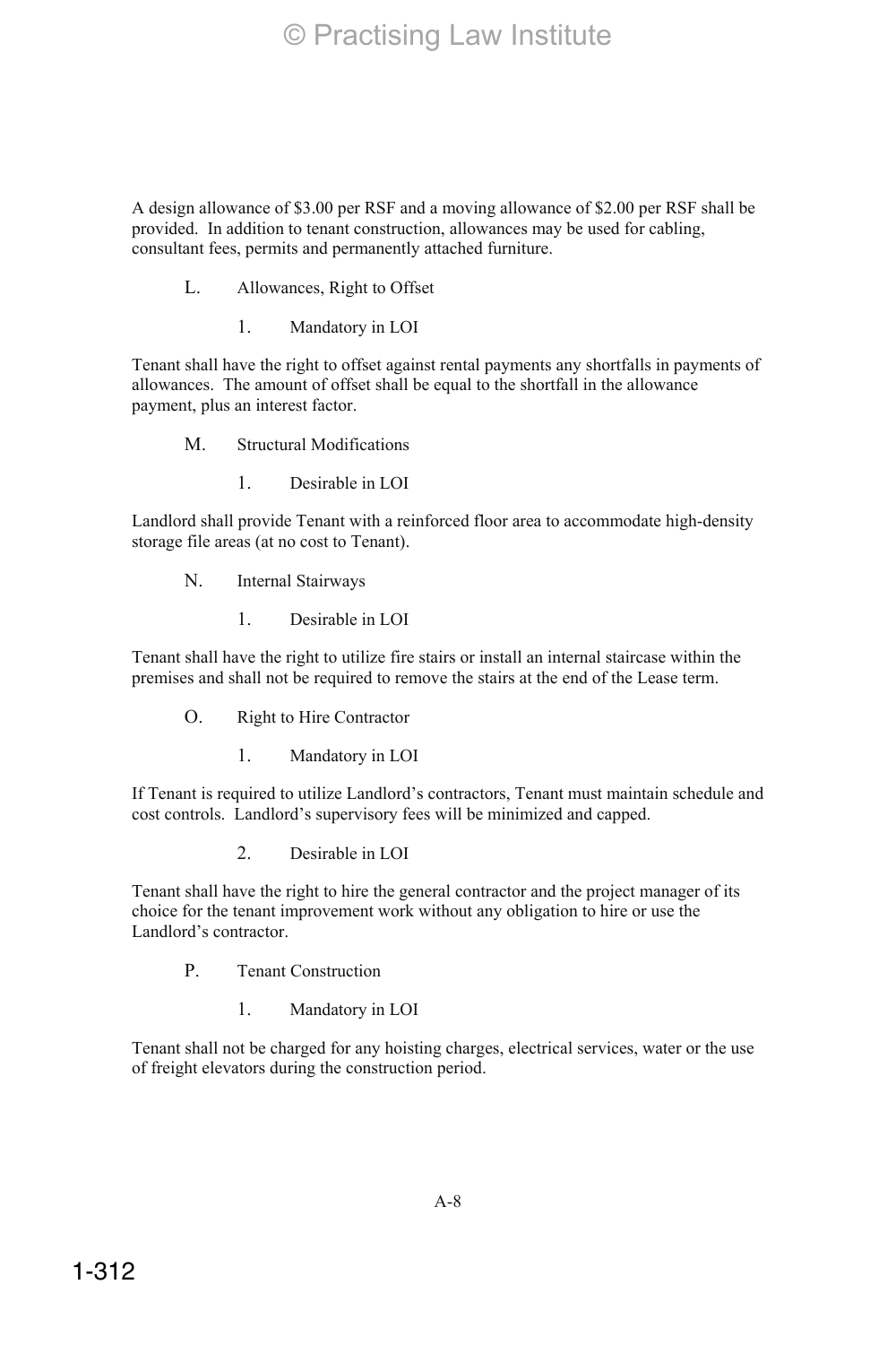A design allowance of $3.00 per RSF and a moving allowance of $2.00 per RSF shall be provided. In addition to tenant construction, allowances may be used for cabling, consultant fees, permits and permanently attached furniture.

L. Allowances, Right to Offset

1. Mandatory in LOI

Tenant shall have the right to offset against rental payments any shortfalls in payments of allowances. The amount of offset shall be equal to the shortfall in the allowance payment, plus an interest factor.

M. Structural Modifications

1. Desirable in LOI

Landlord shall provide Tenant with a reinforced floor area to accommodate high-density storage file areas (at no cost to Tenant).

N. Internal Stairways

1. Desirable in LOI

Tenant shall have the right to utilize fire stairs or install an internal staircase within the premises and shall not be required to remove the stairs at the end of the Lease term.

O. Right to Hire Contractor

1. Mandatory in LOI

If Tenant is required to utilize Landlord's contractors, Tenant must maintain schedule and cost controls. Landlord's supervisory fees will be minimized and capped.

2. Desirable in LOI

Tenant shall have the right to hire the general contractor and the project manager of its choice for the tenant improvement work without any obligation to hire or use the Landlord's contractor.

P. Tenant Construction

1. Mandatory in LOI

Tenant shall not be charged for any hoisting charges, electrical services, water or the use of freight elevators during the construction period.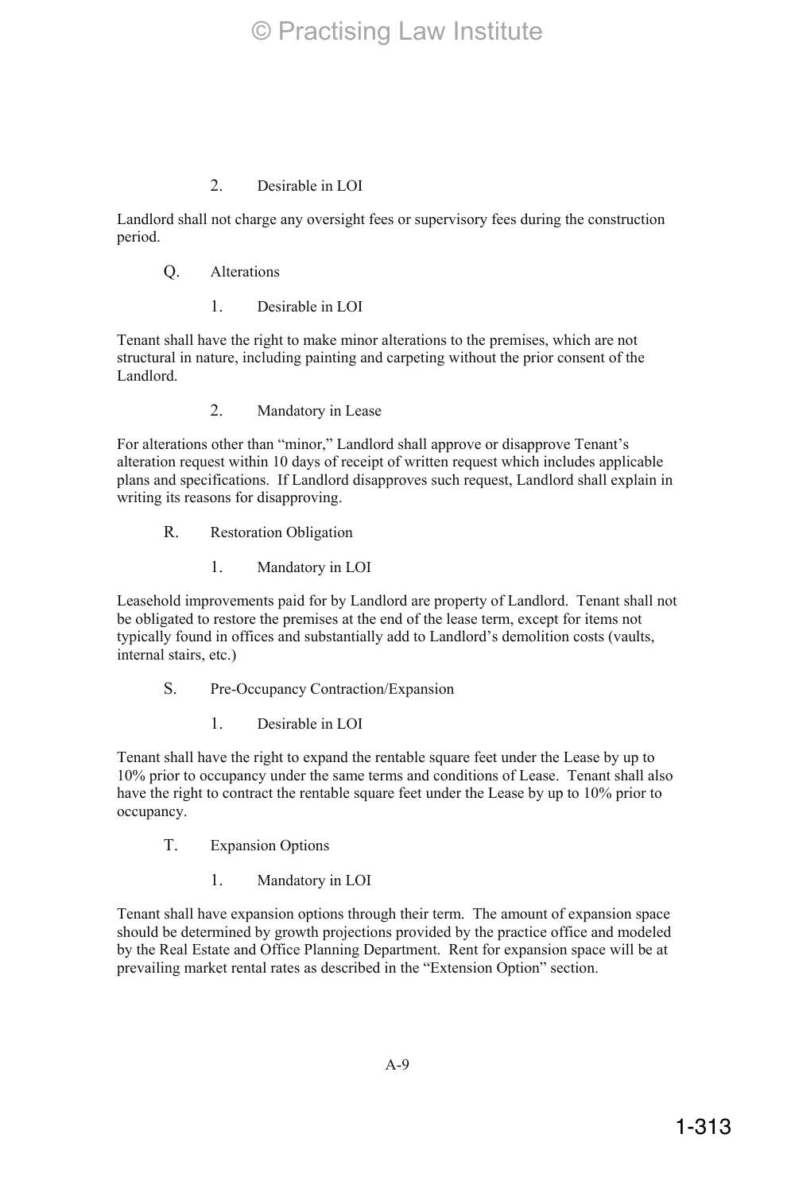2. Desirable in LOI

Landlord shall not charge any oversight fees or supervisory fees during the construction period.

Q. Alterations

1. Desirable in LOI

Tenant shall have the right to make minor alterations to the premises, which are not structural in nature, including painting and carpeting without the prior consent of the Landlord.

2. Mandatory in Lease

For alterations other than "minor," Landlord shall approve or disapprove Tenant's alteration request within 10 days of receipt of written request which includes applicable plans and specifications. If Landlord disapproves such request, Landlord shall explain in writing its reasons for disapproving.

R. Restoration Obligation

1. Mandatory in LOI

Leasehold improvements paid for by Landlord are property of Landlord. Tenant shall not be obligated to restore the premises at the end of the lease term, except for items not typically found in offices and substantially add to Landlord's demolition costs (vaults, internal stairs, etc.)

S. Pre-Occupancy Contraction/Expansion

1. Desirable in LOI

Tenant shall have the right to expand the rentable square feet under the Lease by up to 10% prior to occupancy under the same terms and conditions of Lease. Tenant shall also have the right to contract the rentable square feet under the Lease by up to 10% prior to occupancy.

T. Expansion Options

1. Mandatory in LOI

Tenant shall have expansion options through their term. The amount of expansion space should be determined by growth projections provided by the practice office and modeled by the Real Estate and Office Planning Department. Rent for expansion space will be at prevailing market rental rates as described in the "Extension Option" section.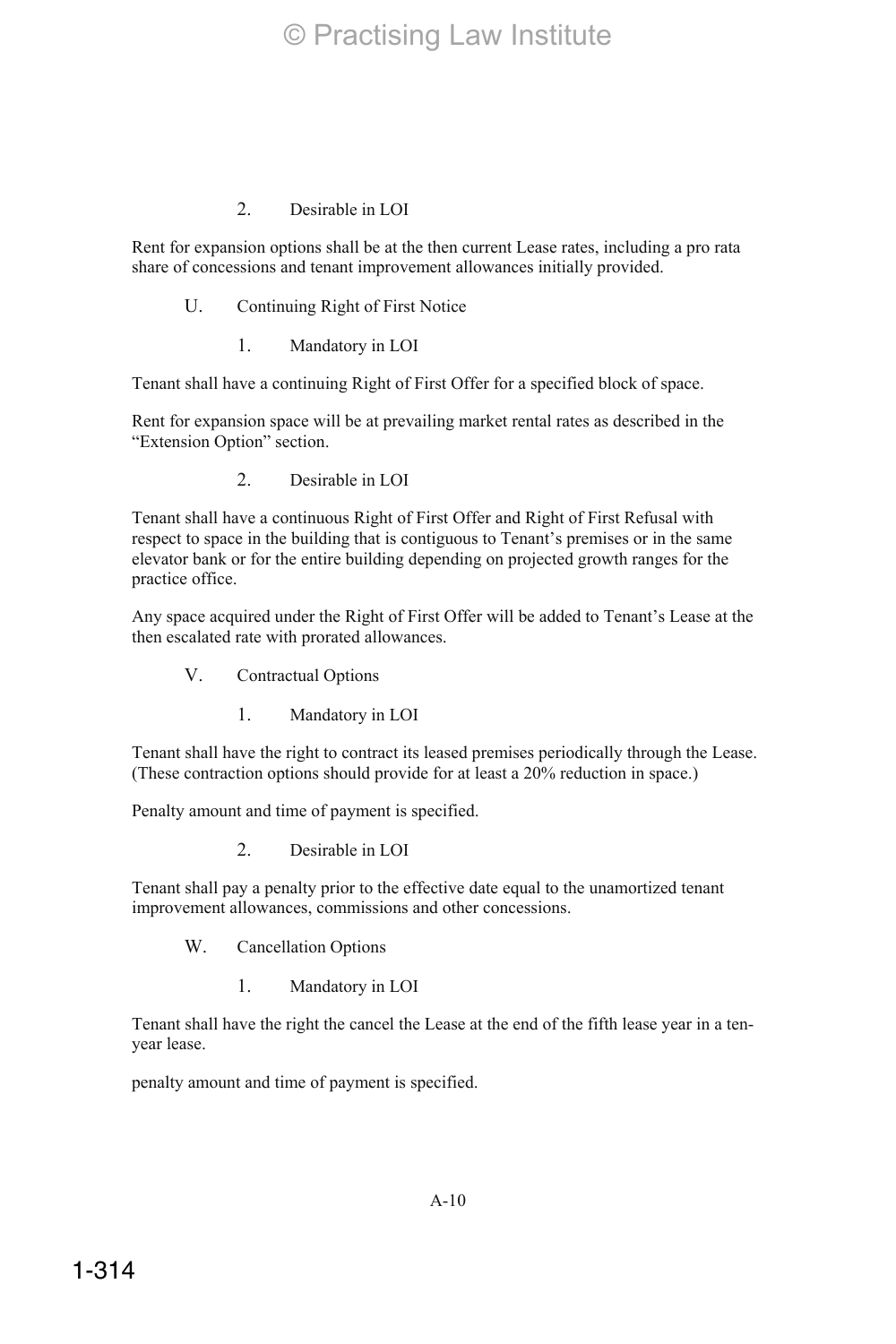2. Desirable in LOI

Rent for expansion options shall be at the then current Lease rates, including a pro rata share of concessions and tenant improvement allowances initially provided.

U. Continuing Right of First Notice

1. Mandatory in LOI

Tenant shall have a continuing Right of First Offer for a specified block of space.

Rent for expansion space will be at prevailing market rental rates as described in the "Extension Option" section.

2. Desirable in LOI

Tenant shall have a continuous Right of First Offer and Right of First Refusal with respect to space in the building that is contiguous to Tenant's premises or in the same elevator bank or for the entire building depending on projected growth ranges for the practice office.

Any space acquired under the Right of First Offer will be added to Tenant's Lease at the then escalated rate with prorated allowances.

V. Contractual Options

1. Mandatory in LOI

Tenant shall have the right to contract its leased premises periodically through the Lease. (These contraction options should provide for at least a 20% reduction in space.)

Penalty amount and time of payment is specified.

2. Desirable in LOI

Tenant shall pay a penalty prior to the effective date equal to the unamortized tenant improvement allowances, commissions and other concessions.

W. Cancellation Options

1. Mandatory in LOI

Tenant shall have the right the cancel the Lease at the end of the fifth lease year in a ten-year lease.

penalty amount and time of payment is specified.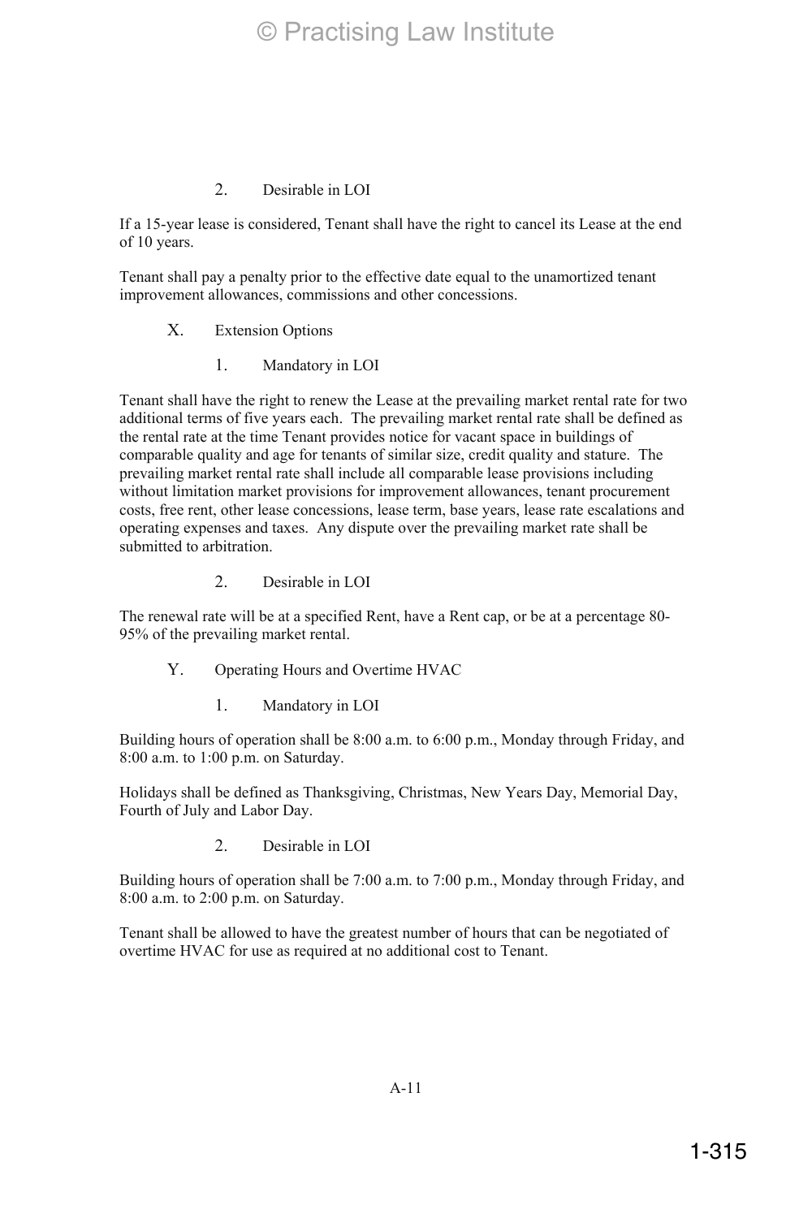2. Desirable in LOI

If a 15-year lease is considered, Tenant shall have the right to cancel its Lease at the end of 10 years.

Tenant shall pay a penalty prior to the effective date equal to the unamortized tenant improvement allowances, commissions and other concessions.

X. Extension Options

1. Mandatory in LOI

Tenant shall have the right to renew the Lease at the prevailing market rental rate for two additional terms of five years each. The prevailing market rental rate shall be defined as the rental rate at the time Tenant provides notice for vacant space in buildings of comparable quality and age for tenants of similar size, credit quality and stature. The prevailing market rental rate shall include all comparable lease provisions including without limitation market provisions for improvement allowances, tenant procurement costs, free rent, other lease concessions, lease term, base years, lease rate escalations and operating expenses and taxes. Any dispute over the prevailing market rate shall be submitted to arbitration.

2. Desirable in LOI

The renewal rate will be at a specified Rent, have a Rent cap, or be at a percentage 80-95% of the prevailing market rental.

Y. Operating Hours and Overtime HVAC

1. Mandatory in LOI

Building hours of operation shall be 8:00 a.m. to 6:00 p.m., Monday through Friday, and 8:00 a.m. to 1:00 p.m. on Saturday.

Holidays shall be defined as Thanksgiving, Christmas, New Years Day, Memorial Day, Fourth of July and Labor Day.

2. Desirable in LOI

Building hours of operation shall be 7:00 a.m. to 7:00 p.m., Monday through Friday, and 8:00 a.m. to 2:00 p.m. on Saturday.

Tenant shall be allowed to have the greatest number of hours that can be negotiated of overtime HVAC for use as required at no additional cost to Tenant.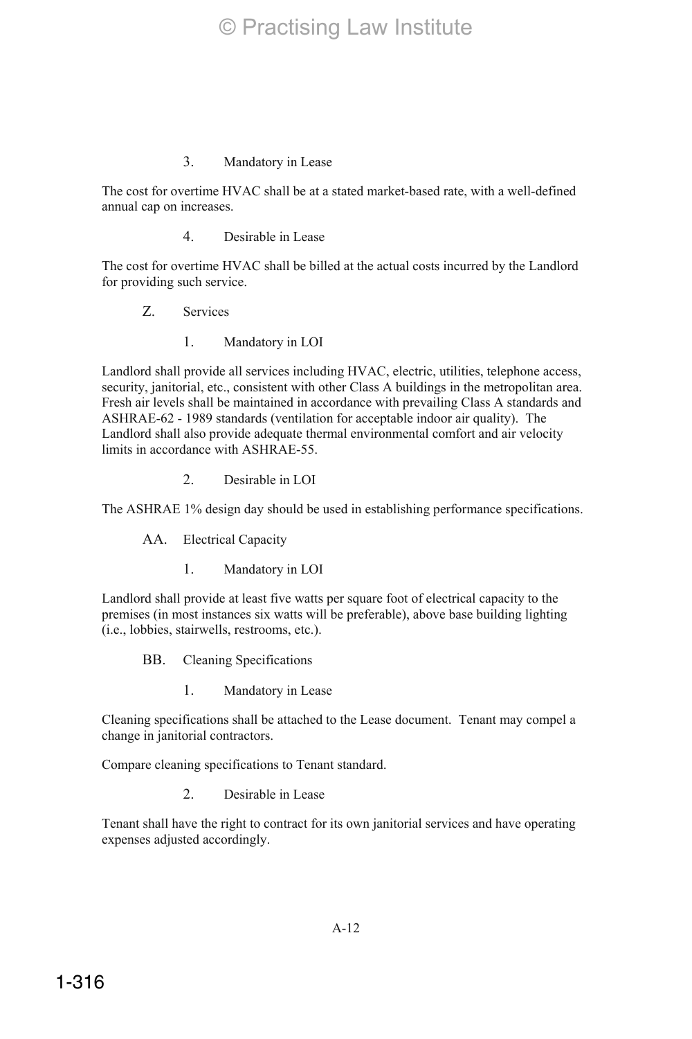3. Mandatory in Lease

The cost for overtime HVAC shall be at a stated market-based rate, with a well-defined annual cap on increases.

4. Desirable in Lease

The cost for overtime HVAC shall be billed at the actual costs incurred by the Landlord for providing such service.

Z. Services

1. Mandatory in LOI

Landlord shall provide all services including HVAC, electric, utilities, telephone access, security, janitorial, etc., consistent with other Class A buildings in the metropolitan area. Fresh air levels shall be maintained in accordance with prevailing Class A standards and ASHRAE-62 - 1989 standards (ventilation for acceptable indoor air quality). The Landlord shall also provide adequate thermal environmental comfort and air velocity limits in accordance with ASHRAE-55.

2. Desirable in LOI

The ASHRAE 1% design day should be used in establishing performance specifications.

AA. Electrical Capacity

1. Mandatory in LOI

Landlord shall provide at least five watts per square foot of electrical capacity to the premises (in most instances six watts will be preferable), above base building lighting (i.e., lobbies, stairwells, restrooms, etc.).

BB. Cleaning Specifications

1. Mandatory in Lease

Cleaning specifications shall be attached to the Lease document. Tenant may compel a change in janitorial contractors.

Compare cleaning specifications to Tenant standard.

2. Desirable in Lease

Tenant shall have the right to contract for its own janitorial services and have operating expenses adjusted accordingly.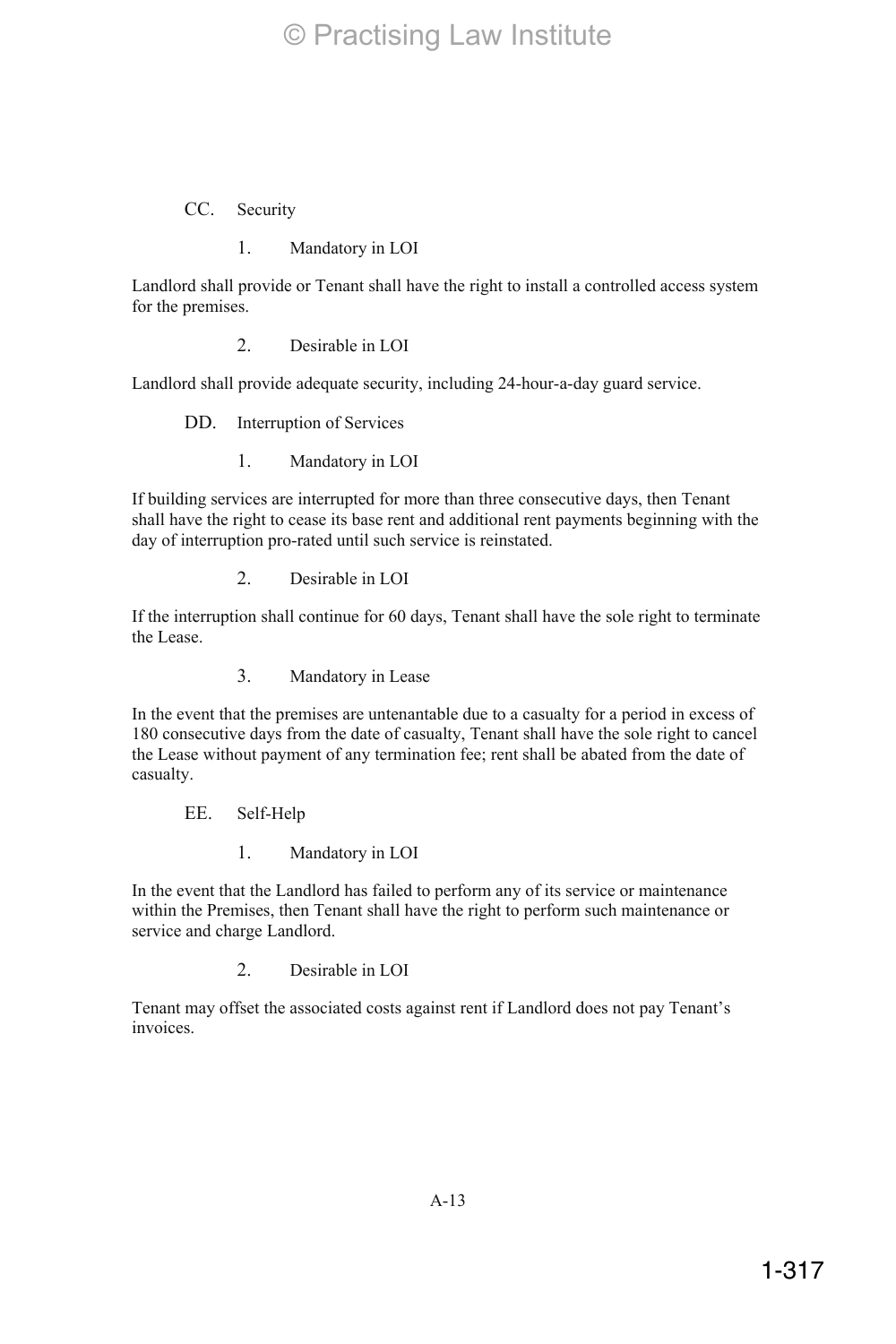CC. Security

1. Mandatory in LOI

Landlord shall provide or Tenant shall have the right to install a controlled access system for the premises.

2. Desirable in LOI

Landlord shall provide adequate security, including 24-hour-a-day guard service.

DD. Interruption of Services

1. Mandatory in LOI

If building services are interrupted for more than three consecutive days, then Tenant shall have the right to cease its base rent and additional rent payments beginning with the day of interruption pro-rated until such service is reinstated.

2. Desirable in LOI

If the interruption shall continue for 60 days, Tenant shall have the sole right to terminate the Lease.

3. Mandatory in Lease

In the event that the premises are untenantable due to a casualty for a period in excess of 180 consecutive days from the date of casualty, Tenant shall have the sole right to cancel the Lease without payment of any termination fee; rent shall be abated from the date of casualty.

EE. Self-Help

1. Mandatory in LOI

In the event that the Landlord has failed to perform any of its service or maintenance within the Premises, then Tenant shall have the right to perform such maintenance or service and charge Landlord.

2. Desirable in LOI

Tenant may offset the associated costs against rent if Landlord does not pay Tenant's invoices.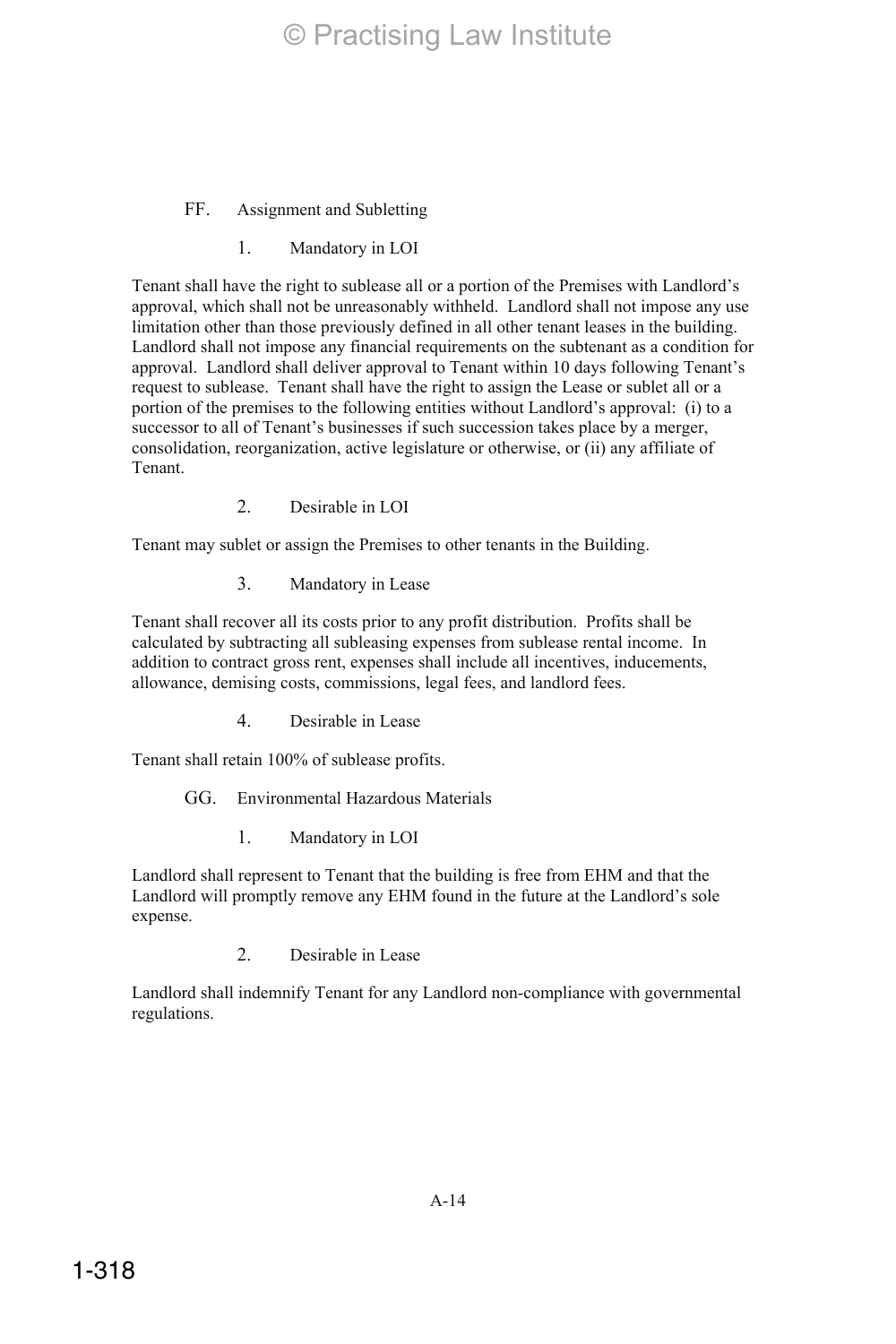### FF. Assignment and Subletting

#### 1. Mandatory in LOI

Tenant shall have the right to sublease all or a portion of the Premises with Landlord's approval, which shall not be unreasonably withheld. Landlord shall not impose any use limitation other than those previously defined in all other tenant leases in the building. Landlord shall not impose any financial requirements on the subtenant as a condition for approval. Landlord shall deliver approval to Tenant within 10 days following Tenant's request to sublease. Tenant shall have the right to assign the Lease or sublet all or a portion of the premises to the following entities without Landlord's approval: (i) to a successor to all of Tenant's businesses if such succession takes place by a merger, consolidation, reorganization, active legislature or otherwise, or (ii) any affiliate of Tenant.

#### 2. Desirable in LOI

Tenant may sublet or assign the Premises to other tenants in the Building.

#### 3. Mandatory in Lease

Tenant shall recover all its costs prior to any profit distribution. Profits shall be calculated by subtracting all subleasing expenses from sublease rental income. In addition to contract gross rent, expenses shall include all incentives, inducements, allowance, demising costs, commissions, legal fees, and landlord fees.

#### 4. Desirable in Lease

Tenant shall retain 100% of sublease profits.

### GG. Environmental Hazardous Materials

#### 1. Mandatory in LOI

Landlord shall represent to Tenant that the building is free from EHM and that the Landlord will promptly remove any EHM found in the future at the Landlord's sole expense.

#### 2. Desirable in Lease

Landlord shall indemnify Tenant for any Landlord non-compliance with governmental regulations.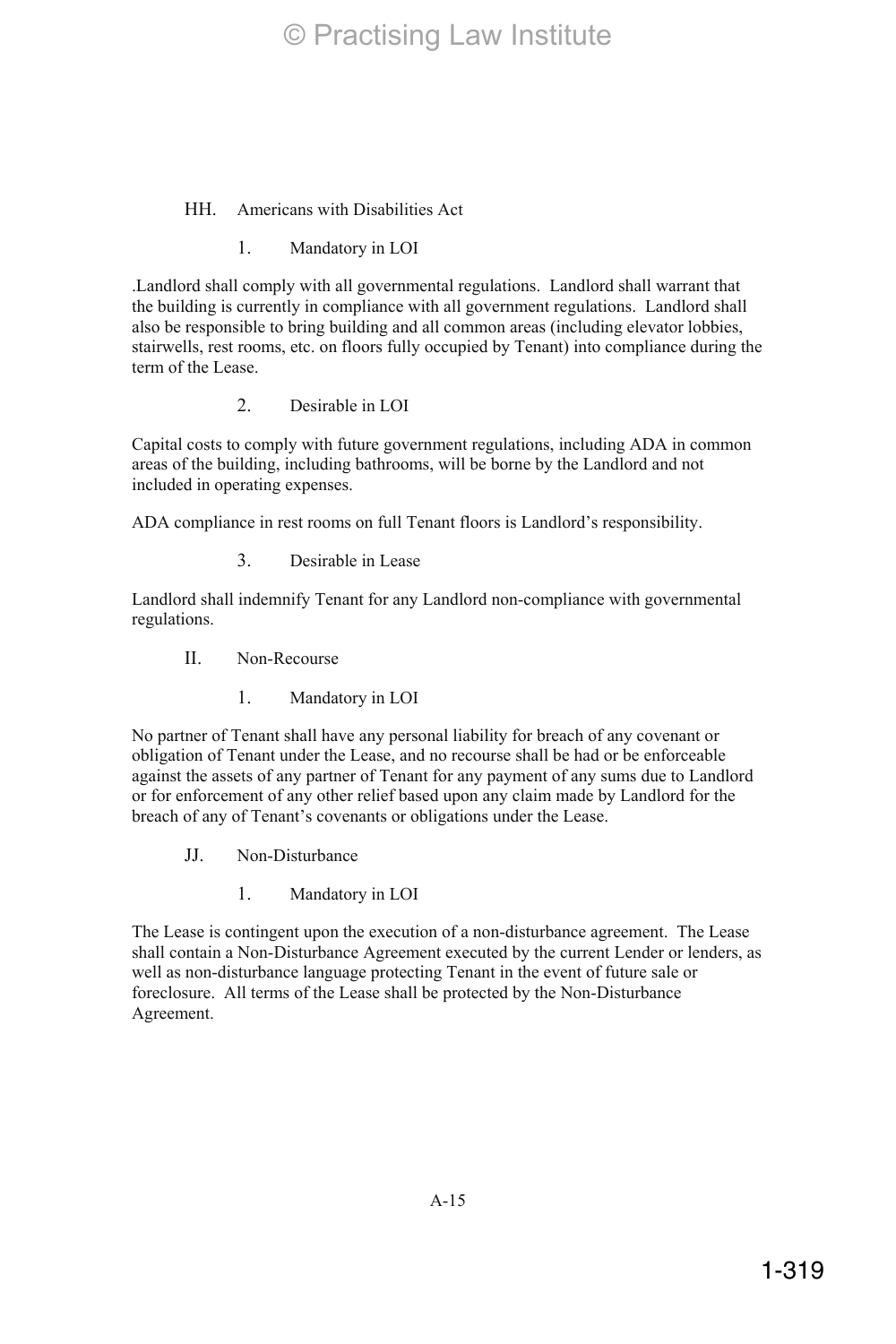HH. Americans with Disabilities Act

1. Mandatory in LOI

.Landlord shall comply with all governmental regulations. Landlord shall warrant that the building is currently in compliance with all government regulations. Landlord shall also be responsible to bring building and all common areas (including elevator lobbies, stairwells, rest rooms, etc. on floors fully occupied by Tenant) into compliance during the term of the Lease.

2. Desirable in LOI

Capital costs to comply with future government regulations, including ADA in common areas of the building, including bathrooms, will be borne by the Landlord and not included in operating expenses.

ADA compliance in rest rooms on full Tenant floors is Landlord's responsibility.

3. Desirable in Lease

Landlord shall indemnify Tenant for any Landlord non-compliance with governmental regulations.

II. Non-Recourse

1. Mandatory in LOI

No partner of Tenant shall have any personal liability for breach of any covenant or obligation of Tenant under the Lease, and no recourse shall be had or be enforceable against the assets of any partner of Tenant for any payment of any sums due to Landlord or for enforcement of any other relief based upon any claim made by Landlord for the breach of any of Tenant's covenants or obligations under the Lease.

JJ. Non-Disturbance

1. Mandatory in LOI

The Lease is contingent upon the execution of a non-disturbance agreement. The Lease shall contain a Non-Disturbance Agreement executed by the current Lender or lenders, as well as non-disturbance language protecting Tenant in the event of future sale or foreclosure. All terms of the Lease shall be protected by the Non-Disturbance Agreement.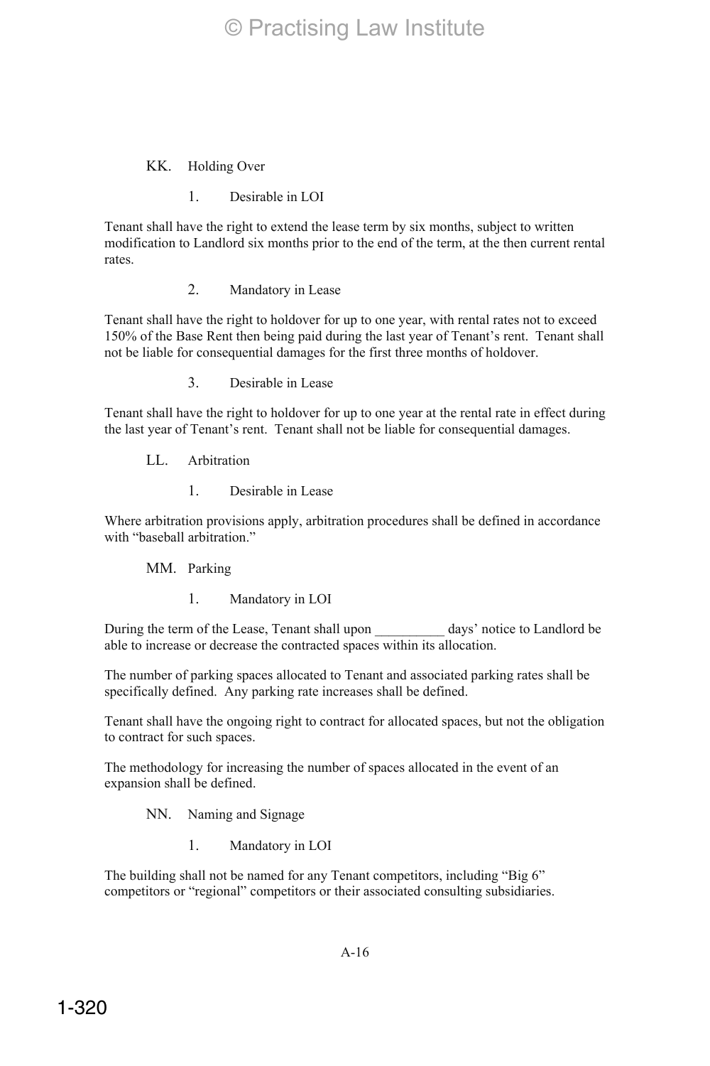KK. Holding Over

1. Desirable in LOI

Tenant shall have the right to extend the lease term by six months, subject to written modification to Landlord six months prior to the end of the term, at the then current rental rates.

2. Mandatory in Lease

Tenant shall have the right to holdover for up to one year, with rental rates not to exceed 150% of the Base Rent then being paid during the last year of Tenant's rent. Tenant shall not be liable for consequential damages for the first three months of holdover.

3. Desirable in Lease

Tenant shall have the right to holdover for up to one year at the rental rate in effect during the last year of Tenant's rent. Tenant shall not be liable for consequential damages.

LL. Arbitration

1. Desirable in Lease

Where arbitration provisions apply, arbitration procedures shall be defined in accordance with "baseball arbitration."

MM. Parking

1. Mandatory in LOI

During the term of the Lease, Tenant shall upon __________ days' notice to Landlord be able to increase or decrease the contracted spaces within its allocation.

The number of parking spaces allocated to Tenant and associated parking rates shall be specifically defined. Any parking rate increases shall be defined.

Tenant shall have the ongoing right to contract for allocated spaces, but not the obligation to contract for such spaces.

The methodology for increasing the number of spaces allocated in the event of an expansion shall be defined.

NN. Naming and Signage

1. Mandatory in LOI

The building shall not be named for any Tenant competitors, including "Big 6" competitors or "regional" competitors or their associated consulting subsidiaries.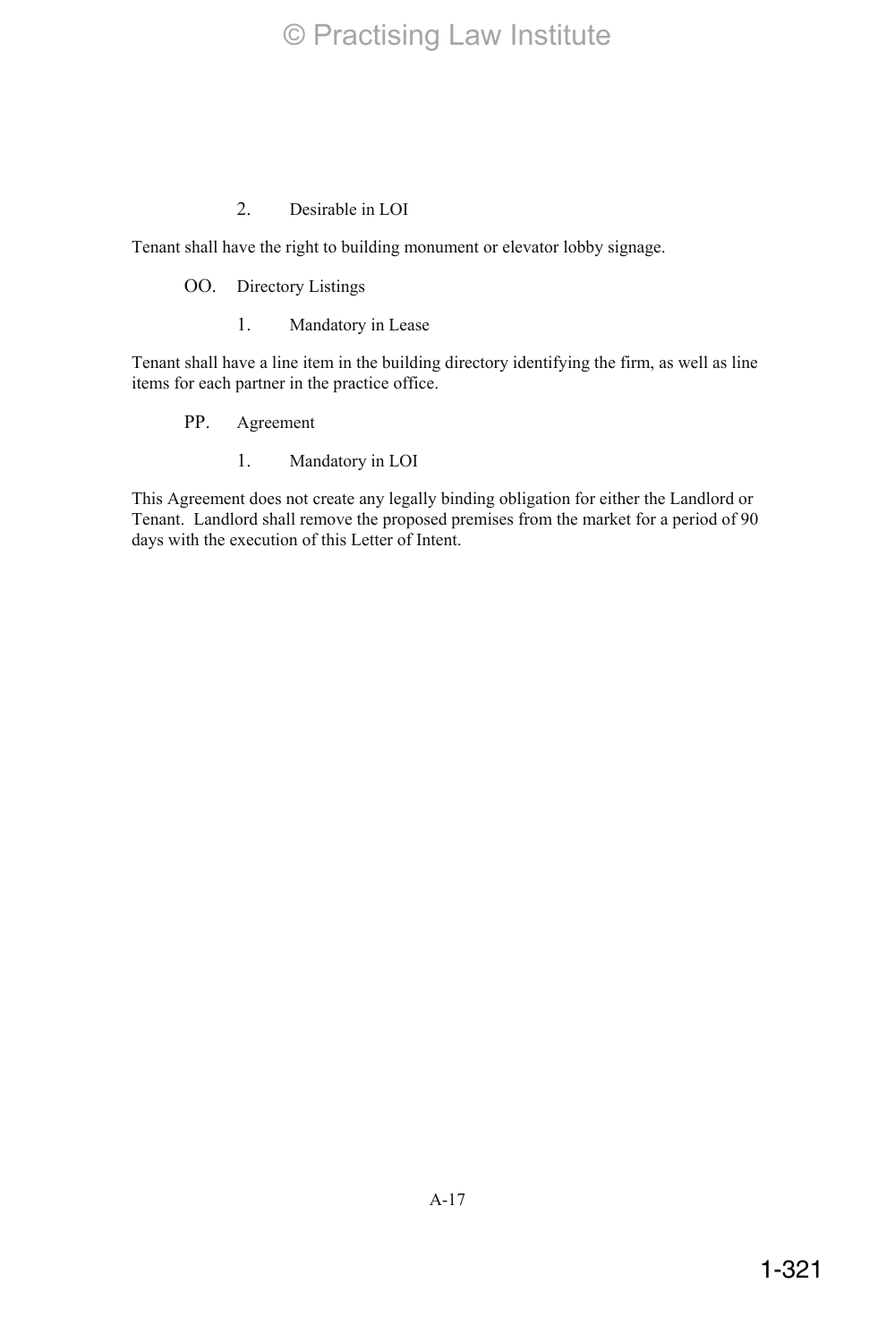2. Desirable in LOI

Tenant shall have the right to building monument or elevator lobby signage.

OO. Directory Listings

1. Mandatory in Lease

Tenant shall have a line item in the building directory identifying the firm, as well as line items for each partner in the practice office.

PP. Agreement

1. Mandatory in LOI

This Agreement does not create any legally binding obligation for either the Landlord or Tenant. Landlord shall remove the proposed premises from the market for a period of 90 days with the execution of this Letter of Intent.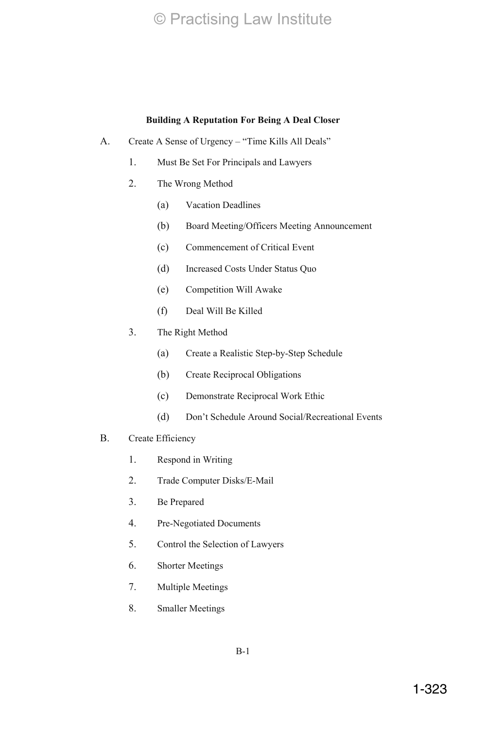**Building A Reputation For Being A Deal Closer**

A. Create A Sense of Urgency – "Time Kills All Deals"

   1. Must Be Set For Principals and Lawyers

   2. The Wrong Method

      (a) Vacation Deadlines

      (b) Board Meeting/Officers Meeting Announcement

      (c) Commencement of Critical Event

      (d) Increased Costs Under Status Quo

      (e) Competition Will Awake

      (f) Deal Will Be Killed

   3. The Right Method

      (a) Create a Realistic Step-by-Step Schedule

      (b) Create Reciprocal Obligations

      (c) Demonstrate Reciprocal Work Ethic

      (d) Don't Schedule Around Social/Recreational Events

B. Create Efficiency

   1. Respond in Writing

   2. Trade Computer Disks/E-Mail

   3. Be Prepared

   4. Pre-Negotiated Documents

   5. Control the Selection of Lawyers

   6. Shorter Meetings

   7. Multiple Meetings

   8. Smaller Meetings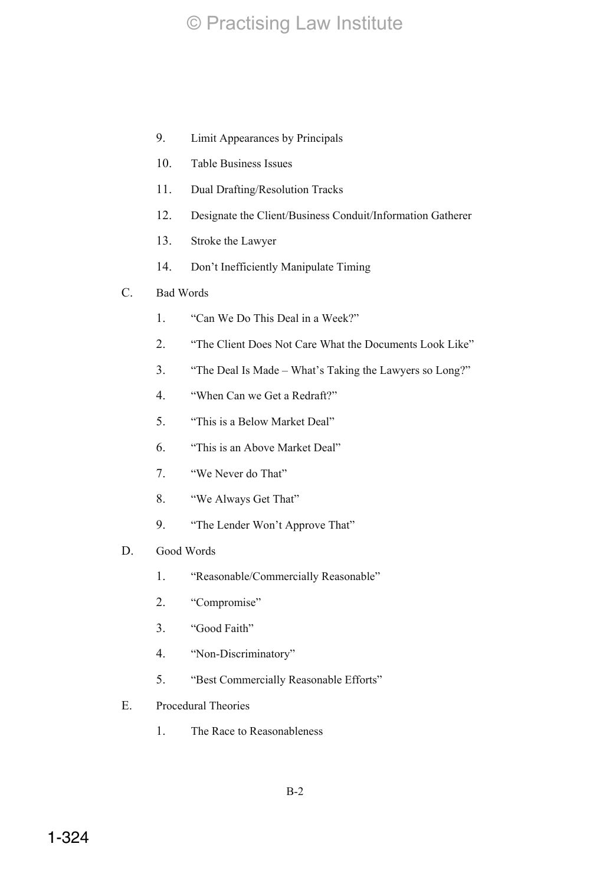9. Limit Appearances by Principals

10. Table Business Issues

11. Dual Drafting/Resolution Tracks

12. Designate the Client/Business Conduit/Information Gatherer

13. Stroke the Lawyer

14. Don't Inefficiently Manipulate Timing

C. Bad Words

1. "Can We Do This Deal in a Week?"

2. "The Client Does Not Care What the Documents Look Like"

3. "The Deal Is Made – What's Taking the Lawyers so Long?"

4. "When Can we Get a Redraft?"

5. "This is a Below Market Deal"

6. "This is an Above Market Deal"

7. "We Never do That"

8. "We Always Get That"

9. "The Lender Won't Approve That"

D. Good Words

1. "Reasonable/Commercially Reasonable"

2. "Compromise"

3. "Good Faith"

4. "Non-Discriminatory"

5. "Best Commercially Reasonable Efforts"

E. Procedural Theories

1. The Race to Reasonableness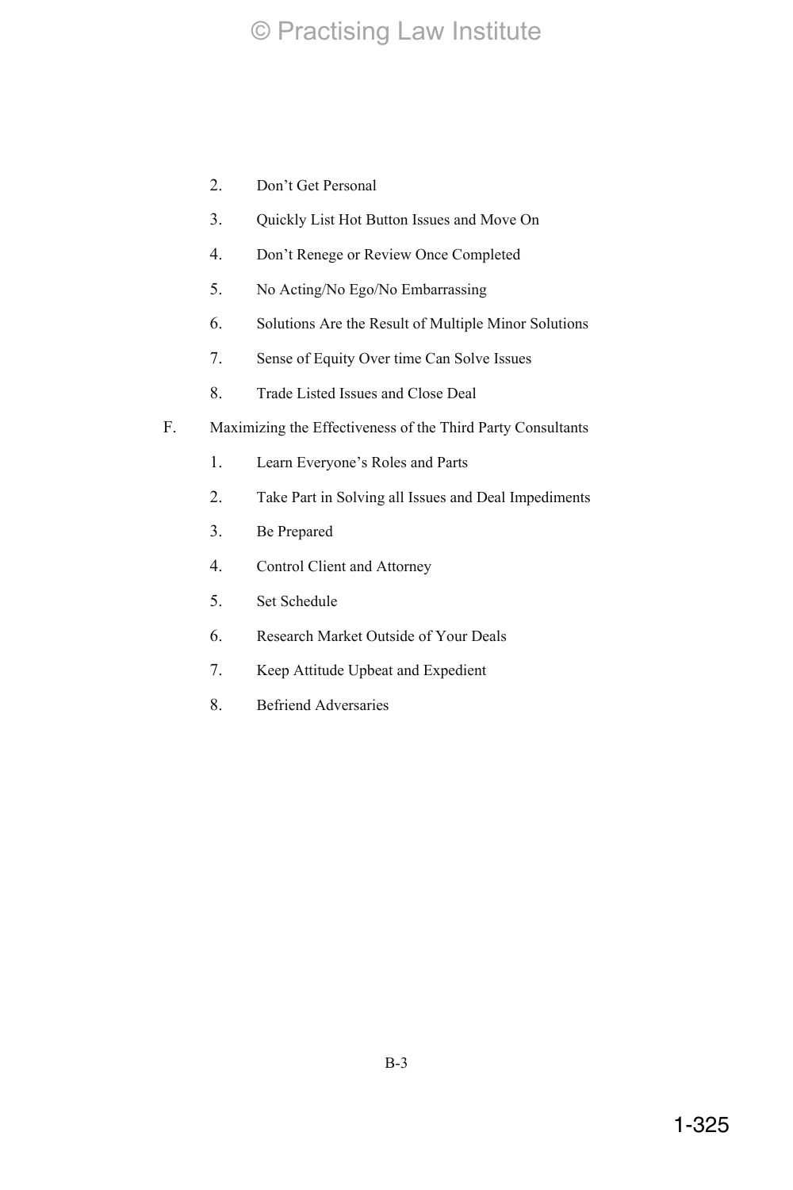2. Don't Get Personal
3. Quickly List Hot Button Issues and Move On
4. Don't Renege or Review Once Completed
5. No Acting/No Ego/No Embarrassing
6. Solutions Are the Result of Multiple Minor Solutions
7. Sense of Equity Over time Can Solve Issues
8. Trade Listed Issues and Close Deal

F. Maximizing the Effectiveness of the Third Party Consultants

1. Learn Everyone's Roles and Parts
2. Take Part in Solving all Issues and Deal Impediments
3. Be Prepared
4. Control Client and Attorney
5. Set Schedule
6. Research Market Outside of Your Deals
7. Keep Attitude Upbeat and Expedient
8. Befriend Adversaries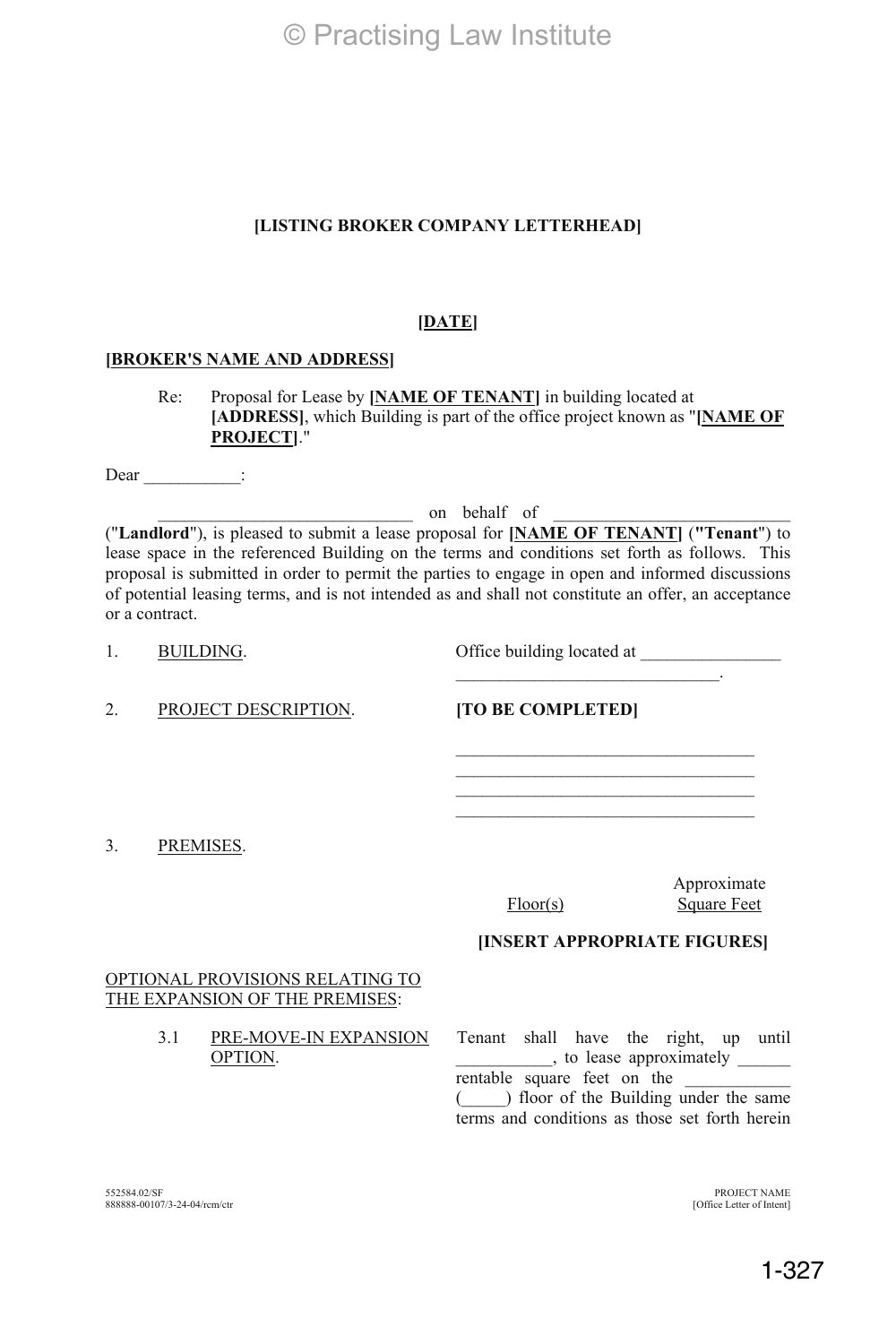**[LISTING BROKER COMPANY LETTERHEAD]**

**[DATE]**

**[BROKER'S NAME AND ADDRESS]**

Re: Proposal for Lease by **[NAME OF TENANT]** in building located at **[ADDRESS]**, which Building is part of the office project known as "**[NAME OF PROJECT]**."

Dear ___________:

______________________________ on behalf of ___________________________ ("**Landlord**"), is pleased to submit a lease proposal for **[NAME OF TENANT]** (**"Tenant"**) to lease space in the referenced Building on the terms and conditions set forth as follows. This proposal is submitted in order to permit the parties to engage in open and informed discussions of potential leasing terms, and is not intended as and shall not constitute an offer, an acceptance or a contract.

1. BUILDING. Office building located at ________________ ______________________________.

2. PROJECT DESCRIPTION. **[TO BE COMPLETED]**

___________________________________
___________________________________
___________________________________
___________________________________

3. PREMISES.

| Floor(s) | Approximate Square Feet |
|---|---|

**[INSERT APPROPRIATE FIGURES]**

OPTIONAL PROVISIONS RELATING TO THE EXPANSION OF THE PREMISES:

3.1 PRE-MOVE-IN EXPANSION OPTION. Tenant shall have the right, up until ___________, to lease approximately ______ rentable square feet on the ____________ (_____) floor of the Building under the same terms and conditions as those set forth herein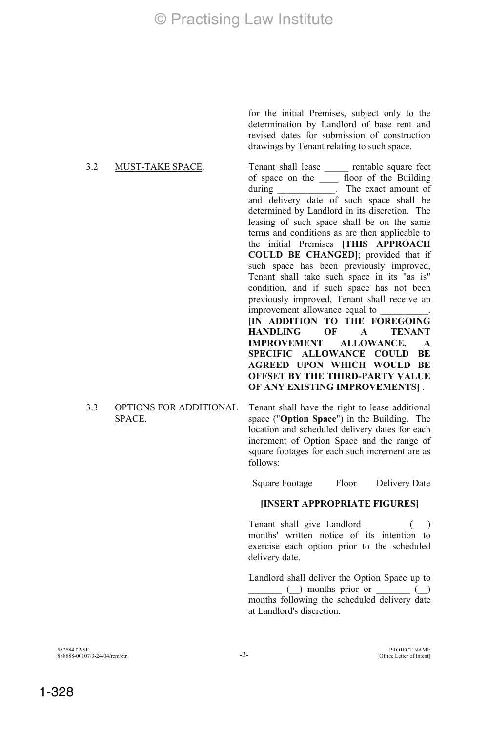for the initial Premises, subject only to the determination by Landlord of base rent and revised dates for submission of construction drawings by Tenant relating to such space.

3.2 MUST-TAKE SPACE. Tenant shall lease _____ rentable square feet of space on the ____ floor of the Building during ____________. The exact amount of and delivery date of such space shall be determined by Landlord in its discretion. The leasing of such space shall be on the same terms and conditions as are then applicable to the initial Premises **[THIS APPROACH COULD BE CHANGED]**; provided that if such space has been previously improved, Tenant shall take such space in its "as is" condition, and if such space has not been previously improved, Tenant shall receive an improvement allowance equal to __________. **[IN ADDITION TO THE FOREGOING HANDLING OF A TENANT IMPROVEMENT ALLOWANCE, A SPECIFIC ALLOWANCE COULD BE AGREED UPON WHICH WOULD BE OFFSET BY THE THIRD-PARTY VALUE OF ANY EXISTING IMPROVEMENTS]** .

3.3 OPTIONS FOR ADDITIONAL SPACE. Tenant shall have the right to lease additional space ("**Option Space**") in the Building. The location and scheduled delivery dates for each increment of Option Space and the range of square footages for each such increment are as follows:

| Square Footage | Floor | Delivery Date |
|---|---|---|

**[INSERT APPROPRIATE FIGURES]**

Tenant shall give Landlord ________ (___) months' written notice of its intention to exercise each option prior to the scheduled delivery date.

Landlord shall deliver the Option Space up to _______ (__) months prior or _______ (__) months following the scheduled delivery date at Landlord's discretion.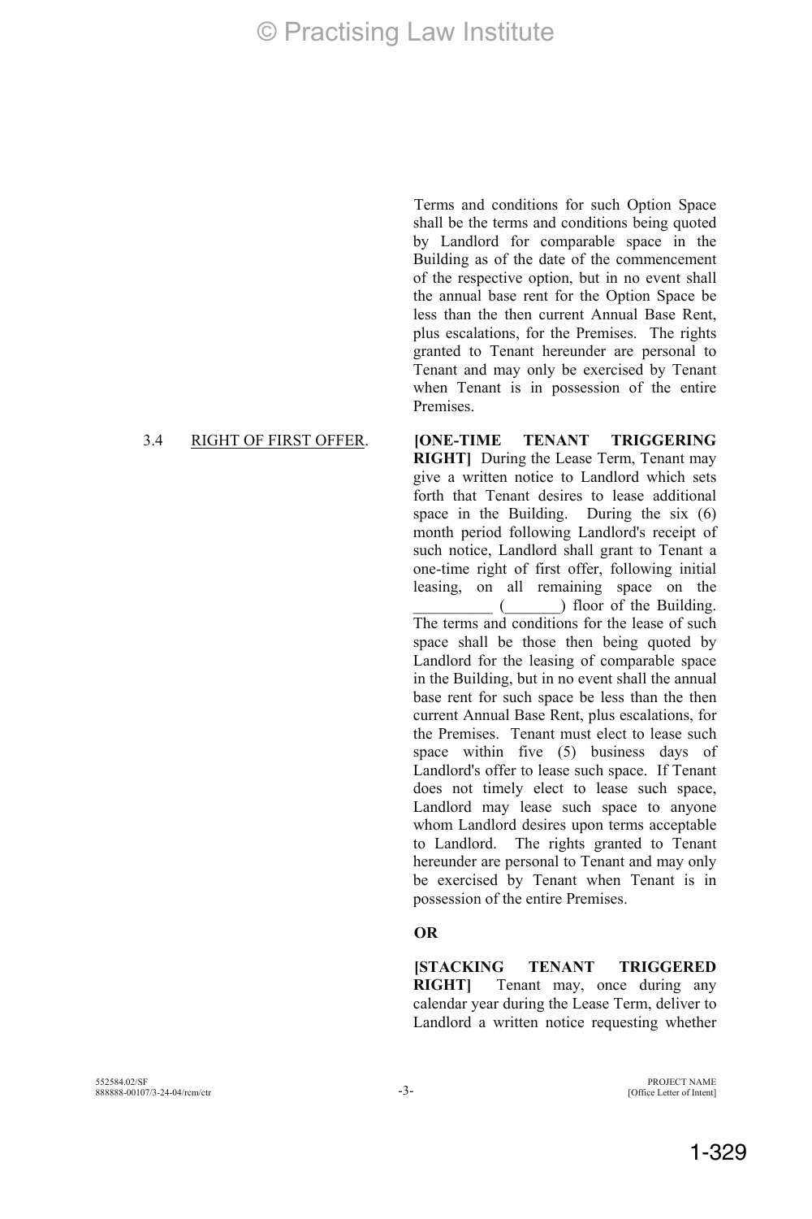Terms and conditions for such Option Space shall be the terms and conditions being quoted by Landlord for comparable space in the Building as of the date of the commencement of the respective option, but in no event shall the annual base rent for the Option Space be less than the then current Annual Base Rent, plus escalations, for the Premises. The rights granted to Tenant hereunder are personal to Tenant and may only be exercised by Tenant when Tenant is in possession of the entire Premises.

3.4 RIGHT OF FIRST OFFER.

**[ONE-TIME TENANT TRIGGERING RIGHT]** During the Lease Term, Tenant may give a written notice to Landlord which sets forth that Tenant desires to lease additional space in the Building. During the six (6) month period following Landlord's receipt of such notice, Landlord shall grant to Tenant a one-time right of first offer, following initial leasing, on all remaining space on the __________ (_______) floor of the Building. The terms and conditions for the lease of such space shall be those then being quoted by Landlord for the leasing of comparable space in the Building, but in no event shall the annual base rent for such space be less than the then current Annual Base Rent, plus escalations, for the Premises. Tenant must elect to lease such space within five (5) business days of Landlord's offer to lease such space. If Tenant does not timely elect to lease such space, Landlord may lease such space to anyone whom Landlord desires upon terms acceptable to Landlord. The rights granted to Tenant hereunder are personal to Tenant and may only be exercised by Tenant when Tenant is in possession of the entire Premises.

**OR**

**[STACKING TENANT TRIGGERED RIGHT]** Tenant may, once during any calendar year during the Lease Term, deliver to Landlord a written notice requesting whether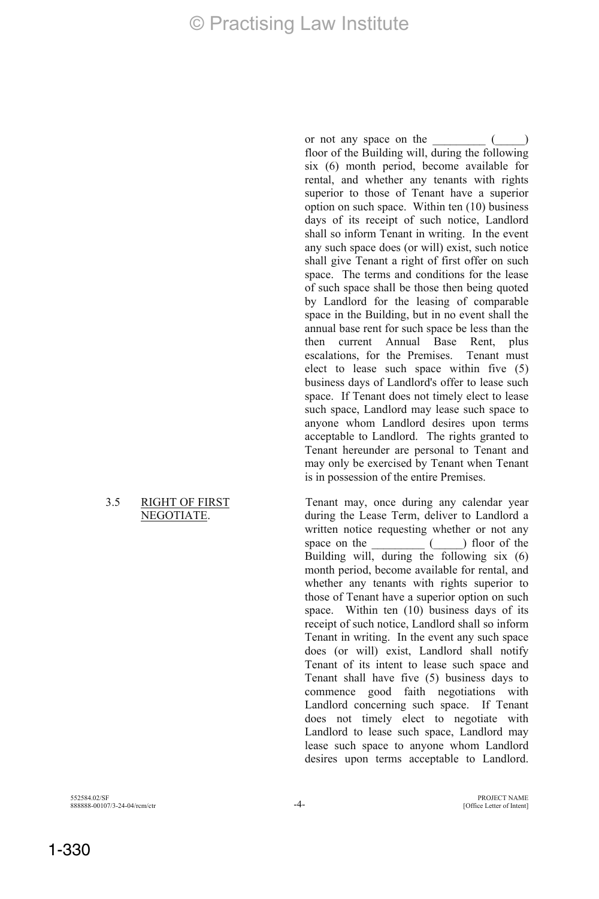or not any space on the _________ (_____) floor of the Building will, during the following six (6) month period, become available for rental, and whether any tenants with rights superior to those of Tenant have a superior option on such space. Within ten (10) business days of its receipt of such notice, Landlord shall so inform Tenant in writing. In the event any such space does (or will) exist, such notice shall give Tenant a right of first offer on such space. The terms and conditions for the lease of such space shall be those then being quoted by Landlord for the leasing of comparable space in the Building, but in no event shall the annual base rent for such space be less than the then current Annual Base Rent, plus escalations, for the Premises. Tenant must elect to lease such space within five (5) business days of Landlord's offer to lease such space. If Tenant does not timely elect to lease such space, Landlord may lease such space to anyone whom Landlord desires upon terms acceptable to Landlord. The rights granted to Tenant hereunder are personal to Tenant and may only be exercised by Tenant when Tenant is in possession of the entire Premises.

3.5 RIGHT OF FIRST NEGOTIATE.

Tenant may, once during any calendar year during the Lease Term, deliver to Landlord a written notice requesting whether or not any space on the _________ (_____) floor of the Building will, during the following six (6) month period, become available for rental, and whether any tenants with rights superior to those of Tenant have a superior option on such space. Within ten (10) business days of its receipt of such notice, Landlord shall so inform Tenant in writing. In the event any such space does (or will) exist, Landlord shall notify Tenant of its intent to lease such space and Tenant shall have five (5) business days to commence good faith negotiations with Landlord concerning such space. If Tenant does not timely elect to negotiate with Landlord to lease such space, Landlord may lease such space to anyone whom Landlord desires upon terms acceptable to Landlord.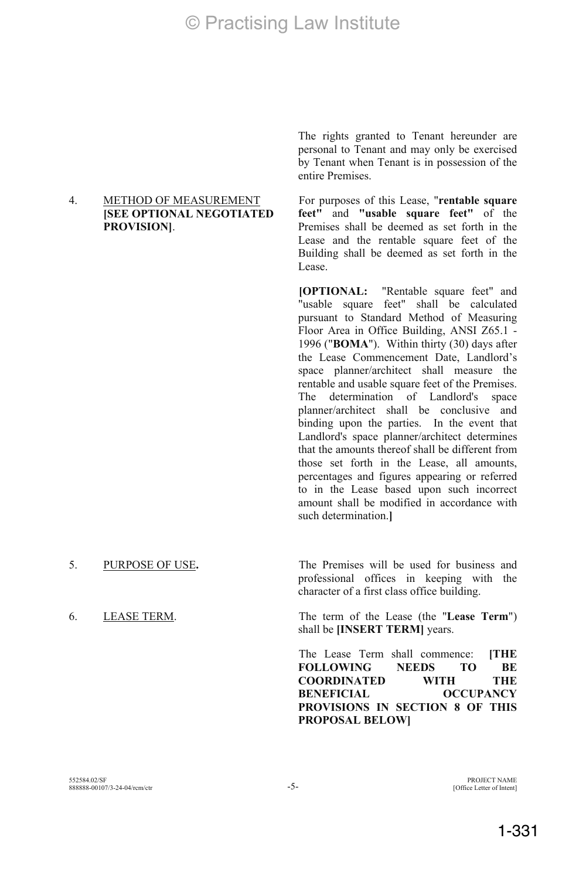The rights granted to Tenant hereunder are personal to Tenant and may only be exercised by Tenant when Tenant is in possession of the entire Premises.

4. METHOD OF MEASUREMENT **[SEE OPTIONAL NEGOTIATED PROVISION]**.

For purposes of this Lease, "**rentable square feet"** and **"usable square feet"** of the Premises shall be deemed as set forth in the Lease and the rentable square feet of the Building shall be deemed as set forth in the Lease.

**[OPTIONAL:** "Rentable square feet" and "usable square feet" shall be calculated pursuant to Standard Method of Measuring Floor Area in Office Building, ANSI Z65.1 - 1996 ("**BOMA**"). Within thirty (30) days after the Lease Commencement Date, Landlord's space planner/architect shall measure the rentable and usable square feet of the Premises. The determination of Landlord's space planner/architect shall be conclusive and binding upon the parties. In the event that Landlord's space planner/architect determines that the amounts thereof shall be different from those set forth in the Lease, all amounts, percentages and figures appearing or referred to in the Lease based upon such incorrect amount shall be modified in accordance with such determination.**]**

5. PURPOSE OF USE**.**

The Premises will be used for business and professional offices in keeping with the character of a first class office building.

6. LEASE TERM.

The term of the Lease (the "**Lease Term**") shall be **[INSERT TERM]** years.

The Lease Term shall commence: **[THE FOLLOWING NEEDS TO BE COORDINATED WITH THE BENEFICIAL OCCUPANCY PROVISIONS IN SECTION 8 OF THIS PROPOSAL BELOW]**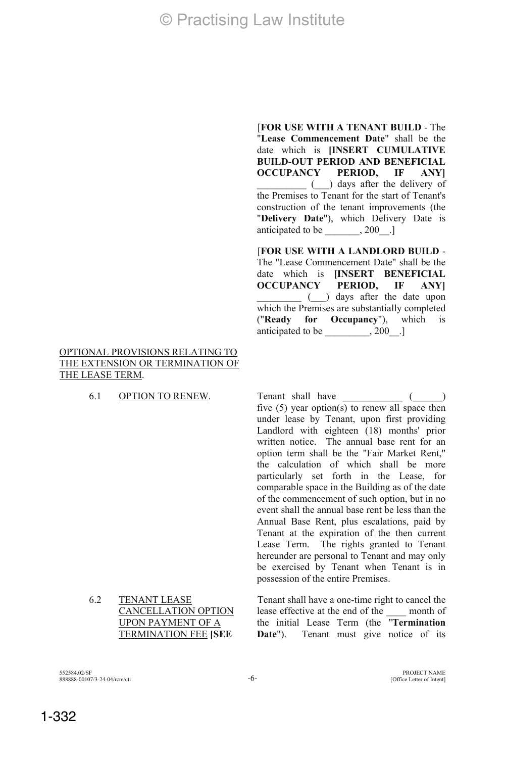[**FOR USE WITH A TENANT BUILD** - The "**Lease Commencement Date**" shall be the date which is **[INSERT CUMULATIVE BUILD-OUT PERIOD AND BENEFICIAL OCCUPANCY PERIOD, IF ANY]** __________ (___) days after the delivery of the Premises to Tenant for the start of Tenant's construction of the tenant improvements (the "**Delivery Date**"), which Delivery Date is anticipated to be _______, 200__.]

[**FOR USE WITH A LANDLORD BUILD** - The "Lease Commencement Date" shall be the date which is **[INSERT BENEFICIAL OCCUPANCY PERIOD, IF ANY]** _________ (___) days after the date upon which the Premises are substantially completed ("**Ready for Occupancy**"), which is anticipated to be _________, 200__.]

OPTIONAL PROVISIONS RELATING TO THE EXTENSION OR TERMINATION OF THE LEASE TERM.

6.1 OPTION TO RENEW.

Tenant shall have ____________ (______) five (5) year option(s) to renew all space then under lease by Tenant, upon first providing Landlord with eighteen (18) months' prior written notice. The annual base rent for an option term shall be the "Fair Market Rent," the calculation of which shall be more particularly set forth in the Lease, for comparable space in the Building as of the date of the commencement of such option, but in no event shall the annual base rent be less than the Annual Base Rent, plus escalations, paid by Tenant at the expiration of the then current Lease Term. The rights granted to Tenant hereunder are personal to Tenant and may only be exercised by Tenant when Tenant is in possession of the entire Premises.

6.2 TENANT LEASE CANCELLATION OPTION UPON PAYMENT OF A TERMINATION FEE **[SEE**

Tenant shall have a one-time right to cancel the lease effective at the end of the ____ month of the initial Lease Term (the "**Termination Date**"). Tenant must give notice of its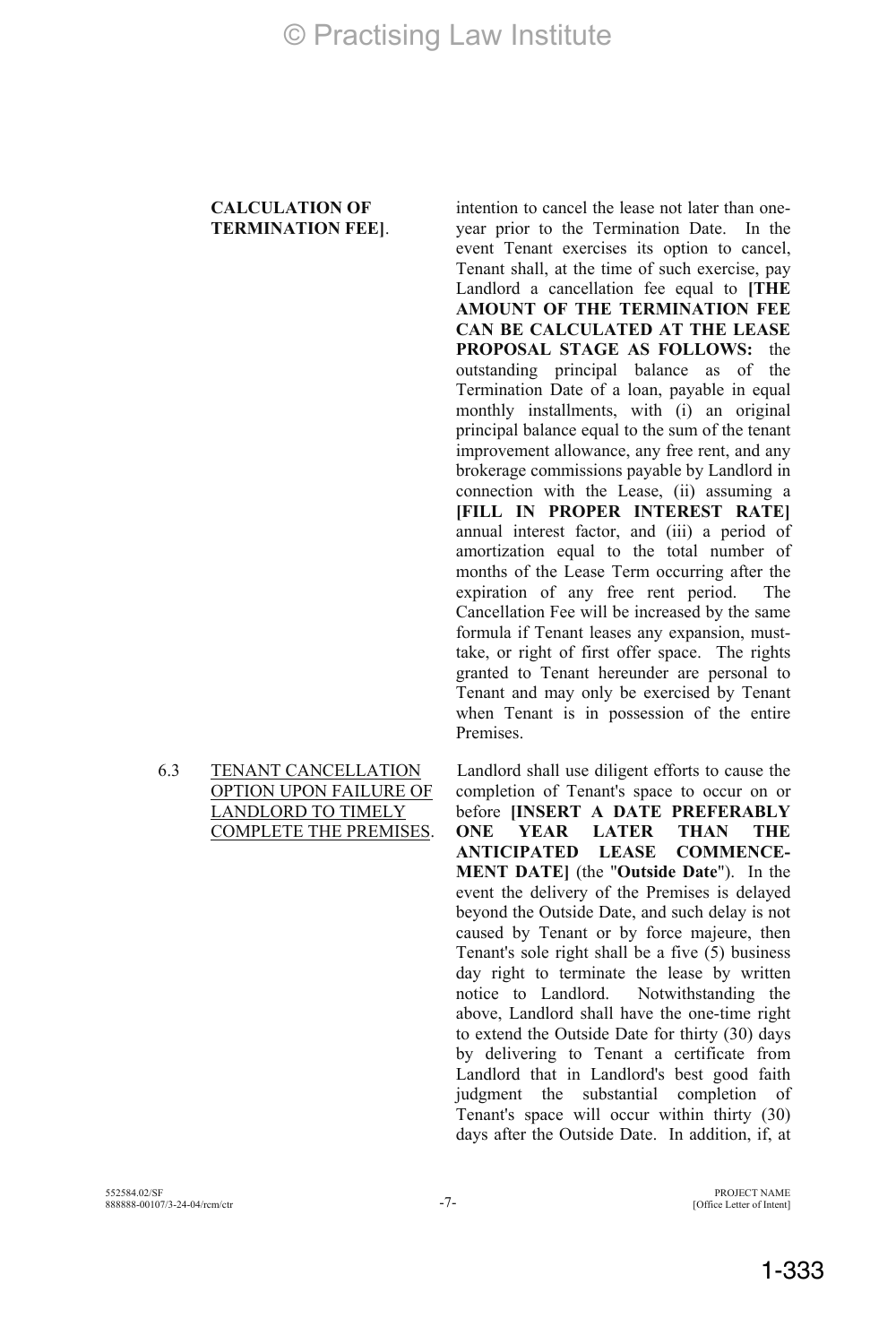**CALCULATION OF TERMINATION FEE]**.

intention to cancel the lease not later than one-year prior to the Termination Date. In the event Tenant exercises its option to cancel, Tenant shall, at the time of such exercise, pay Landlord a cancellation fee equal to **[THE AMOUNT OF THE TERMINATION FEE CAN BE CALCULATED AT THE LEASE PROPOSAL STAGE AS FOLLOWS:** the outstanding principal balance as of the Termination Date of a loan, payable in equal monthly installments, with (i) an original principal balance equal to the sum of the tenant improvement allowance, any free rent, and any brokerage commissions payable by Landlord in connection with the Lease, (ii) assuming a **[FILL IN PROPER INTEREST RATE]** annual interest factor, and (iii) a period of amortization equal to the total number of months of the Lease Term occurring after the expiration of any free rent period. The Cancellation Fee will be increased by the same formula if Tenant leases any expansion, must-take, or right of first offer space. The rights granted to Tenant hereunder are personal to Tenant and may only be exercised by Tenant when Tenant is in possession of the entire Premises.

6.3 TENANT CANCELLATION OPTION UPON FAILURE OF LANDLORD TO TIMELY COMPLETE THE PREMISES.

Landlord shall use diligent efforts to cause the completion of Tenant's space to occur on or before **[INSERT A DATE PREFERABLY ONE YEAR LATER THAN THE ANTICIPATED LEASE COMMENCEMENT DATE]** (the "**Outside Date**"). In the event the delivery of the Premises is delayed beyond the Outside Date, and such delay is not caused by Tenant or by force majeure, then Tenant's sole right shall be a five (5) business day right to terminate the lease by written notice to Landlord. Notwithstanding the above, Landlord shall have the one-time right to extend the Outside Date for thirty (30) days by delivering to Tenant a certificate from Landlord that in Landlord's best good faith judgment the substantial completion of Tenant's space will occur within thirty (30) days after the Outside Date. In addition, if, at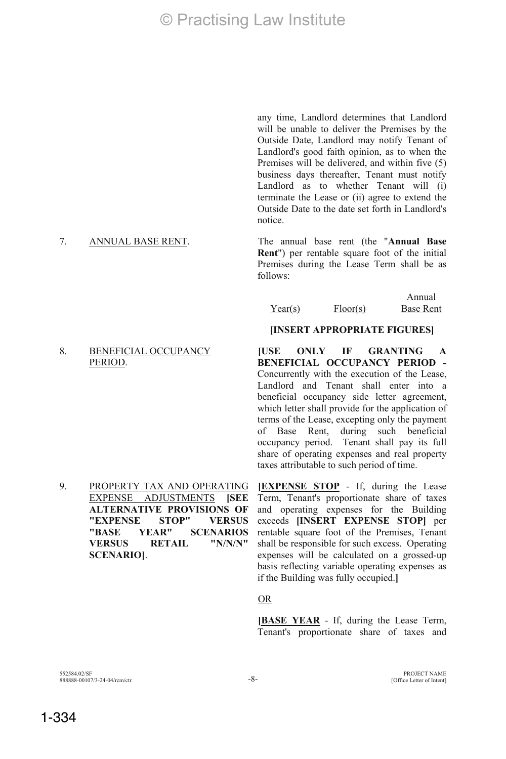any time, Landlord determines that Landlord will be unable to deliver the Premises by the Outside Date, Landlord may notify Tenant of Landlord's good faith opinion, as to when the Premises will be delivered, and within five (5) business days thereafter, Tenant must notify Landlord as to whether Tenant will (i) terminate the Lease or (ii) agree to extend the Outside Date to the date set forth in Landlord's notice.

7. ANNUAL BASE RENT.

The annual base rent (the "**Annual Base Rent**") per rentable square foot of the initial Premises during the Lease Term shall be as follows:

| Year(s) | Floor(s) | Annual Base Rent |
|---|---|---|

**[INSERT APPROPRIATE FIGURES]**

8. BENEFICIAL OCCUPANCY PERIOD.

**[USE ONLY IF GRANTING A BENEFICIAL OCCUPANCY PERIOD -** Concurrently with the execution of the Lease, Landlord and Tenant shall enter into a beneficial occupancy side letter agreement, which letter shall provide for the application of terms of the Lease, excepting only the payment of Base Rent, during such beneficial occupancy period. Tenant shall pay its full share of operating expenses and real property taxes attributable to such period of time.

9. PROPERTY TAX AND OPERATING EXPENSE ADJUSTMENTS **[SEE ALTERNATIVE PROVISIONS OF "EXPENSE STOP" VERSUS "BASE YEAR" SCENARIOS VERSUS RETAIL "N/N/N" SCENARIO]**.

**[EXPENSE STOP** - If, during the Lease Term, Tenant's proportionate share of taxes and operating expenses for the Building exceeds **[INSERT EXPENSE STOP]** per rentable square foot of the Premises, Tenant shall be responsible for such excess. Operating expenses will be calculated on a grossed-up basis reflecting variable operating expenses as if the Building was fully occupied.**]**

OR

**[BASE YEAR** - If, during the Lease Term, Tenant's proportionate share of taxes and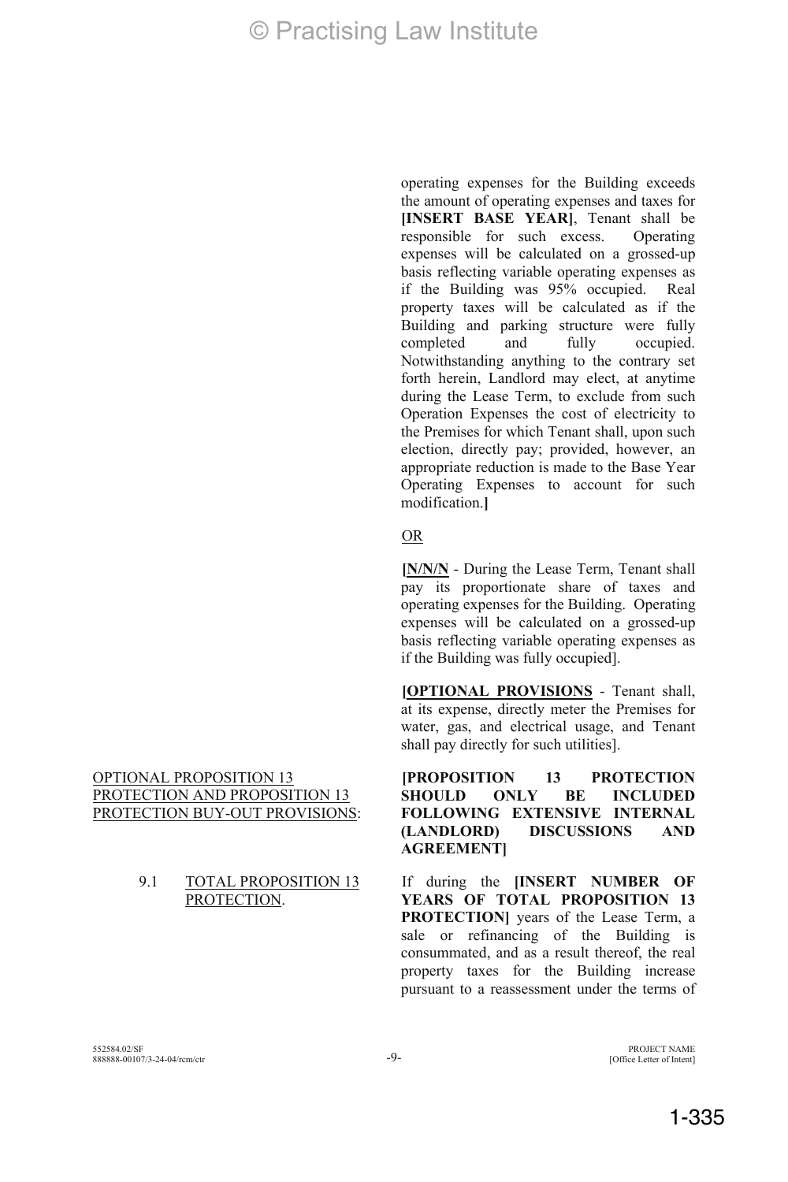operating expenses for the Building exceeds the amount of operating expenses and taxes for **[INSERT BASE YEAR]**, Tenant shall be responsible for such excess. Operating expenses will be calculated on a grossed-up basis reflecting variable operating expenses as if the Building was 95% occupied. Real property taxes will be calculated as if the Building and parking structure were fully completed and fully occupied. Notwithstanding anything to the contrary set forth herein, Landlord may elect, at anytime during the Lease Term, to exclude from such Operation Expenses the cost of electricity to the Premises for which Tenant shall, upon such election, directly pay; provided, however, an appropriate reduction is made to the Base Year Operating Expenses to account for such modification.**]**

<u>OR</u>

**[<u>N/N/N</u>** - During the Lease Term, Tenant shall pay its proportionate share of taxes and operating expenses for the Building. Operating expenses will be calculated on a grossed-up basis reflecting variable operating expenses as if the Building was fully occupied].

**[<u>OPTIONAL PROVISIONS</u>** - Tenant shall, at its expense, directly meter the Premises for water, gas, and electrical usage, and Tenant shall pay directly for such utilities].

<u>OPTIONAL PROPOSITION 13 PROTECTION AND PROPOSITION 13 PROTECTION BUY-OUT PROVISIONS</u>:

**[PROPOSITION 13 PROTECTION SHOULD ONLY BE INCLUDED FOLLOWING EXTENSIVE INTERNAL (LANDLORD) DISCUSSIONS AND AGREEMENT]**

9.1 <u>TOTAL PROPOSITION 13 PROTECTION</u>.

If during the **[INSERT NUMBER OF YEARS OF TOTAL PROPOSITION 13 PROTECTION]** years of the Lease Term, a sale or refinancing of the Building is consummated, and as a result thereof, the real property taxes for the Building increase pursuant to a reassessment under the terms of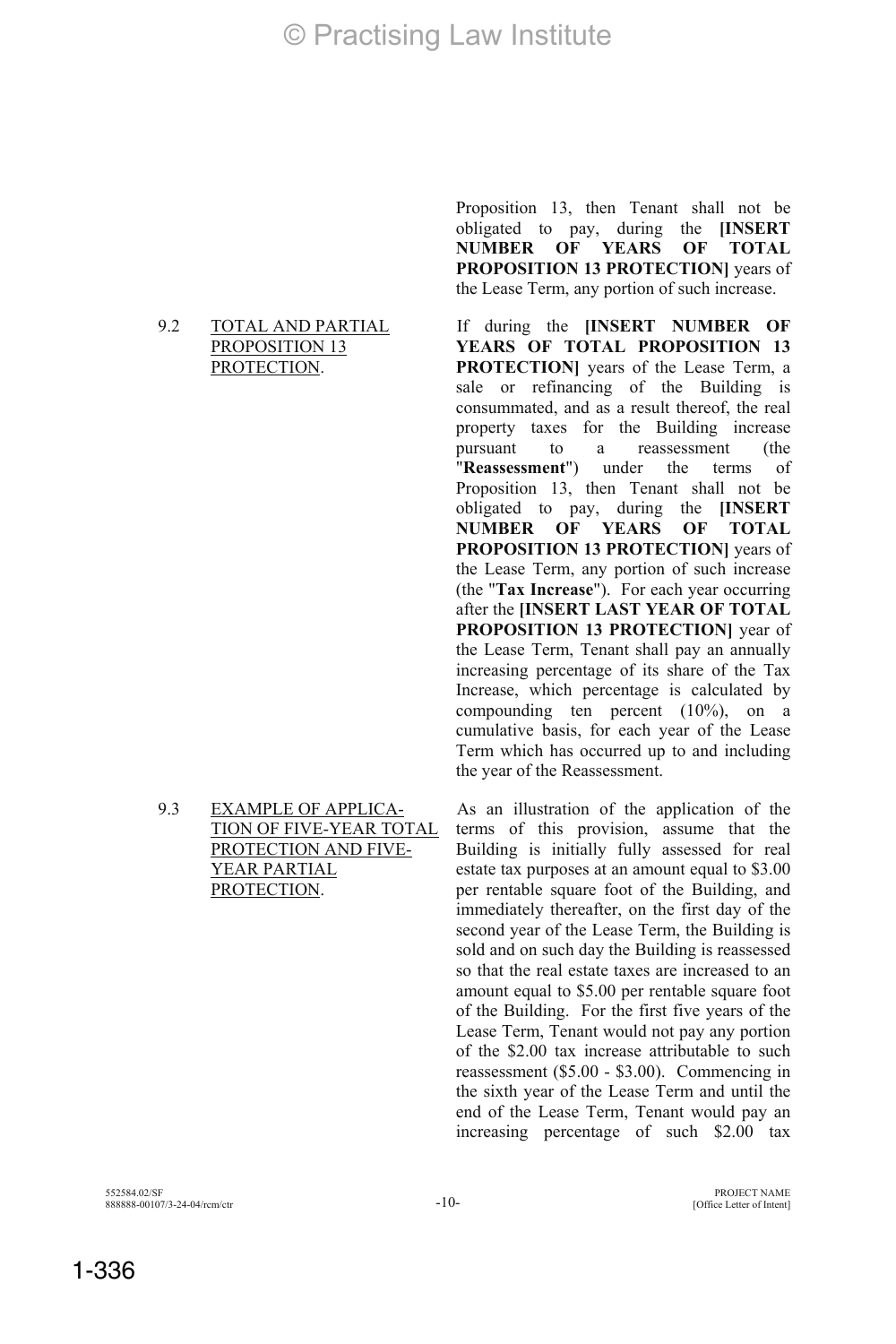Proposition 13, then Tenant shall not be obligated to pay, during the **[INSERT NUMBER OF YEARS OF TOTAL PROPOSITION 13 PROTECTION]** years of the Lease Term, any portion of such increase.

9.2 TOTAL AND PARTIAL PROPOSITION 13 PROTECTION.

If during the **[INSERT NUMBER OF YEARS OF TOTAL PROPOSITION 13 PROTECTION]** years of the Lease Term, a sale or refinancing of the Building is consummated, and as a result thereof, the real property taxes for the Building increase pursuant to a reassessment (the "**Reassessment**") under the terms of Proposition 13, then Tenant shall not be obligated to pay, during the **[INSERT NUMBER OF YEARS OF TOTAL PROPOSITION 13 PROTECTION]** years of the Lease Term, any portion of such increase (the "**Tax Increase**"). For each year occurring after the **[INSERT LAST YEAR OF TOTAL PROPOSITION 13 PROTECTION]** year of the Lease Term, Tenant shall pay an annually increasing percentage of its share of the Tax Increase, which percentage is calculated by compounding ten percent (10%), on a cumulative basis, for each year of the Lease Term which has occurred up to and including the year of the Reassessment.

9.3 EXAMPLE OF APPLICATION OF FIVE-YEAR TOTAL PROTECTION AND FIVE-YEAR PARTIAL PROTECTION.

As an illustration of the application of the terms of this provision, assume that the Building is initially fully assessed for real estate tax purposes at an amount equal to $3.00 per rentable square foot of the Building, and immediately thereafter, on the first day of the second year of the Lease Term, the Building is sold and on such day the Building is reassessed so that the real estate taxes are increased to an amount equal to $5.00 per rentable square foot of the Building. For the first five years of the Lease Term, Tenant would not pay any portion of the $2.00 tax increase attributable to such reassessment ($5.00 - $3.00). Commencing in the sixth year of the Lease Term and until the end of the Lease Term, Tenant would pay an increasing percentage of such $2.00 tax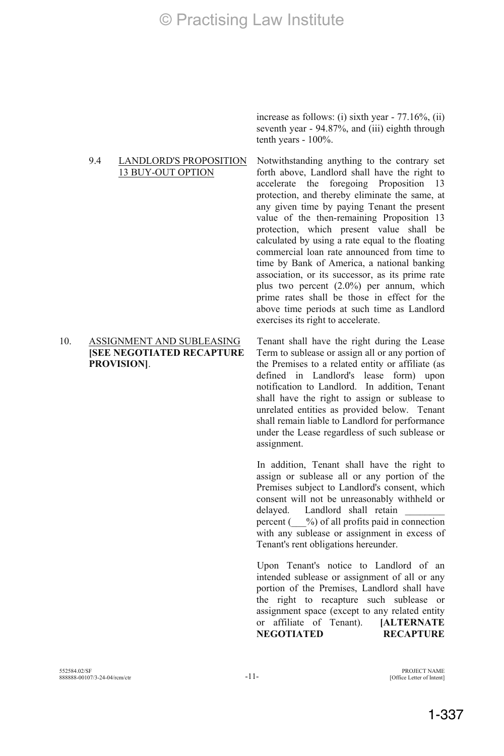increase as follows: (i) sixth year - 77.16%, (ii) seventh year - 94.87%, and (iii) eighth through tenth years - 100%.

9.4 LANDLORD'S PROPOSITION 13 BUY-OUT OPTION

Notwithstanding anything to the contrary set forth above, Landlord shall have the right to accelerate the foregoing Proposition 13 protection, and thereby eliminate the same, at any given time by paying Tenant the present value of the then-remaining Proposition 13 protection, which present value shall be calculated by using a rate equal to the floating commercial loan rate announced from time to time by Bank of America, a national banking association, or its successor, as its prime rate plus two percent (2.0%) per annum, which prime rates shall be those in effect for the above time periods at such time as Landlord exercises its right to accelerate.

10. ASSIGNMENT AND SUBLEASING **[SEE NEGOTIATED RECAPTURE PROVISION]**.

Tenant shall have the right during the Lease Term to sublease or assign all or any portion of the Premises to a related entity or affiliate (as defined in Landlord's lease form) upon notification to Landlord. In addition, Tenant shall have the right to assign or sublease to unrelated entities as provided below. Tenant shall remain liable to Landlord for performance under the Lease regardless of such sublease or assignment.

In addition, Tenant shall have the right to assign or sublease all or any portion of the Premises subject to Landlord's consent, which consent will not be unreasonably withheld or delayed. Landlord shall retain ________ percent (___%) of all profits paid in connection with any sublease or assignment in excess of Tenant's rent obligations hereunder.

Upon Tenant's notice to Landlord of an intended sublease or assignment of all or any portion of the Premises, Landlord shall have the right to recapture such sublease or assignment space (except to any related entity or affiliate of Tenant). **[ALTERNATE NEGOTIATED RECAPTURE**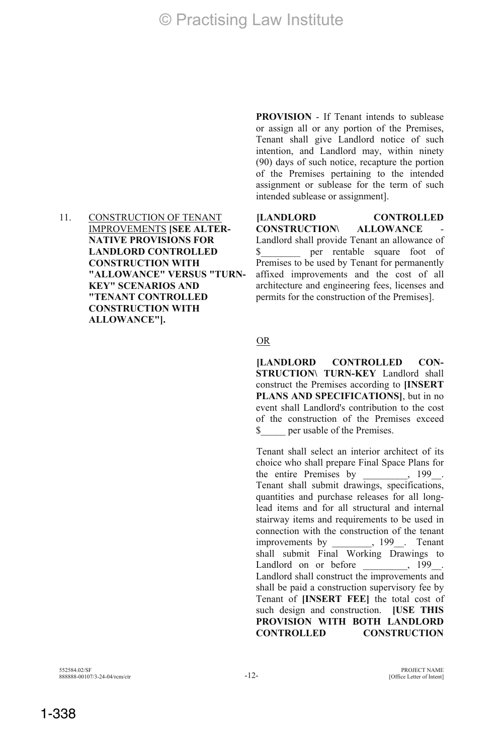**PROVISION** - If Tenant intends to sublease or assign all or any portion of the Premises, Tenant shall give Landlord notice of such intention, and Landlord may, within ninety (90) days of such notice, recapture the portion of the Premises pertaining to the intended assignment or sublease for the term of such intended sublease or assignment].

11. <u>CONSTRUCTION OF TENANT IMPROVEMENTS</u> **[SEE ALTERNATIVE PROVISIONS FOR LANDLORD CONTROLLED CONSTRUCTION WITH "ALLOWANCE" VERSUS "TURN-KEY" SCENARIOS AND "TENANT CONTROLLED CONSTRUCTION WITH ALLOWANCE"].**

**[LANDLORD CONTROLLED CONSTRUCTION\ ALLOWANCE** - Landlord shall provide Tenant an allowance of $________ per rentable square foot of Premises to be used by Tenant for permanently affixed improvements and the cost of all architecture and engineering fees, licenses and permits for the construction of the Premises].

<u>OR</u>

**[LANDLORD CONTROLLED CONSTRUCTION\ TURN-KEY** Landlord shall construct the Premises according to **[INSERT PLANS AND SPECIFICATIONS]**, but in no event shall Landlord's contribution to the cost of the construction of the Premises exceed $_____ per usable of the Premises.

Tenant shall select an interior architect of its choice who shall prepare Final Space Plans for the entire Premises by _________, 199__. Tenant shall submit drawings, specifications, quantities and purchase releases for all long-lead items and for all structural and internal stairway items and requirements to be used in connection with the construction of the tenant improvements by ________, 199__. Tenant shall submit Final Working Drawings to Landlord on or before _________, 199__. Landlord shall construct the improvements and shall be paid a construction supervisory fee by Tenant of **[INSERT FEE]** the total cost of such design and construction. **[USE THIS PROVISION WITH BOTH LANDLORD CONTROLLED CONSTRUCTION**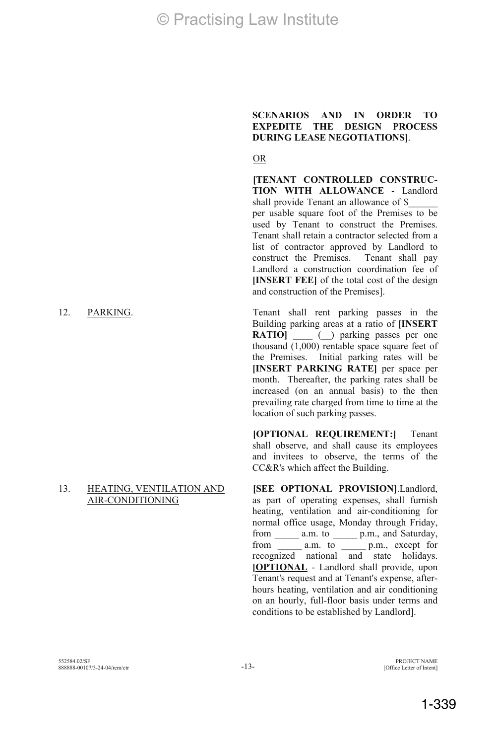**SCENARIOS AND IN ORDER TO EXPEDITE THE DESIGN PROCESS DURING LEASE NEGOTIATIONS]**.

<u>OR</u>

**[TENANT CONTROLLED CONSTRUCTION WITH ALLOWANCE** - Landlord shall provide Tenant an allowance of $______ per usable square foot of the Premises to be used by Tenant to construct the Premises. Tenant shall retain a contractor selected from a list of contractor approved by Landlord to construct the Premises. Tenant shall pay Landlord a construction coordination fee of **[INSERT FEE]** of the total cost of the design and construction of the Premises].

12. <u>PARKING</u>.

Tenant shall rent parking passes in the Building parking areas at a ratio of **[INSERT RATIO]** ____ (__) parking passes per one thousand (1,000) rentable space square feet of the Premises. Initial parking rates will be **[INSERT PARKING RATE]** per space per month. Thereafter, the parking rates shall be increased (on an annual basis) to the then prevailing rate charged from time to time at the location of such parking passes.

**[OPTIONAL REQUIREMENT:]** Tenant shall observe, and shall cause its employees and invitees to observe, the terms of the CC&R's which affect the Building.

13. <u>HEATING, VENTILATION AND AIR-CONDITIONING</u>

**[SEE OPTIONAL PROVISION]**.Landlord, as part of operating expenses, shall furnish heating, ventilation and air-conditioning for normal office usage, Monday through Friday, from _____ a.m. to _____ p.m., and Saturday, from _____ a.m. to _____ p.m., except for recognized national and state holidays. **[<u>OPTIONAL</u>** - Landlord shall provide, upon Tenant's request and at Tenant's expense, after-hours heating, ventilation and air conditioning on an hourly, full-floor basis under terms and conditions to be established by Landlord].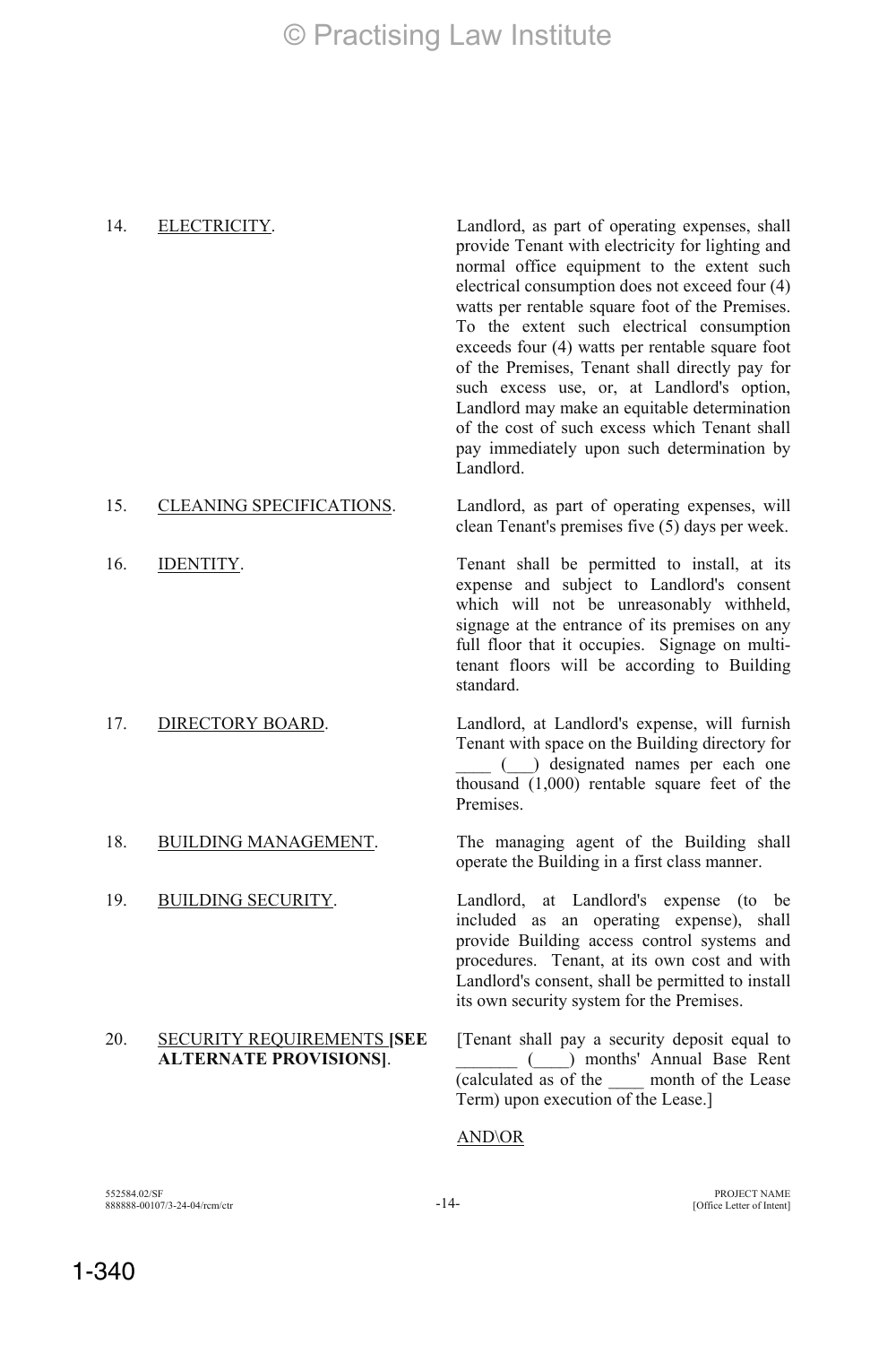14. ELECTRICITY. Landlord, as part of operating expenses, shall provide Tenant with electricity for lighting and normal office equipment to the extent such electrical consumption does not exceed four (4) watts per rentable square foot of the Premises. To the extent such electrical consumption exceeds four (4) watts per rentable square foot of the Premises, Tenant shall directly pay for such excess use, or, at Landlord's option, Landlord may make an equitable determination of the cost of such excess which Tenant shall pay immediately upon such determination by Landlord.

15. CLEANING SPECIFICATIONS. Landlord, as part of operating expenses, will clean Tenant's premises five (5) days per week.

16. IDENTITY. Tenant shall be permitted to install, at its expense and subject to Landlord's consent which will not be unreasonably withheld, signage at the entrance of its premises on any full floor that it occupies. Signage on multi-tenant floors will be according to Building standard.

17. DIRECTORY BOARD. Landlord, at Landlord's expense, will furnish Tenant with space on the Building directory for ____ (___) designated names per each one thousand (1,000) rentable square feet of the Premises.

18. BUILDING MANAGEMENT. The managing agent of the Building shall operate the Building in a first class manner.

19. BUILDING SECURITY. Landlord, at Landlord's expense (to be included as an operating expense), shall provide Building access control systems and procedures. Tenant, at its own cost and with Landlord's consent, shall be permitted to install its own security system for the Premises.

20. SECURITY REQUIREMENTS **[SEE ALTERNATE PROVISIONS]**. [Tenant shall pay a security deposit equal to _______ (____) months' Annual Base Rent (calculated as of the ____ month of the Lease Term) upon execution of the Lease.]

AND\OR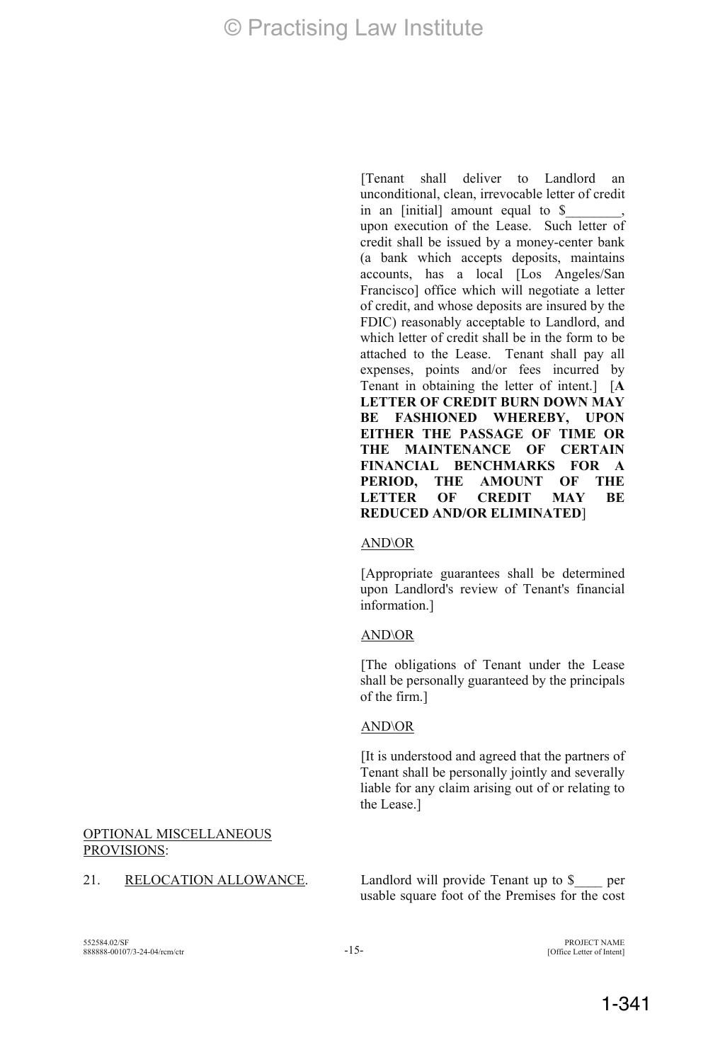[Tenant shall deliver to Landlord an unconditional, clean, irrevocable letter of credit in an [initial] amount equal to $________, upon execution of the Lease. Such letter of credit shall be issued by a money-center bank (a bank which accepts deposits, maintains accounts, has a local [Los Angeles/San Francisco] office which will negotiate a letter of credit, and whose deposits are insured by the FDIC) reasonably acceptable to Landlord, and which letter of credit shall be in the form to be attached to the Lease. Tenant shall pay all expenses, points and/or fees incurred by Tenant in obtaining the letter of intent.] [**A LETTER OF CREDIT BURN DOWN MAY BE FASHIONED WHEREBY, UPON EITHER THE PASSAGE OF TIME OR THE MAINTENANCE OF CERTAIN FINANCIAL BENCHMARKS FOR A PERIOD, THE AMOUNT OF THE LETTER OF CREDIT MAY BE REDUCED AND/OR ELIMINATED**]

<u>AND\OR</u>

[Appropriate guarantees shall be determined upon Landlord's review of Tenant's financial information.]

<u>AND\OR</u>

[The obligations of Tenant under the Lease shall be personally guaranteed by the principals of the firm.]

<u>AND\OR</u>

[It is understood and agreed that the partners of Tenant shall be personally jointly and severally liable for any claim arising out of or relating to the Lease.]

<u>OPTIONAL MISCELLANEOUS PROVISIONS</u>:

21. <u>RELOCATION ALLOWANCE</u>. Landlord will provide Tenant up to $____ per usable square foot of the Premises for the cost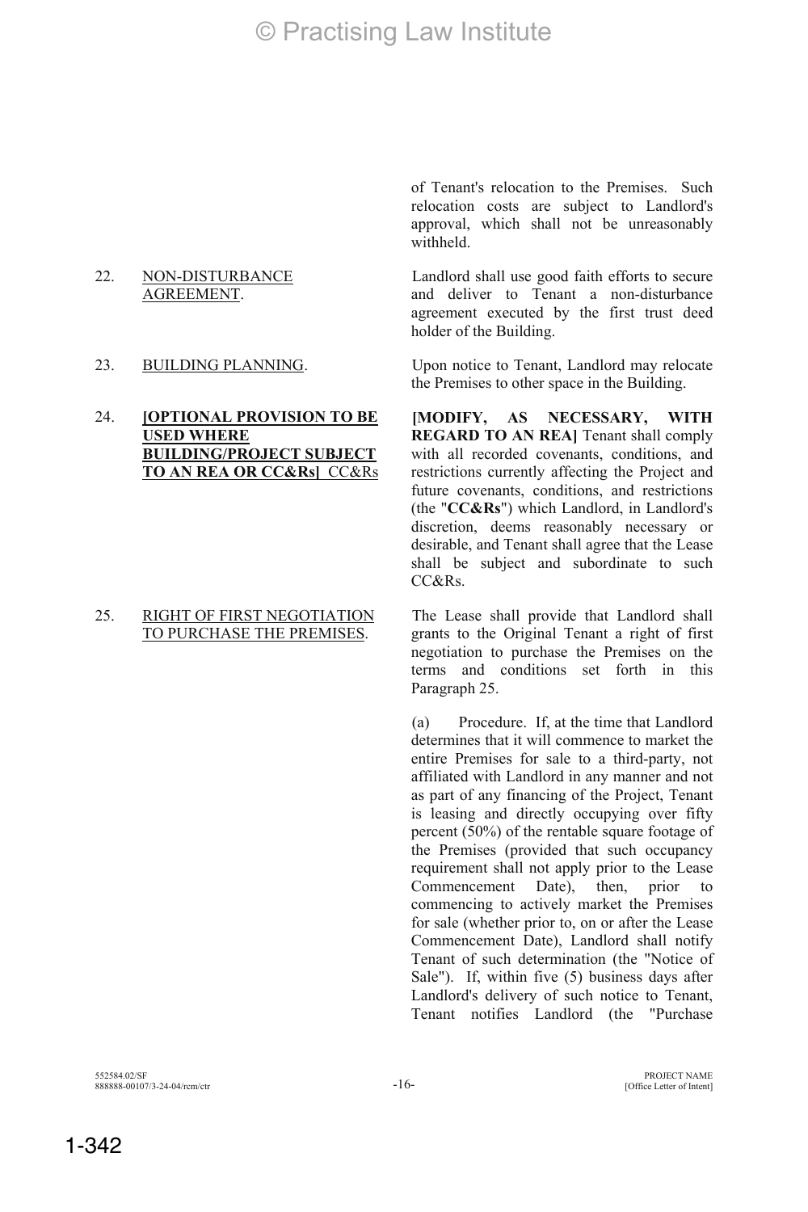of Tenant's relocation to the Premises. Such relocation costs are subject to Landlord's approval, which shall not be unreasonably withheld.

22. NON-DISTURBANCE AGREEMENT.

Landlord shall use good faith efforts to secure and deliver to Tenant a non-disturbance agreement executed by the first trust deed holder of the Building.

23. BUILDING PLANNING.

Upon notice to Tenant, Landlord may relocate the Premises to other space in the Building.

24. **[OPTIONAL PROVISION TO BE USED WHERE BUILDING/PROJECT SUBJECT TO AN REA OR CC&Rs]** CC&Rs

**[MODIFY, AS NECESSARY, WITH REGARD TO AN REA]** Tenant shall comply with all recorded covenants, conditions, and restrictions currently affecting the Project and future covenants, conditions, and restrictions (the "**CC&Rs**") which Landlord, in Landlord's discretion, deems reasonably necessary or desirable, and Tenant shall agree that the Lease shall be subject and subordinate to such CC&Rs.

25. RIGHT OF FIRST NEGOTIATION TO PURCHASE THE PREMISES.

The Lease shall provide that Landlord shall grants to the Original Tenant a right of first negotiation to purchase the Premises on the terms and conditions set forth in this Paragraph 25.

(a) Procedure. If, at the time that Landlord determines that it will commence to market the entire Premises for sale to a third-party, not affiliated with Landlord in any manner and not as part of any financing of the Project, Tenant is leasing and directly occupying over fifty percent (50%) of the rentable square footage of the Premises (provided that such occupancy requirement shall not apply prior to the Lease Commencement Date), then, prior to commencing to actively market the Premises for sale (whether prior to, on or after the Lease Commencement Date), Landlord shall notify Tenant of such determination (the "Notice of Sale"). If, within five (5) business days after Landlord's delivery of such notice to Tenant, Tenant notifies Landlord (the "Purchase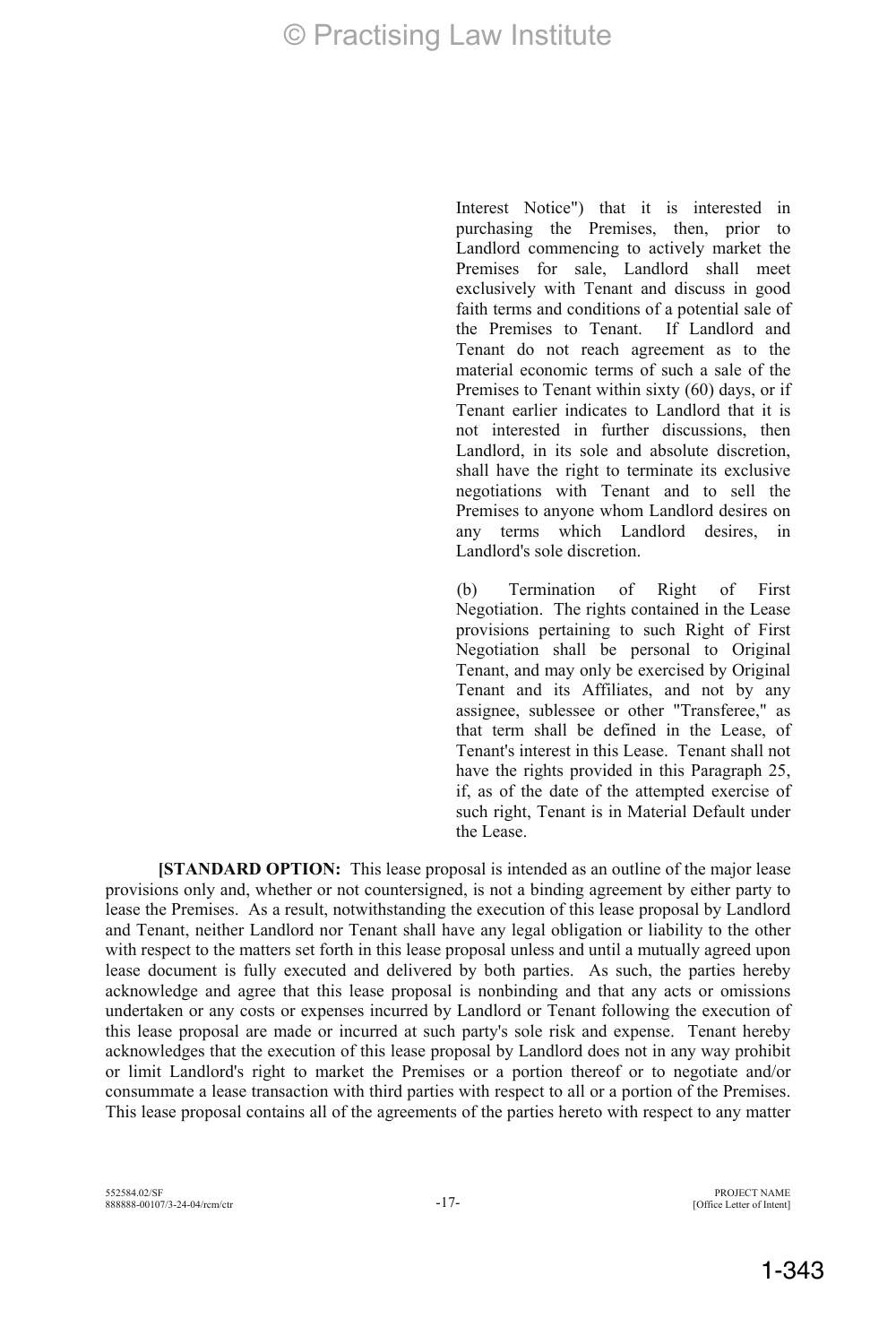Interest Notice") that it is interested in purchasing the Premises, then, prior to Landlord commencing to actively market the Premises for sale, Landlord shall meet exclusively with Tenant and discuss in good faith terms and conditions of a potential sale of the Premises to Tenant. If Landlord and Tenant do not reach agreement as to the material economic terms of such a sale of the Premises to Tenant within sixty (60) days, or if Tenant earlier indicates to Landlord that it is not interested in further discussions, then Landlord, in its sole and absolute discretion, shall have the right to terminate its exclusive negotiations with Tenant and to sell the Premises to anyone whom Landlord desires on any terms which Landlord desires, in Landlord's sole discretion.

(b) Termination of Right of First Negotiation. The rights contained in the Lease provisions pertaining to such Right of First Negotiation shall be personal to Original Tenant, and may only be exercised by Original Tenant and its Affiliates, and not by any assignee, sublessee or other "Transferee," as that term shall be defined in the Lease, of Tenant's interest in this Lease. Tenant shall not have the rights provided in this Paragraph 25, if, as of the date of the attempted exercise of such right, Tenant is in Material Default under the Lease.

**[STANDARD OPTION:** This lease proposal is intended as an outline of the major lease provisions only and, whether or not countersigned, is not a binding agreement by either party to lease the Premises. As a result, notwithstanding the execution of this lease proposal by Landlord and Tenant, neither Landlord nor Tenant shall have any legal obligation or liability to the other with respect to the matters set forth in this lease proposal unless and until a mutually agreed upon lease document is fully executed and delivered by both parties. As such, the parties hereby acknowledge and agree that this lease proposal is nonbinding and that any acts or omissions undertaken or any costs or expenses incurred by Landlord or Tenant following the execution of this lease proposal are made or incurred at such party's sole risk and expense. Tenant hereby acknowledges that the execution of this lease proposal by Landlord does not in any way prohibit or limit Landlord's right to market the Premises or a portion thereof or to negotiate and/or consummate a lease transaction with third parties with respect to all or a portion of the Premises. This lease proposal contains all of the agreements of the parties hereto with respect to any matter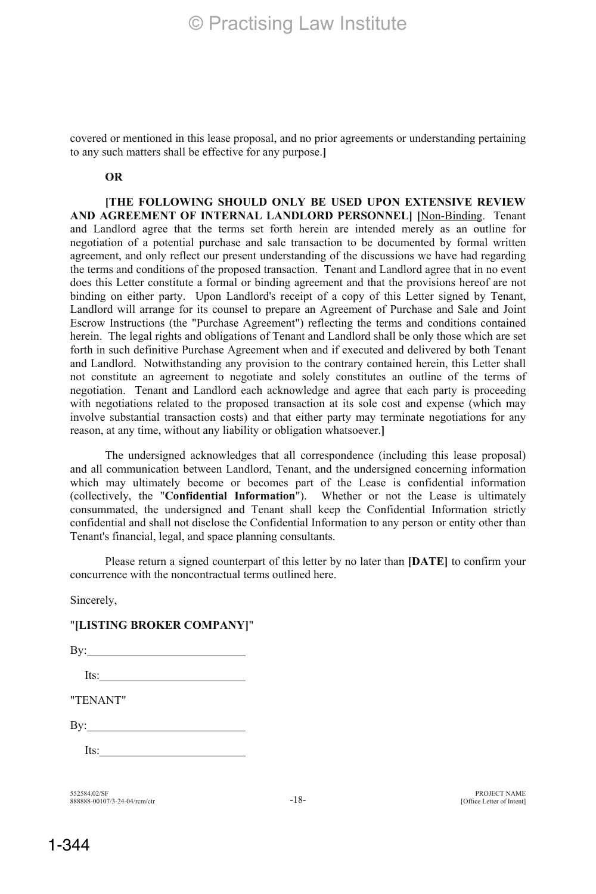covered or mentioned in this lease proposal, and no prior agreements or understanding pertaining to any such matters shall be effective for any purpose.**]**

**OR**

**[THE FOLLOWING SHOULD ONLY BE USED UPON EXTENSIVE REVIEW AND AGREEMENT OF INTERNAL LANDLORD PERSONNEL] [**<u>Non-Binding</u>. Tenant and Landlord agree that the terms set forth herein are intended merely as an outline for negotiation of a potential purchase and sale transaction to be documented by formal written agreement, and only reflect our present understanding of the discussions we have had regarding the terms and conditions of the proposed transaction. Tenant and Landlord agree that in no event does this Letter constitute a formal or binding agreement and that the provisions hereof are not binding on either party. Upon Landlord's receipt of a copy of this Letter signed by Tenant, Landlord will arrange for its counsel to prepare an Agreement of Purchase and Sale and Joint Escrow Instructions (the "Purchase Agreement") reflecting the terms and conditions contained herein. The legal rights and obligations of Tenant and Landlord shall be only those which are set forth in such definitive Purchase Agreement when and if executed and delivered by both Tenant and Landlord. Notwithstanding any provision to the contrary contained herein, this Letter shall not constitute an agreement to negotiate and solely constitutes an outline of the terms of negotiation. Tenant and Landlord each acknowledge and agree that each party is proceeding with negotiations related to the proposed transaction at its sole cost and expense (which may involve substantial transaction costs) and that either party may terminate negotiations for any reason, at any time, without any liability or obligation whatsoever.**]**

The undersigned acknowledges that all correspondence (including this lease proposal) and all communication between Landlord, Tenant, and the undersigned concerning information which may ultimately become or becomes part of the Lease is confidential information (collectively, the "**Confidential Information**"). Whether or not the Lease is ultimately consummated, the undersigned and Tenant shall keep the Confidential Information strictly confidential and shall not disclose the Confidential Information to any person or entity other than Tenant's financial, legal, and space planning consultants.

Please return a signed counterpart of this letter by no later than **[DATE]** to confirm your concurrence with the noncontractual terms outlined here.

Sincerely,

"**[LISTING BROKER COMPANY]**"

By:\_\_\_\_\_\_\_\_\_\_\_\_\_\_\_\_\_\_\_\_\_\_\_\_\_\_\_\_

Its:\_\_\_\_\_\_\_\_\_\_\_\_\_\_\_\_\_\_\_\_\_\_\_\_\_\_

"TENANT"

By:\_\_\_\_\_\_\_\_\_\_\_\_\_\_\_\_\_\_\_\_\_\_\_\_\_\_\_\_

Its:\_\_\_\_\_\_\_\_\_\_\_\_\_\_\_\_\_\_\_\_\_\_\_\_\_\_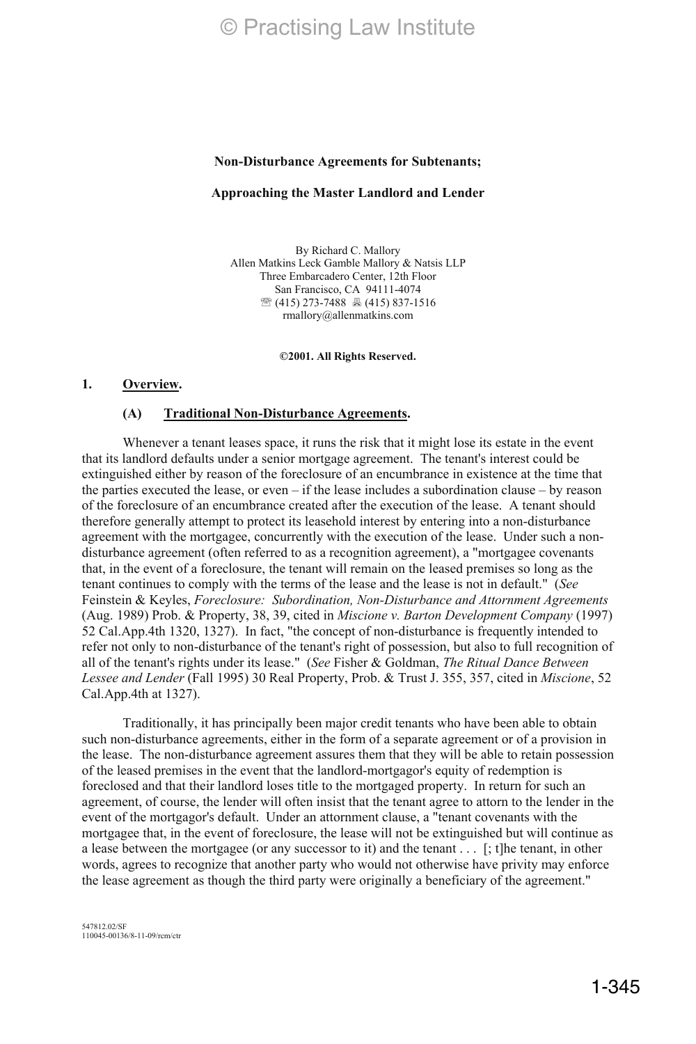**Non-Disturbance Agreements for Subtenants;**

**Approaching the Master Landlord and Lender**

By Richard C. Mallory
Allen Matkins Leck Gamble Mallory & Natsis LLP
Three Embarcadero Center, 12th Floor
San Francisco, CA 94111-4074
☏ (415) 273-7488 🖷 (415) 837-1516
rmallory@allenmatkins.com

**©2001. All Rights Reserved.**

## 1. Overview.

### (A) Traditional Non-Disturbance Agreements.

Whenever a tenant leases space, it runs the risk that it might lose its estate in the event that its landlord defaults under a senior mortgage agreement. The tenant's interest could be extinguished either by reason of the foreclosure of an encumbrance in existence at the time that the parties executed the lease, or even – if the lease includes a subordination clause – by reason of the foreclosure of an encumbrance created after the execution of the lease. A tenant should therefore generally attempt to protect its leasehold interest by entering into a non-disturbance agreement with the mortgagee, concurrently with the execution of the lease. Under such a non-disturbance agreement (often referred to as a recognition agreement), a "mortgagee covenants that, in the event of a foreclosure, the tenant will remain on the leased premises so long as the tenant continues to comply with the terms of the lease and the lease is not in default." (*See* Feinstein & Keyles, *Foreclosure: Subordination, Non-Disturbance and Attornment Agreements* (Aug. 1989) Prob. & Property, 38, 39, cited in *Miscione v. Barton Development Company* (1997) 52 Cal.App.4th 1320, 1327). In fact, "the concept of non-disturbance is frequently intended to refer not only to non-disturbance of the tenant's right of possession, but also to full recognition of all of the tenant's rights under its lease." (*See* Fisher & Goldman, *The Ritual Dance Between Lessee and Lender* (Fall 1995) 30 Real Property, Prob. & Trust J. 355, 357, cited in *Miscione*, 52 Cal.App.4th at 1327).

Traditionally, it has principally been major credit tenants who have been able to obtain such non-disturbance agreements, either in the form of a separate agreement or of a provision in the lease. The non-disturbance agreement assures them that they will be able to retain possession of the leased premises in the event that the landlord-mortgagor's equity of redemption is foreclosed and that their landlord loses title to the mortgaged property. In return for such an agreement, of course, the lender will often insist that the tenant agree to attorn to the lender in the event of the mortgagor's default. Under an attornment clause, a "tenant covenants with the mortgagee that, in the event of foreclosure, the lease will not be extinguished but will continue as a lease between the mortgagee (or any successor to it) and the tenant . . . [; t]he tenant, in other words, agrees to recognize that another party who would not otherwise have privity may enforce the lease agreement as though the third party were originally a beneficiary of the agreement."

547812.02/SF
110045-00136/8-11-09/rcm/ctr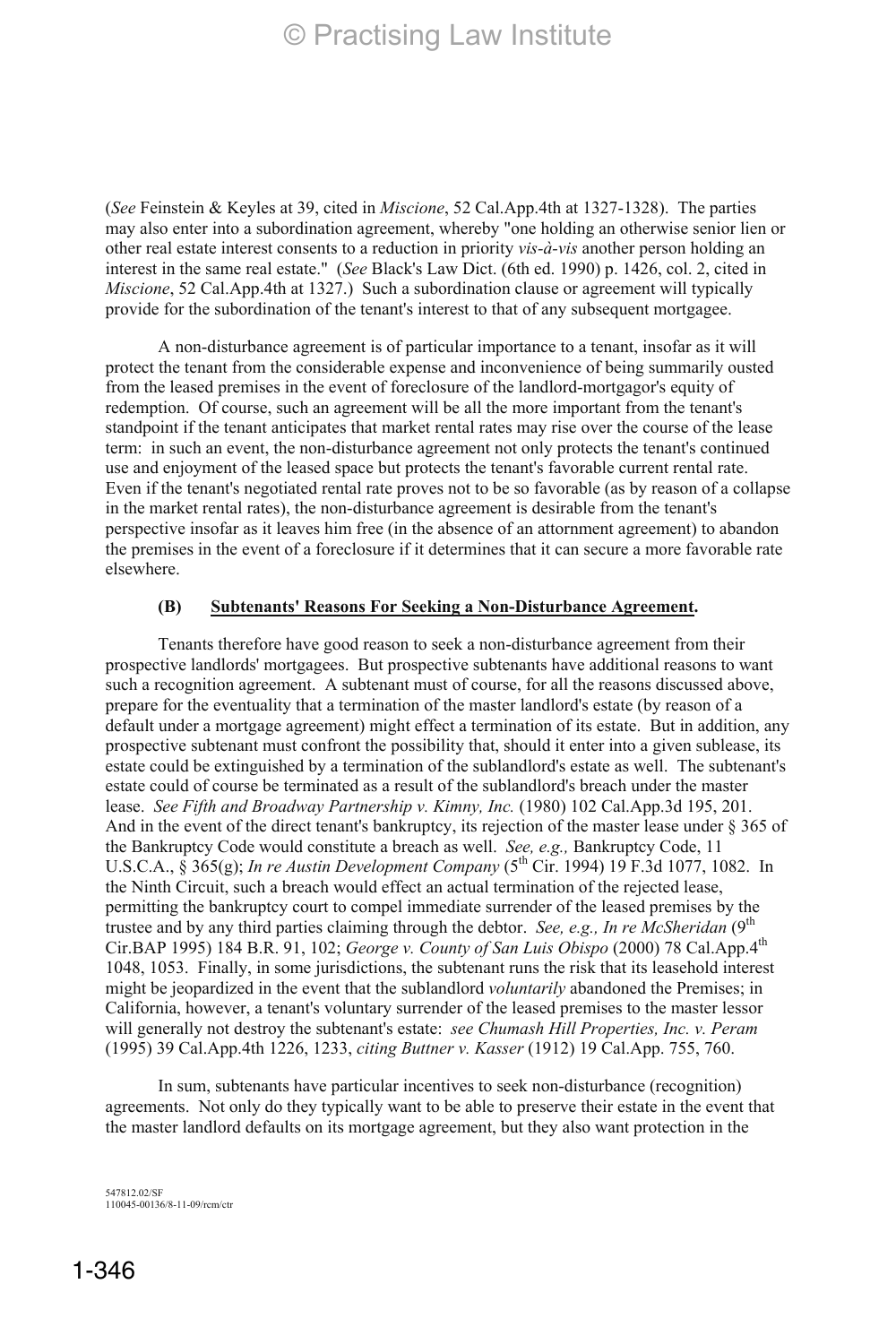(*See* Feinstein & Keyles at 39, cited in *Miscione*, 52 Cal.App.4th at 1327-1328). The parties may also enter into a subordination agreement, whereby "one holding an otherwise senior lien or other real estate interest consents to a reduction in priority *vis-à-vis* another person holding an interest in the same real estate." (*See* Black's Law Dict. (6th ed. 1990) p. 1426, col. 2, cited in *Miscione*, 52 Cal.App.4th at 1327.) Such a subordination clause or agreement will typically provide for the subordination of the tenant's interest to that of any subsequent mortgagee.

A non-disturbance agreement is of particular importance to a tenant, insofar as it will protect the tenant from the considerable expense and inconvenience of being summarily ousted from the leased premises in the event of foreclosure of the landlord-mortgagor's equity of redemption. Of course, such an agreement will be all the more important from the tenant's standpoint if the tenant anticipates that market rental rates may rise over the course of the lease term: in such an event, the non-disturbance agreement not only protects the tenant's continued use and enjoyment of the leased space but protects the tenant's favorable current rental rate. Even if the tenant's negotiated rental rate proves not to be so favorable (as by reason of a collapse in the market rental rates), the non-disturbance agreement is desirable from the tenant's perspective insofar as it leaves him free (in the absence of an attornment agreement) to abandon the premises in the event of a foreclosure if it determines that it can secure a more favorable rate elsewhere.

**(B) <u>Subtenants' Reasons For Seeking a Non-Disturbance Agreement</u>.**

Tenants therefore have good reason to seek a non-disturbance agreement from their prospective landlords' mortgagees. But prospective subtenants have additional reasons to want such a recognition agreement. A subtenant must of course, for all the reasons discussed above, prepare for the eventuality that a termination of the master landlord's estate (by reason of a default under a mortgage agreement) might effect a termination of its estate. But in addition, any prospective subtenant must confront the possibility that, should it enter into a given sublease, its estate could be extinguished by a termination of the sublandlord's estate as well. The subtenant's estate could of course be terminated as a result of the sublandlord's breach under the master lease. *See Fifth and Broadway Partnership v. Kimny, Inc.* (1980) 102 Cal.App.3d 195, 201. And in the event of the direct tenant's bankruptcy, its rejection of the master lease under § 365 of the Bankruptcy Code would constitute a breach as well. *See, e.g.,* Bankruptcy Code, 11 U.S.C.A., § 365(g); *In re Austin Development Company* (5th Cir. 1994) 19 F.3d 1077, 1082. In the Ninth Circuit, such a breach would effect an actual termination of the rejected lease, permitting the bankruptcy court to compel immediate surrender of the leased premises by the trustee and by any third parties claiming through the debtor. *See, e.g., In re McSheridan* (9th Cir.BAP 1995) 184 B.R. 91, 102; *George v. County of San Luis Obispo* (2000) 78 Cal.App.4th 1048, 1053. Finally, in some jurisdictions, the subtenant runs the risk that its leasehold interest might be jeopardized in the event that the sublandlord *voluntarily* abandoned the Premises; in California, however, a tenant's voluntary surrender of the leased premises to the master lessor will generally not destroy the subtenant's estate: *see Chumash Hill Properties, Inc. v. Peram* (1995) 39 Cal.App.4th 1226, 1233, *citing Buttner v. Kasser* (1912) 19 Cal.App. 755, 760.

In sum, subtenants have particular incentives to seek non-disturbance (recognition) agreements. Not only do they typically want to be able to preserve their estate in the event that the master landlord defaults on its mortgage agreement, but they also want protection in the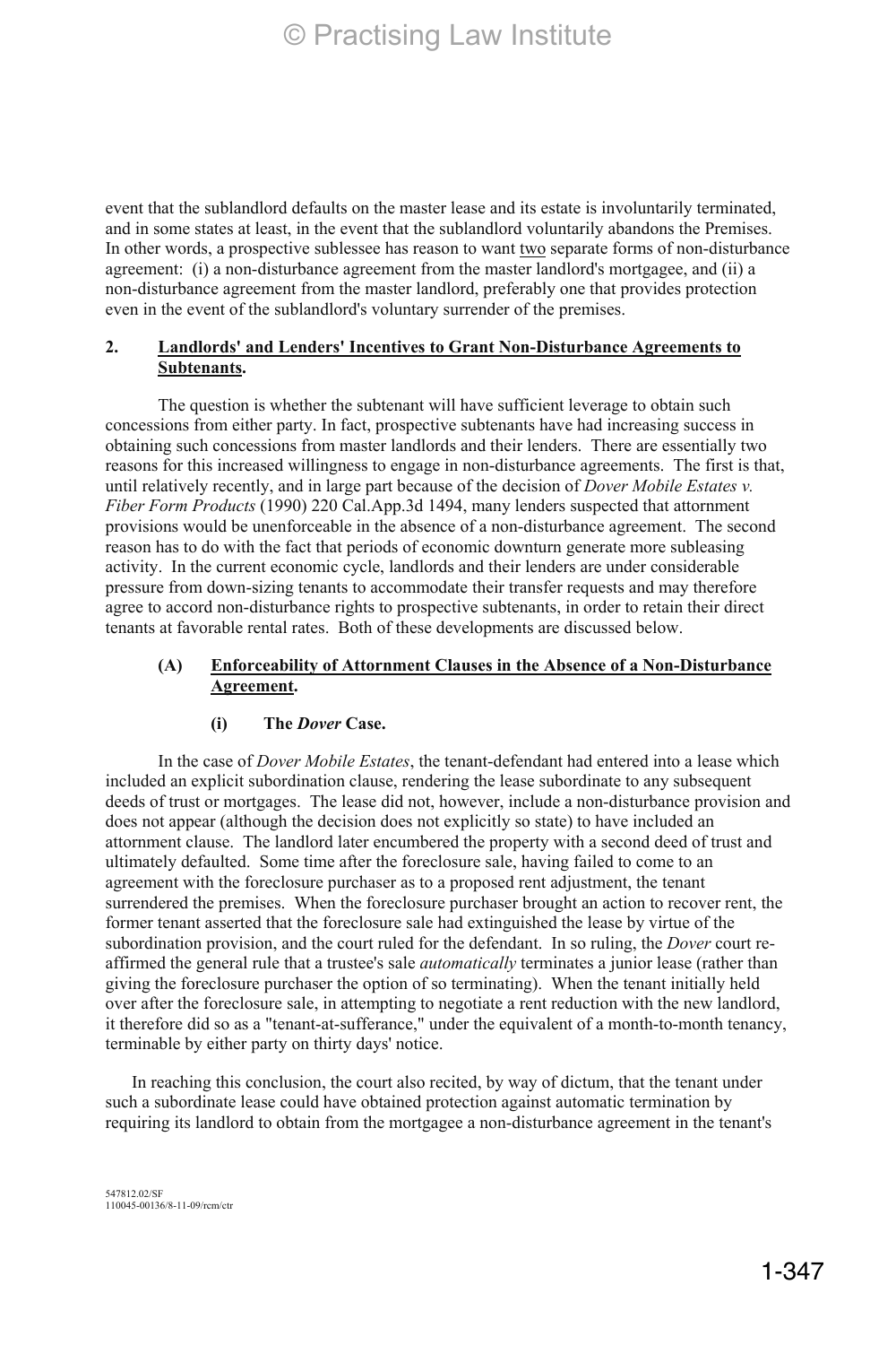event that the sublandlord defaults on the master lease and its estate is involuntarily terminated, and in some states at least, in the event that the sublandlord voluntarily abandons the Premises. In other words, a prospective sublessee has reason to want two separate forms of non-disturbance agreement: (i) a non-disturbance agreement from the master landlord's mortgagee, and (ii) a non-disturbance agreement from the master landlord, preferably one that provides protection even in the event of the sublandlord's voluntary surrender of the premises.

## 2. Landlords' and Lenders' Incentives to Grant Non-Disturbance Agreements to Subtenants.

The question is whether the subtenant will have sufficient leverage to obtain such concessions from either party. In fact, prospective subtenants have had increasing success in obtaining such concessions from master landlords and their lenders. There are essentially two reasons for this increased willingness to engage in non-disturbance agreements. The first is that, until relatively recently, and in large part because of the decision of *Dover Mobile Estates v. Fiber Form Products* (1990) 220 Cal.App.3d 1494, many lenders suspected that attornment provisions would be unenforceable in the absence of a non-disturbance agreement. The second reason has to do with the fact that periods of economic downturn generate more subleasing activity. In the current economic cycle, landlords and their lenders are under considerable pressure from down-sizing tenants to accommodate their transfer requests and may therefore agree to accord non-disturbance rights to prospective subtenants, in order to retain their direct tenants at favorable rental rates. Both of these developments are discussed below.

### (A) Enforceability of Attornment Clauses in the Absence of a Non-Disturbance Agreement.

#### (i) The *Dover* Case.

In the case of *Dover Mobile Estates*, the tenant-defendant had entered into a lease which included an explicit subordination clause, rendering the lease subordinate to any subsequent deeds of trust or mortgages. The lease did not, however, include a non-disturbance provision and does not appear (although the decision does not explicitly so state) to have included an attornment clause. The landlord later encumbered the property with a second deed of trust and ultimately defaulted. Some time after the foreclosure sale, having failed to come to an agreement with the foreclosure purchaser as to a proposed rent adjustment, the tenant surrendered the premises. When the foreclosure purchaser brought an action to recover rent, the former tenant asserted that the foreclosure sale had extinguished the lease by virtue of the subordination provision, and the court ruled for the defendant. In so ruling, the *Dover* court re-affirmed the general rule that a trustee's sale *automatically* terminates a junior lease (rather than giving the foreclosure purchaser the option of so terminating). When the tenant initially held over after the foreclosure sale, in attempting to negotiate a rent reduction with the new landlord, it therefore did so as a "tenant-at-sufferance," under the equivalent of a month-to-month tenancy, terminable by either party on thirty days' notice.

In reaching this conclusion, the court also recited, by way of dictum, that the tenant under such a subordinate lease could have obtained protection against automatic termination by requiring its landlord to obtain from the mortgagee a non-disturbance agreement in the tenant's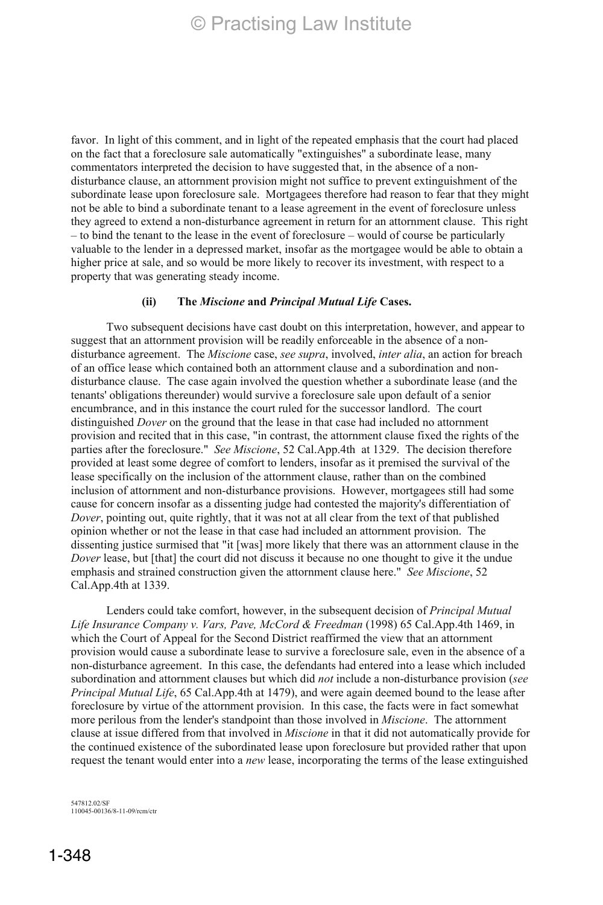favor. In light of this comment, and in light of the repeated emphasis that the court had placed on the fact that a foreclosure sale automatically "extinguishes" a subordinate lease, many commentators interpreted the decision to have suggested that, in the absence of a non-disturbance clause, an attornment provision might not suffice to prevent extinguishment of the subordinate lease upon foreclosure sale. Mortgagees therefore had reason to fear that they might not be able to bind a subordinate tenant to a lease agreement in the event of foreclosure unless they agreed to extend a non-disturbance agreement in return for an attornment clause. This right – to bind the tenant to the lease in the event of foreclosure – would of course be particularly valuable to the lender in a depressed market, insofar as the mortgagee would be able to obtain a higher price at sale, and so would be more likely to recover its investment, with respect to a property that was generating steady income.

#### (ii) The *Miscione* and *Principal Mutual Life* Cases.

Two subsequent decisions have cast doubt on this interpretation, however, and appear to suggest that an attornment provision will be readily enforceable in the absence of a non-disturbance agreement. The *Miscione* case, *see supra*, involved, *inter alia*, an action for breach of an office lease which contained both an attornment clause and a subordination and non-disturbance clause. The case again involved the question whether a subordinate lease (and the tenants' obligations thereunder) would survive a foreclosure sale upon default of a senior encumbrance, and in this instance the court ruled for the successor landlord. The court distinguished *Dover* on the ground that the lease in that case had included no attornment provision and recited that in this case, "in contrast, the attornment clause fixed the rights of the parties after the foreclosure." *See Miscione*, 52 Cal.App.4th at 1329. The decision therefore provided at least some degree of comfort to lenders, insofar as it premised the survival of the lease specifically on the inclusion of the attornment clause, rather than on the combined inclusion of attornment and non-disturbance provisions. However, mortgagees still had some cause for concern insofar as a dissenting judge had contested the majority's differentiation of *Dover*, pointing out, quite rightly, that it was not at all clear from the text of that published opinion whether or not the lease in that case had included an attornment provision. The dissenting justice surmised that "it [was] more likely that there was an attornment clause in the *Dover* lease, but [that] the court did not discuss it because no one thought to give it the undue emphasis and strained construction given the attornment clause here." *See Miscione*, 52 Cal.App.4th at 1339.

Lenders could take comfort, however, in the subsequent decision of *Principal Mutual Life Insurance Company v. Vars, Pave, McCord & Freedman* (1998) 65 Cal.App.4th 1469, in which the Court of Appeal for the Second District reaffirmed the view that an attornment provision would cause a subordinate lease to survive a foreclosure sale, even in the absence of a non-disturbance agreement. In this case, the defendants had entered into a lease which included subordination and attornment clauses but which did *not* include a non-disturbance provision (*see Principal Mutual Life*, 65 Cal.App.4th at 1479), and were again deemed bound to the lease after foreclosure by virtue of the attornment provision. In this case, the facts were in fact somewhat more perilous from the lender's standpoint than those involved in *Miscione*. The attornment clause at issue differed from that involved in *Miscione* in that it did not automatically provide for the continued existence of the subordinated lease upon foreclosure but provided rather that upon request the tenant would enter into a *new* lease, incorporating the terms of the lease extinguished

547812.02/SF
110045-00136/8-11-09/rcm/ctr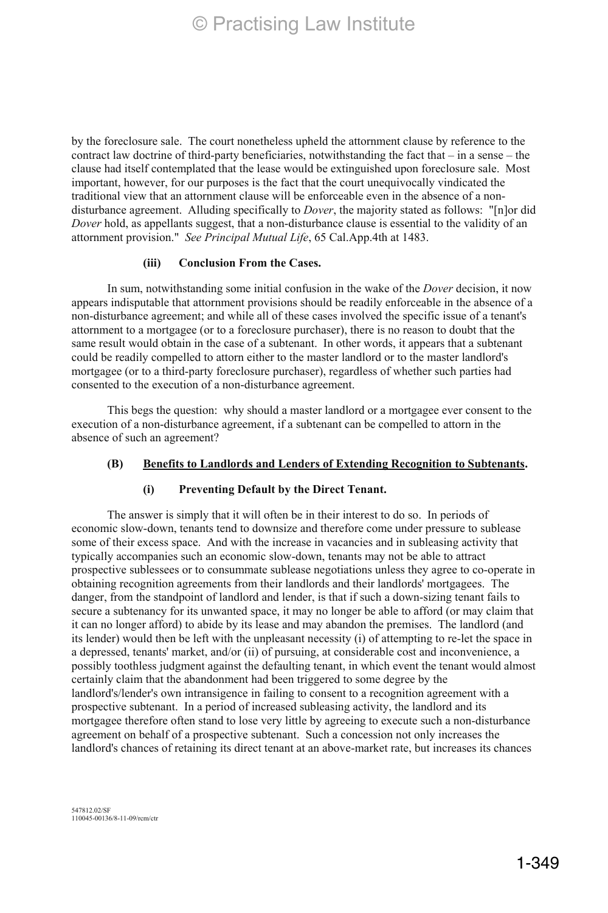by the foreclosure sale. The court nonetheless upheld the attornment clause by reference to the contract law doctrine of third-party beneficiaries, notwithstanding the fact that – in a sense – the clause had itself contemplated that the lease would be extinguished upon foreclosure sale. Most important, however, for our purposes is the fact that the court unequivocally vindicated the traditional view that an attornment clause will be enforceable even in the absence of a non-disturbance agreement. Alluding specifically to *Dover*, the majority stated as follows: "[n]or did *Dover* hold, as appellants suggest, that a non-disturbance clause is essential to the validity of an attornment provision." *See Principal Mutual Life*, 65 Cal.App.4th at 1483.

**(iii) Conclusion From the Cases.**

In sum, notwithstanding some initial confusion in the wake of the *Dover* decision, it now appears indisputable that attornment provisions should be readily enforceable in the absence of a non-disturbance agreement; and while all of these cases involved the specific issue of a tenant's attornment to a mortgagee (or to a foreclosure purchaser), there is no reason to doubt that the same result would obtain in the case of a subtenant. In other words, it appears that a subtenant could be readily compelled to attorn either to the master landlord or to the master landlord's mortgagee (or to a third-party foreclosure purchaser), regardless of whether such parties had consented to the execution of a non-disturbance agreement.

This begs the question: why should a master landlord or a mortgagee ever consent to the execution of a non-disturbance agreement, if a subtenant can be compelled to attorn in the absence of such an agreement?

**(B) <u>Benefits to Landlords and Lenders of Extending Recognition to Subtenants</u>.**

**(i) Preventing Default by the Direct Tenant.**

The answer is simply that it will often be in their interest to do so. In periods of economic slow-down, tenants tend to downsize and therefore come under pressure to sublease some of their excess space. And with the increase in vacancies and in subleasing activity that typically accompanies such an economic slow-down, tenants may not be able to attract prospective sublessees or to consummate sublease negotiations unless they agree to co-operate in obtaining recognition agreements from their landlords and their landlords' mortgagees. The danger, from the standpoint of landlord and lender, is that if such a down-sizing tenant fails to secure a subtenancy for its unwanted space, it may no longer be able to afford (or may claim that it can no longer afford) to abide by its lease and may abandon the premises. The landlord (and its lender) would then be left with the unpleasant necessity (i) of attempting to re-let the space in a depressed, tenants' market, and/or (ii) of pursuing, at considerable cost and inconvenience, a possibly toothless judgment against the defaulting tenant, in which event the tenant would almost certainly claim that the abandonment had been triggered to some degree by the landlord's/lender's own intransigence in failing to consent to a recognition agreement with a prospective subtenant. In a period of increased subleasing activity, the landlord and its mortgagee therefore often stand to lose very little by agreeing to execute such a non-disturbance agreement on behalf of a prospective subtenant. Such a concession not only increases the landlord's chances of retaining its direct tenant at an above-market rate, but increases its chances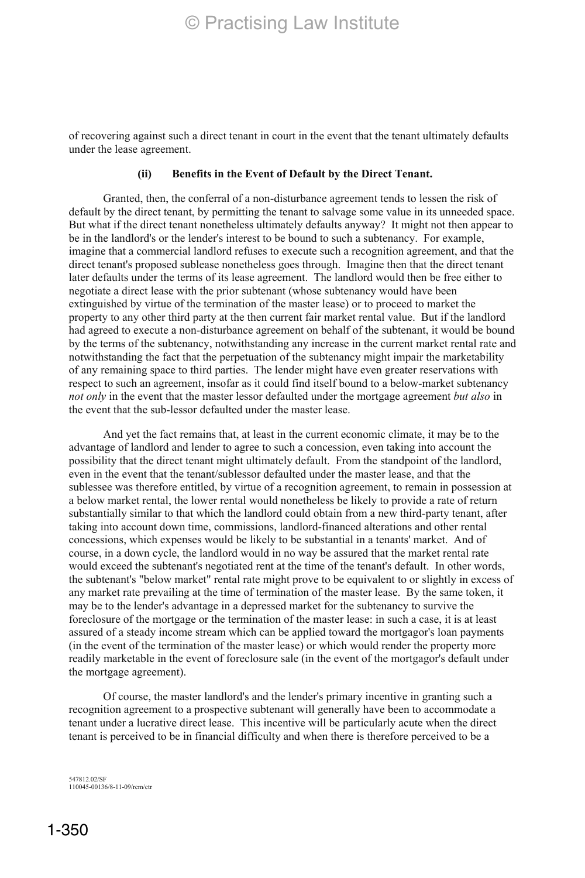of recovering against such a direct tenant in court in the event that the tenant ultimately defaults under the lease agreement.

**(ii) Benefits in the Event of Default by the Direct Tenant.**

Granted, then, the conferral of a non-disturbance agreement tends to lessen the risk of default by the direct tenant, by permitting the tenant to salvage some value in its unneeded space. But what if the direct tenant nonetheless ultimately defaults anyway? It might not then appear to be in the landlord's or the lender's interest to be bound to such a subtenancy. For example, imagine that a commercial landlord refuses to execute such a recognition agreement, and that the direct tenant's proposed sublease nonetheless goes through. Imagine then that the direct tenant later defaults under the terms of its lease agreement. The landlord would then be free either to negotiate a direct lease with the prior subtenant (whose subtenancy would have been extinguished by virtue of the termination of the master lease) or to proceed to market the property to any other third party at the then current fair market rental value. But if the landlord had agreed to execute a non-disturbance agreement on behalf of the subtenant, it would be bound by the terms of the subtenancy, notwithstanding any increase in the current market rental rate and notwithstanding the fact that the perpetuation of the subtenancy might impair the marketability of any remaining space to third parties. The lender might have even greater reservations with respect to such an agreement, insofar as it could find itself bound to a below-market subtenancy *not only* in the event that the master lessor defaulted under the mortgage agreement *but also* in the event that the sub-lessor defaulted under the master lease.

And yet the fact remains that, at least in the current economic climate, it may be to the advantage of landlord and lender to agree to such a concession, even taking into account the possibility that the direct tenant might ultimately default. From the standpoint of the landlord, even in the event that the tenant/sublessor defaulted under the master lease, and that the sublessee was therefore entitled, by virtue of a recognition agreement, to remain in possession at a below market rental, the lower rental would nonetheless be likely to provide a rate of return substantially similar to that which the landlord could obtain from a new third-party tenant, after taking into account down time, commissions, landlord-financed alterations and other rental concessions, which expenses would be likely to be substantial in a tenants' market. And of course, in a down cycle, the landlord would in no way be assured that the market rental rate would exceed the subtenant's negotiated rent at the time of the tenant's default. In other words, the subtenant's "below market" rental rate might prove to be equivalent to or slightly in excess of any market rate prevailing at the time of termination of the master lease. By the same token, it may be to the lender's advantage in a depressed market for the subtenancy to survive the foreclosure of the mortgage or the termination of the master lease: in such a case, it is at least assured of a steady income stream which can be applied toward the mortgagor's loan payments (in the event of the termination of the master lease) or which would render the property more readily marketable in the event of foreclosure sale (in the event of the mortgagor's default under the mortgage agreement).

Of course, the master landlord's and the lender's primary incentive in granting such a recognition agreement to a prospective subtenant will generally have been to accommodate a tenant under a lucrative direct lease. This incentive will be particularly acute when the direct tenant is perceived to be in financial difficulty and when there is therefore perceived to be a

547812.02/SF
110045-00136/8-11-09/rcm/ctr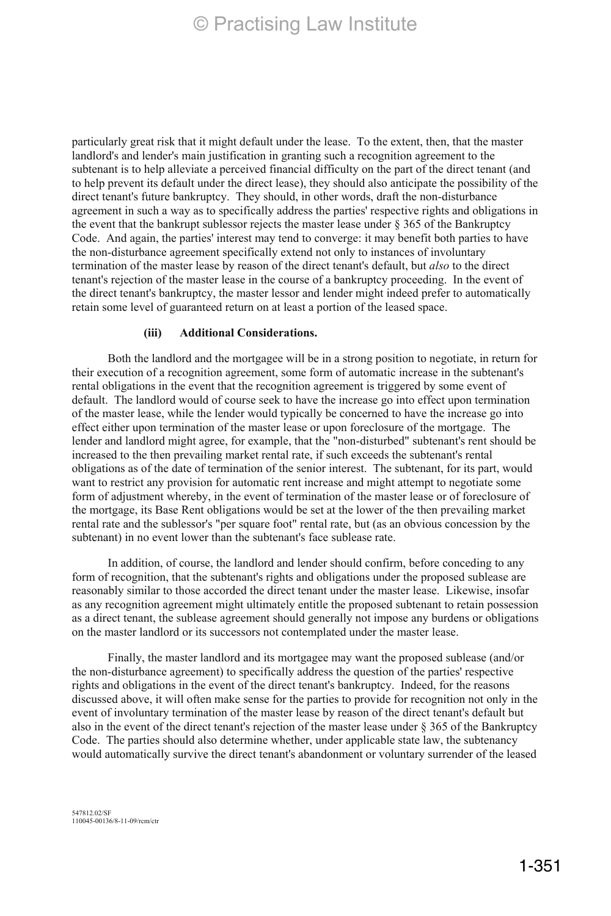particularly great risk that it might default under the lease. To the extent, then, that the master landlord's and lender's main justification in granting such a recognition agreement to the subtenant is to help alleviate a perceived financial difficulty on the part of the direct tenant (and to help prevent its default under the direct lease), they should also anticipate the possibility of the direct tenant's future bankruptcy. They should, in other words, draft the non-disturbance agreement in such a way as to specifically address the parties' respective rights and obligations in the event that the bankrupt sublessor rejects the master lease under § 365 of the Bankruptcy Code. And again, the parties' interest may tend to converge: it may benefit both parties to have the non-disturbance agreement specifically extend not only to instances of involuntary termination of the master lease by reason of the direct tenant's default, but *also* to the direct tenant's rejection of the master lease in the course of a bankruptcy proceeding. In the event of the direct tenant's bankruptcy, the master lessor and lender might indeed prefer to automatically retain some level of guaranteed return on at least a portion of the leased space.

**(iii) Additional Considerations.**

Both the landlord and the mortgagee will be in a strong position to negotiate, in return for their execution of a recognition agreement, some form of automatic increase in the subtenant's rental obligations in the event that the recognition agreement is triggered by some event of default. The landlord would of course seek to have the increase go into effect upon termination of the master lease, while the lender would typically be concerned to have the increase go into effect either upon termination of the master lease or upon foreclosure of the mortgage. The lender and landlord might agree, for example, that the "non-disturbed" subtenant's rent should be increased to the then prevailing market rental rate, if such exceeds the subtenant's rental obligations as of the date of termination of the senior interest. The subtenant, for its part, would want to restrict any provision for automatic rent increase and might attempt to negotiate some form of adjustment whereby, in the event of termination of the master lease or of foreclosure of the mortgage, its Base Rent obligations would be set at the lower of the then prevailing market rental rate and the sublessor's "per square foot" rental rate, but (as an obvious concession by the subtenant) in no event lower than the subtenant's face sublease rate.

In addition, of course, the landlord and lender should confirm, before conceding to any form of recognition, that the subtenant's rights and obligations under the proposed sublease are reasonably similar to those accorded the direct tenant under the master lease. Likewise, insofar as any recognition agreement might ultimately entitle the proposed subtenant to retain possession as a direct tenant, the sublease agreement should generally not impose any burdens or obligations on the master landlord or its successors not contemplated under the master lease.

Finally, the master landlord and its mortgagee may want the proposed sublease (and/or the non-disturbance agreement) to specifically address the question of the parties' respective rights and obligations in the event of the direct tenant's bankruptcy. Indeed, for the reasons discussed above, it will often make sense for the parties to provide for recognition not only in the event of involuntary termination of the master lease by reason of the direct tenant's default but also in the event of the direct tenant's rejection of the master lease under § 365 of the Bankruptcy Code. The parties should also determine whether, under applicable state law, the subtenancy would automatically survive the direct tenant's abandonment or voluntary surrender of the leased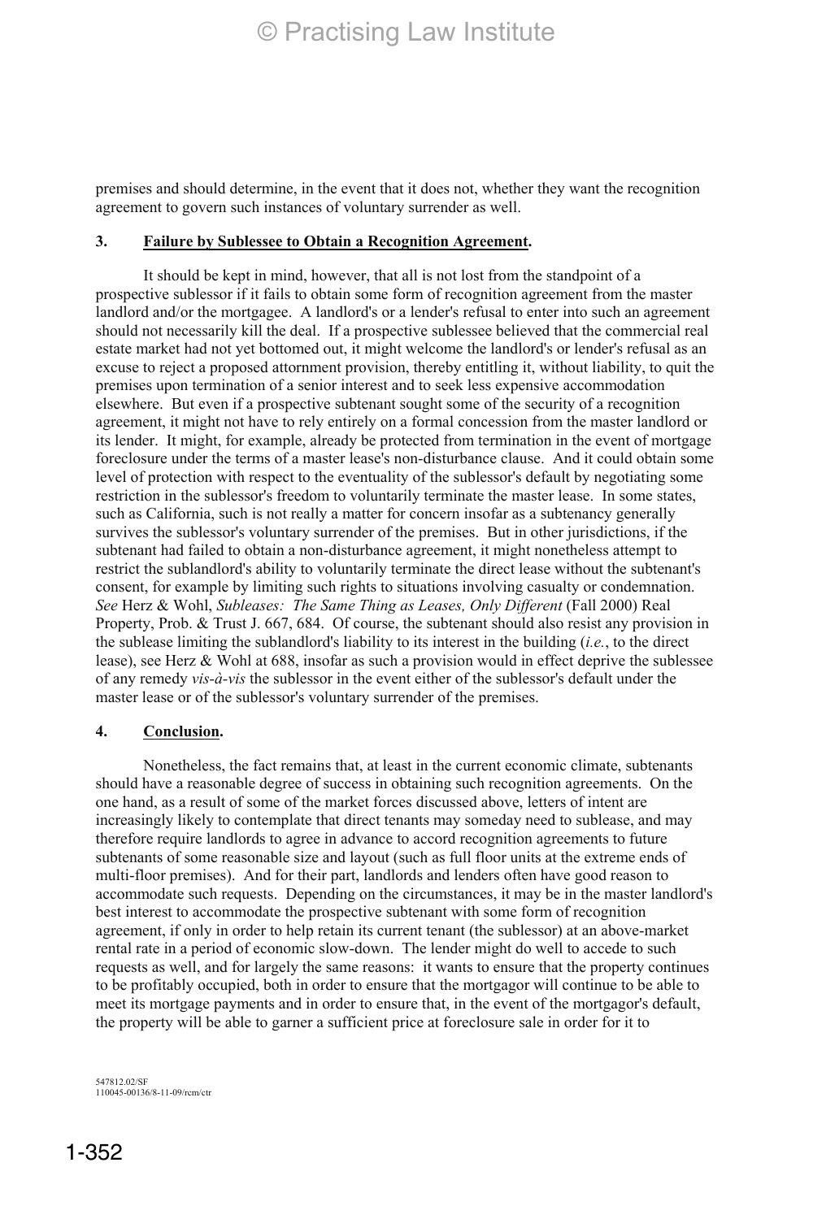premises and should determine, in the event that it does not, whether they want the recognition agreement to govern such instances of voluntary surrender as well.

**3. Failure by Sublessee to Obtain a Recognition Agreement.**

It should be kept in mind, however, that all is not lost from the standpoint of a prospective sublessor if it fails to obtain some form of recognition agreement from the master landlord and/or the mortgagee. A landlord's or a lender's refusal to enter into such an agreement should not necessarily kill the deal. If a prospective sublessee believed that the commercial real estate market had not yet bottomed out, it might welcome the landlord's or lender's refusal as an excuse to reject a proposed attornment provision, thereby entitling it, without liability, to quit the premises upon termination of a senior interest and to seek less expensive accommodation elsewhere. But even if a prospective subtenant sought some of the security of a recognition agreement, it might not have to rely entirely on a formal concession from the master landlord or its lender. It might, for example, already be protected from termination in the event of mortgage foreclosure under the terms of a master lease's non-disturbance clause. And it could obtain some level of protection with respect to the eventuality of the sublessor's default by negotiating some restriction in the sublessor's freedom to voluntarily terminate the master lease. In some states, such as California, such is not really a matter for concern insofar as a subtenancy generally survives the sublessor's voluntary surrender of the premises. But in other jurisdictions, if the subtenant had failed to obtain a non-disturbance agreement, it might nonetheless attempt to restrict the sublandlord's ability to voluntarily terminate the direct lease without the subtenant's consent, for example by limiting such rights to situations involving casualty or condemnation. *See* Herz & Wohl, *Subleases: The Same Thing as Leases, Only Different* (Fall 2000) Real Property, Prob. & Trust J. 667, 684. Of course, the subtenant should also resist any provision in the sublease limiting the sublandlord's liability to its interest in the building (*i.e.*, to the direct lease), see Herz & Wohl at 688, insofar as such a provision would in effect deprive the sublessee of any remedy *vis-à-vis* the sublessor in the event either of the sublessor's default under the master lease or of the sublessor's voluntary surrender of the premises.

**4. Conclusion.**

Nonetheless, the fact remains that, at least in the current economic climate, subtenants should have a reasonable degree of success in obtaining such recognition agreements. On the one hand, as a result of some of the market forces discussed above, letters of intent are increasingly likely to contemplate that direct tenants may someday need to sublease, and may therefore require landlords to agree in advance to accord recognition agreements to future subtenants of some reasonable size and layout (such as full floor units at the extreme ends of multi-floor premises). And for their part, landlords and lenders often have good reason to accommodate such requests. Depending on the circumstances, it may be in the master landlord's best interest to accommodate the prospective subtenant with some form of recognition agreement, if only in order to help retain its current tenant (the sublessor) at an above-market rental rate in a period of economic slow-down. The lender might do well to accede to such requests as well, and for largely the same reasons: it wants to ensure that the property continues to be profitably occupied, both in order to ensure that the mortgagor will continue to be able to meet its mortgage payments and in order to ensure that, in the event of the mortgagor's default, the property will be able to garner a sufficient price at foreclosure sale in order for it to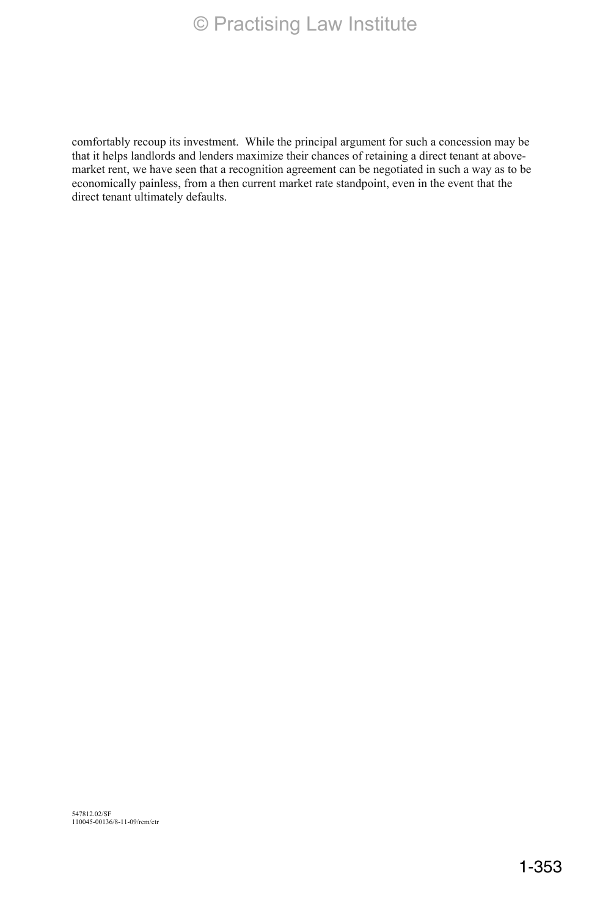comfortably recoup its investment. While the principal argument for such a concession may be that it helps landlords and lenders maximize their chances of retaining a direct tenant at above-market rent, we have seen that a recognition agreement can be negotiated in such a way as to be economically painless, from a then current market rate standpoint, even in the event that the direct tenant ultimately defaults.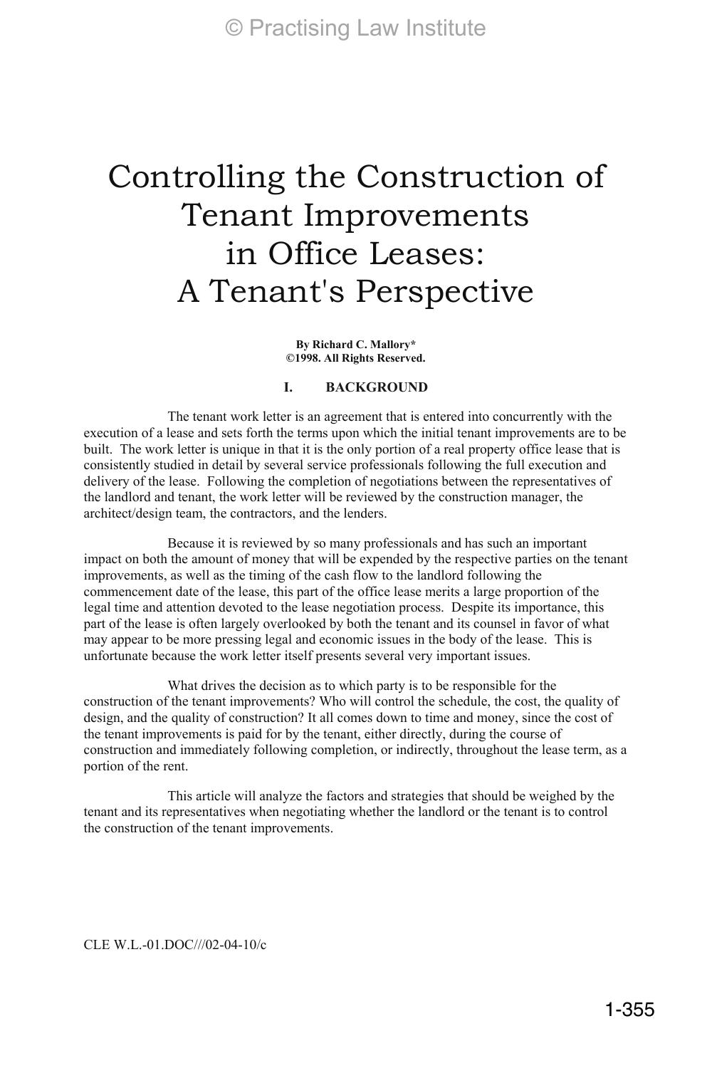# Controlling the Construction of Tenant Improvements in Office Leases: A Tenant's Perspective

**By Richard C. Mallory***
**©1998. All Rights Reserved.**

## I. BACKGROUND

The tenant work letter is an agreement that is entered into concurrently with the execution of a lease and sets forth the terms upon which the initial tenant improvements are to be built. The work letter is unique in that it is the only portion of a real property office lease that is consistently studied in detail by several service professionals following the full execution and delivery of the lease. Following the completion of negotiations between the representatives of the landlord and tenant, the work letter will be reviewed by the construction manager, the architect/design team, the contractors, and the lenders.

Because it is reviewed by so many professionals and has such an important impact on both the amount of money that will be expended by the respective parties on the tenant improvements, as well as the timing of the cash flow to the landlord following the commencement date of the lease, this part of the office lease merits a large proportion of the legal time and attention devoted to the lease negotiation process. Despite its importance, this part of the lease is often largely overlooked by both the tenant and its counsel in favor of what may appear to be more pressing legal and economic issues in the body of the lease. This is unfortunate because the work letter itself presents several very important issues.

What drives the decision as to which party is to be responsible for the construction of the tenant improvements? Who will control the schedule, the cost, the quality of design, and the quality of construction? It all comes down to time and money, since the cost of the tenant improvements is paid for by the tenant, either directly, during the course of construction and immediately following completion, or indirectly, throughout the lease term, as a portion of the rent.

This article will analyze the factors and strategies that should be weighed by the tenant and its representatives when negotiating whether the landlord or the tenant is to control the construction of the tenant improvements.

CLE W.L.-01.DOC///02-04-10/c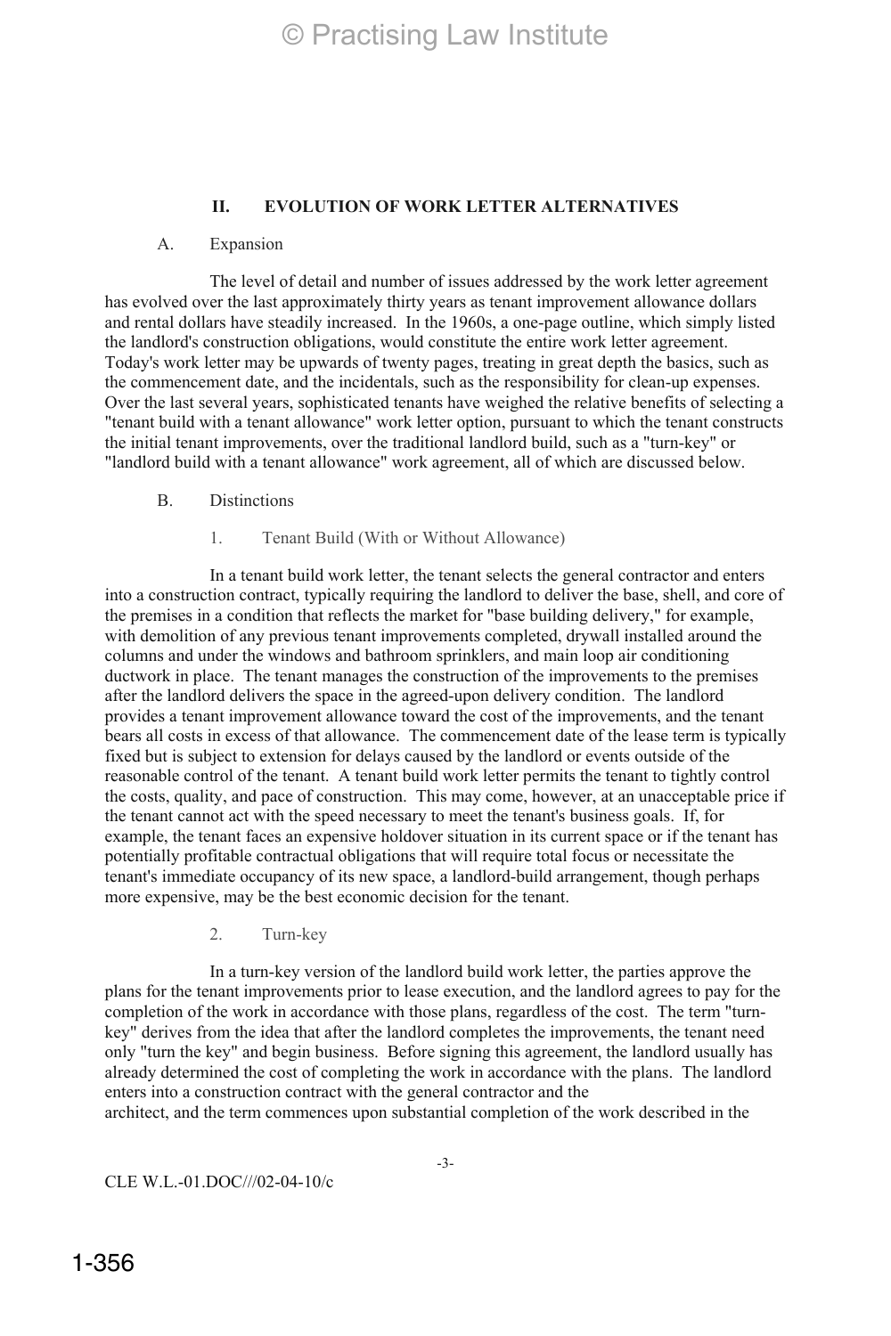## II. EVOLUTION OF WORK LETTER ALTERNATIVES

### A. Expansion

The level of detail and number of issues addressed by the work letter agreement has evolved over the last approximately thirty years as tenant improvement allowance dollars and rental dollars have steadily increased. In the 1960s, a one-page outline, which simply listed the landlord's construction obligations, would constitute the entire work letter agreement. Today's work letter may be upwards of twenty pages, treating in great depth the basics, such as the commencement date, and the incidentals, such as the responsibility for clean-up expenses. Over the last several years, sophisticated tenants have weighed the relative benefits of selecting a "tenant build with a tenant allowance" work letter option, pursuant to which the tenant constructs the initial tenant improvements, over the traditional landlord build, such as a "turn-key" or "landlord build with a tenant allowance" work agreement, all of which are discussed below.

### B. Distinctions

#### 1. Tenant Build (With or Without Allowance)

In a tenant build work letter, the tenant selects the general contractor and enters into a construction contract, typically requiring the landlord to deliver the base, shell, and core of the premises in a condition that reflects the market for "base building delivery," for example, with demolition of any previous tenant improvements completed, drywall installed around the columns and under the windows and bathroom sprinklers, and main loop air conditioning ductwork in place. The tenant manages the construction of the improvements to the premises after the landlord delivers the space in the agreed-upon delivery condition. The landlord provides a tenant improvement allowance toward the cost of the improvements, and the tenant bears all costs in excess of that allowance. The commencement date of the lease term is typically fixed but is subject to extension for delays caused by the landlord or events outside of the reasonable control of the tenant. A tenant build work letter permits the tenant to tightly control the costs, quality, and pace of construction. This may come, however, at an unacceptable price if the tenant cannot act with the speed necessary to meet the tenant's business goals. If, for example, the tenant faces an expensive holdover situation in its current space or if the tenant has potentially profitable contractual obligations that will require total focus or necessitate the tenant's immediate occupancy of its new space, a landlord-build arrangement, though perhaps more expensive, may be the best economic decision for the tenant.

#### 2. Turn-key

In a turn-key version of the landlord build work letter, the parties approve the plans for the tenant improvements prior to lease execution, and the landlord agrees to pay for the completion of the work in accordance with those plans, regardless of the cost. The term "turn-key" derives from the idea that after the landlord completes the improvements, the tenant need only "turn the key" and begin business. Before signing this agreement, the landlord usually has already determined the cost of completing the work in accordance with the plans. The landlord enters into a construction contract with the general contractor and the architect, and the term commences upon substantial completion of the work described in the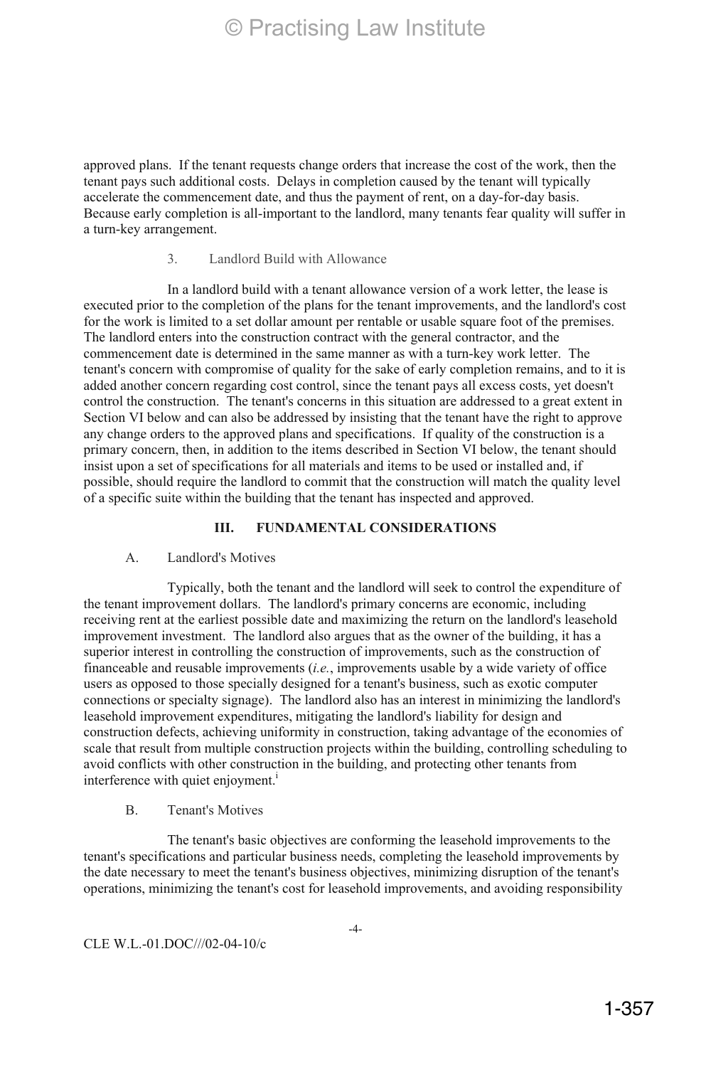approved plans. If the tenant requests change orders that increase the cost of the work, then the tenant pays such additional costs. Delays in completion caused by the tenant will typically accelerate the commencement date, and thus the payment of rent, on a day-for-day basis. Because early completion is all-important to the landlord, many tenants fear quality will suffer in a turn-key arrangement.

3. Landlord Build with Allowance

In a landlord build with a tenant allowance version of a work letter, the lease is executed prior to the completion of the plans for the tenant improvements, and the landlord's cost for the work is limited to a set dollar amount per rentable or usable square foot of the premises. The landlord enters into the construction contract with the general contractor, and the commencement date is determined in the same manner as with a turn-key work letter. The tenant's concern with compromise of quality for the sake of early completion remains, and to it is added another concern regarding cost control, since the tenant pays all excess costs, yet doesn't control the construction. The tenant's concerns in this situation are addressed to a great extent in Section VI below and can also be addressed by insisting that the tenant have the right to approve any change orders to the approved plans and specifications. If quality of the construction is a primary concern, then, in addition to the items described in Section VI below, the tenant should insist upon a set of specifications for all materials and items to be used or installed and, if possible, should require the landlord to commit that the construction will match the quality level of a specific suite within the building that the tenant has inspected and approved.

## III. FUNDAMENTAL CONSIDERATIONS

A. Landlord's Motives

Typically, both the tenant and the landlord will seek to control the expenditure of the tenant improvement dollars. The landlord's primary concerns are economic, including receiving rent at the earliest possible date and maximizing the return on the landlord's leasehold improvement investment. The landlord also argues that as the owner of the building, it has a superior interest in controlling the construction of improvements, such as the construction of financeable and reusable improvements (*i.e.*, improvements usable by a wide variety of office users as opposed to those specially designed for a tenant's business, such as exotic computer connections or specialty signage). The landlord also has an interest in minimizing the landlord's leasehold improvement expenditures, mitigating the landlord's liability for design and construction defects, achieving uniformity in construction, taking advantage of the economies of scale that result from multiple construction projects within the building, controlling scheduling to avoid conflicts with other construction in the building, and protecting other tenants from interference with quiet enjoyment.[i]

B. Tenant's Motives

The tenant's basic objectives are conforming the leasehold improvements to the tenant's specifications and particular business needs, completing the leasehold improvements by the date necessary to meet the tenant's business objectives, minimizing disruption of the tenant's operations, minimizing the tenant's cost for leasehold improvements, and avoiding responsibility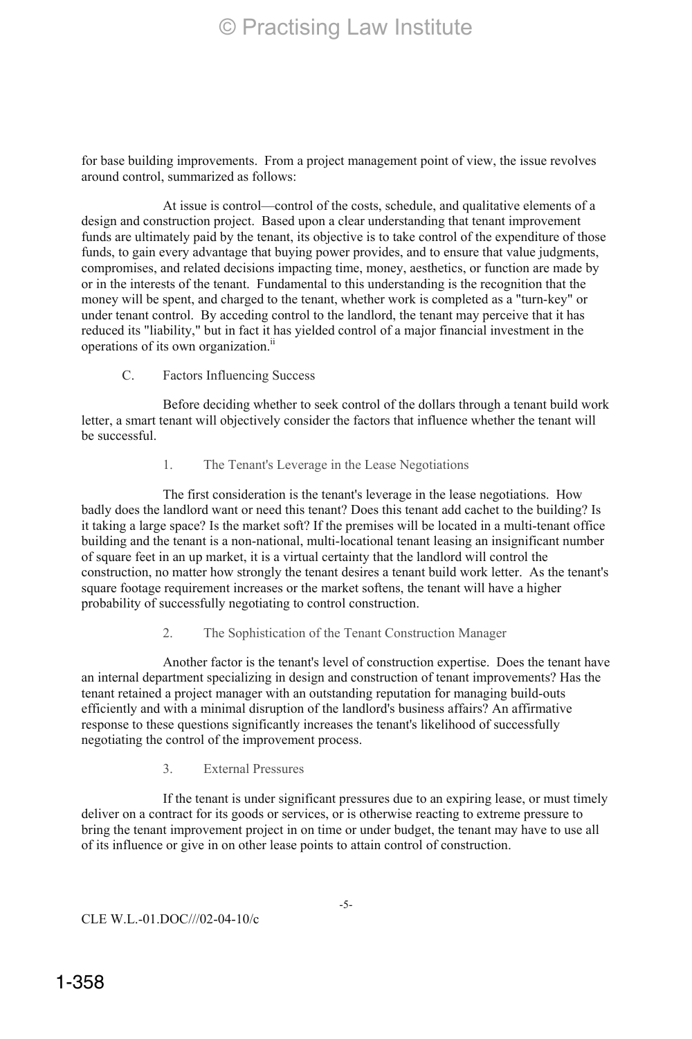for base building improvements. From a project management point of view, the issue revolves around control, summarized as follows:

> At issue is control—control of the costs, schedule, and qualitative elements of a design and construction project. Based upon a clear understanding that tenant improvement funds are ultimately paid by the tenant, its objective is to take control of the expenditure of those funds, to gain every advantage that buying power provides, and to ensure that value judgments, compromises, and related decisions impacting time, money, aesthetics, or function are made by or in the interests of the tenant. Fundamental to this understanding is the recognition that the money will be spent, and charged to the tenant, whether work is completed as a "turn-key" or under tenant control. By acceding control to the landlord, the tenant may perceive that it has reduced its "liability," but in fact it has yielded control of a major financial investment in the operations of its own organization.[ii]

### C. Factors Influencing Success

Before deciding whether to seek control of the dollars through a tenant build work letter, a smart tenant will objectively consider the factors that influence whether the tenant will be successful.

#### 1. The Tenant's Leverage in the Lease Negotiations

The first consideration is the tenant's leverage in the lease negotiations. How badly does the landlord want or need this tenant? Does this tenant add cachet to the building? Is it taking a large space? Is the market soft? If the premises will be located in a multi-tenant office building and the tenant is a non-national, multi-locational tenant leasing an insignificant number of square feet in an up market, it is a virtual certainty that the landlord will control the construction, no matter how strongly the tenant desires a tenant build work letter. As the tenant's square footage requirement increases or the market softens, the tenant will have a higher probability of successfully negotiating to control construction.

#### 2. The Sophistication of the Tenant Construction Manager

Another factor is the tenant's level of construction expertise. Does the tenant have an internal department specializing in design and construction of tenant improvements? Has the tenant retained a project manager with an outstanding reputation for managing build-outs efficiently and with a minimal disruption of the landlord's business affairs? An affirmative response to these questions significantly increases the tenant's likelihood of successfully negotiating the control of the improvement process.

#### 3. External Pressures

If the tenant is under significant pressures due to an expiring lease, or must timely deliver on a contract for its goods or services, or is otherwise reacting to extreme pressure to bring the tenant improvement project in on time or under budget, the tenant may have to use all of its influence or give in on other lease points to attain control of construction.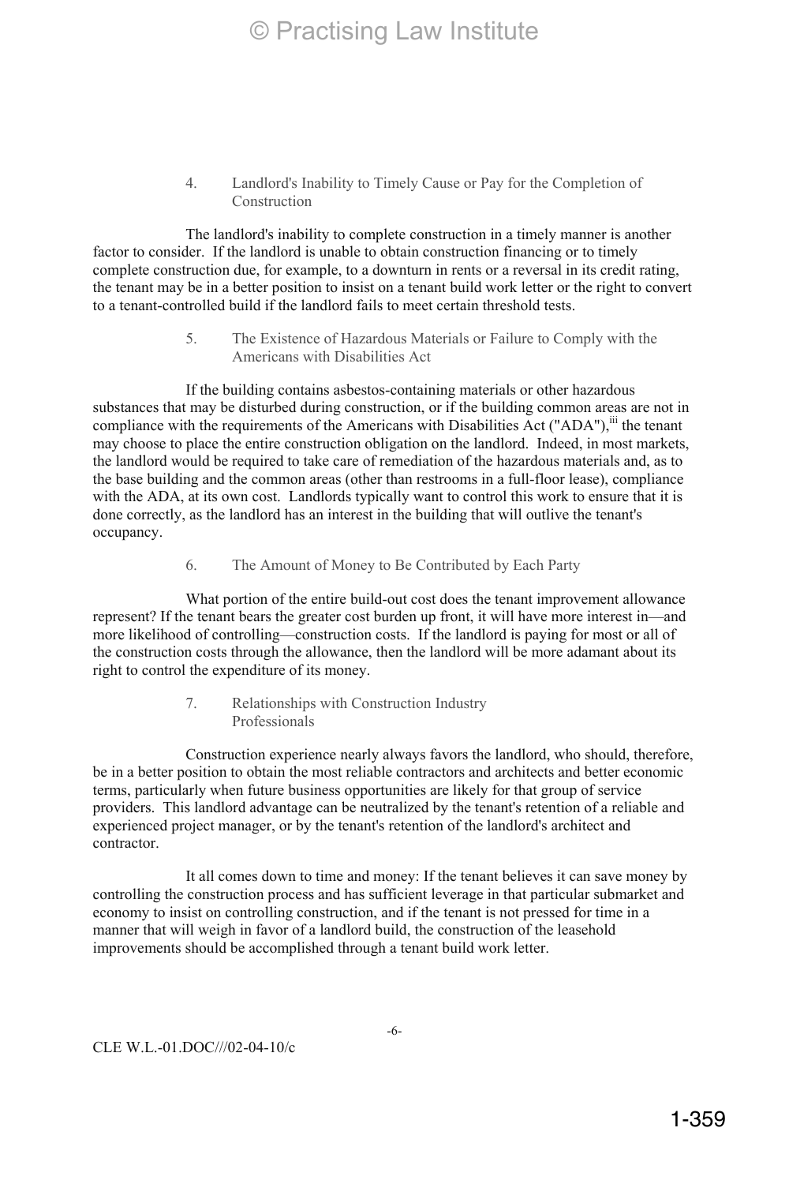4. Landlord's Inability to Timely Cause or Pay for the Completion of Construction

The landlord's inability to complete construction in a timely manner is another factor to consider. If the landlord is unable to obtain construction financing or to timely complete construction due, for example, to a downturn in rents or a reversal in its credit rating, the tenant may be in a better position to insist on a tenant build work letter or the right to convert to a tenant-controlled build if the landlord fails to meet certain threshold tests.

5. The Existence of Hazardous Materials or Failure to Comply with the Americans with Disabilities Act

If the building contains asbestos-containing materials or other hazardous substances that may be disturbed during construction, or if the building common areas are not in compliance with the requirements of the Americans with Disabilities Act ("ADA"),[iii] the tenant may choose to place the entire construction obligation on the landlord. Indeed, in most markets, the landlord would be required to take care of remediation of the hazardous materials and, as to the base building and the common areas (other than restrooms in a full-floor lease), compliance with the ADA, at its own cost. Landlords typically want to control this work to ensure that it is done correctly, as the landlord has an interest in the building that will outlive the tenant's occupancy.

6. The Amount of Money to Be Contributed by Each Party

What portion of the entire build-out cost does the tenant improvement allowance represent? If the tenant bears the greater cost burden up front, it will have more interest in—and more likelihood of controlling—construction costs. If the landlord is paying for most or all of the construction costs through the allowance, then the landlord will be more adamant about its right to control the expenditure of its money.

7. Relationships with Construction Industry Professionals

Construction experience nearly always favors the landlord, who should, therefore, be in a better position to obtain the most reliable contractors and architects and better economic terms, particularly when future business opportunities are likely for that group of service providers. This landlord advantage can be neutralized by the tenant's retention of a reliable and experienced project manager, or by the tenant's retention of the landlord's architect and contractor.

It all comes down to time and money: If the tenant believes it can save money by controlling the construction process and has sufficient leverage in that particular submarket and economy to insist on controlling construction, and if the tenant is not pressed for time in a manner that will weigh in favor of a landlord build, the construction of the leasehold improvements should be accomplished through a tenant build work letter.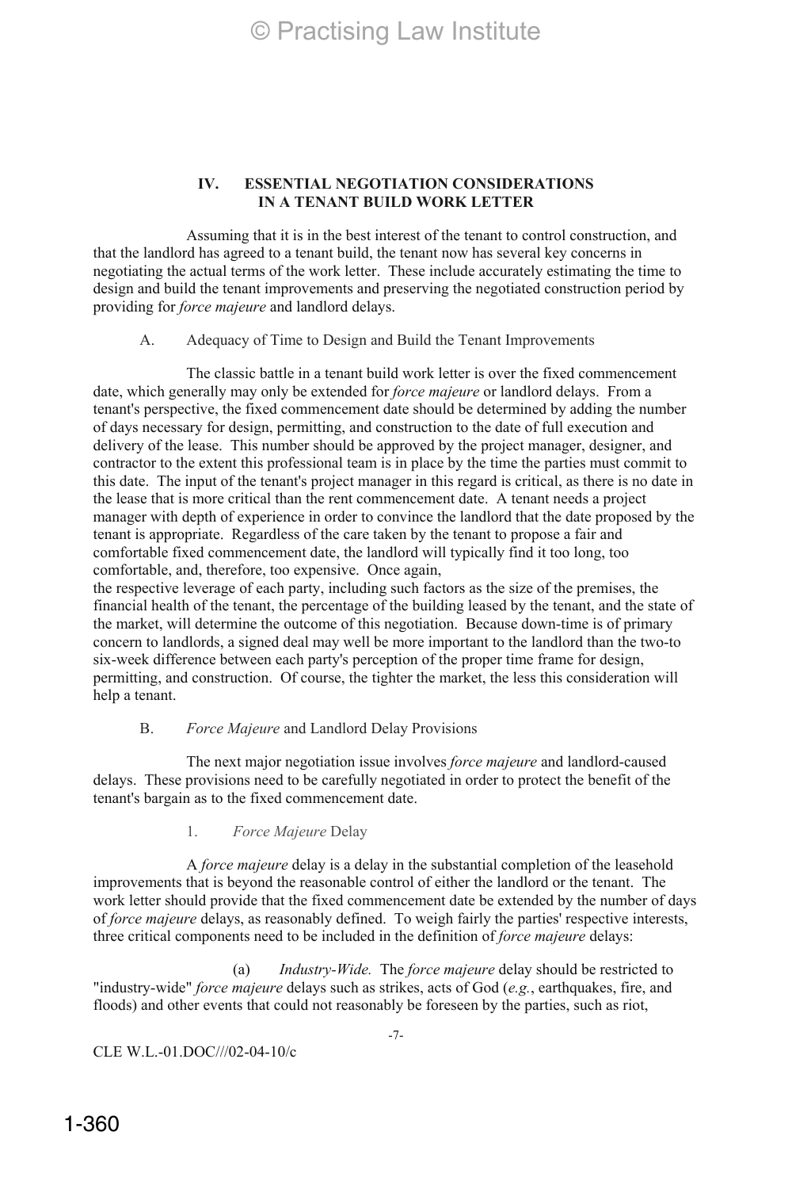## IV. ESSENTIAL NEGOTIATION CONSIDERATIONS IN A TENANT BUILD WORK LETTER

Assuming that it is in the best interest of the tenant to control construction, and that the landlord has agreed to a tenant build, the tenant now has several key concerns in negotiating the actual terms of the work letter. These include accurately estimating the time to design and build the tenant improvements and preserving the negotiated construction period by providing for *force majeure* and landlord delays.

### A. Adequacy of Time to Design and Build the Tenant Improvements

The classic battle in a tenant build work letter is over the fixed commencement date, which generally may only be extended for *force majeure* or landlord delays. From a tenant's perspective, the fixed commencement date should be determined by adding the number of days necessary for design, permitting, and construction to the date of full execution and delivery of the lease. This number should be approved by the project manager, designer, and contractor to the extent this professional team is in place by the time the parties must commit to this date. The input of the tenant's project manager in this regard is critical, as there is no date in the lease that is more critical than the rent commencement date. A tenant needs a project manager with depth of experience in order to convince the landlord that the date proposed by the tenant is appropriate. Regardless of the care taken by the tenant to propose a fair and comfortable fixed commencement date, the landlord will typically find it too long, too comfortable, and, therefore, too expensive. Once again, the respective leverage of each party, including such factors as the size of the premises, the financial health of the tenant, the percentage of the building leased by the tenant, and the state of the market, will determine the outcome of this negotiation. Because down-time is of primary concern to landlords, a signed deal may well be more important to the landlord than the two-to six-week difference between each party's perception of the proper time frame for design, permitting, and construction. Of course, the tighter the market, the less this consideration will help a tenant.

### B. *Force Majeure* and Landlord Delay Provisions

The next major negotiation issue involves *force majeure* and landlord-caused delays. These provisions need to be carefully negotiated in order to protect the benefit of the tenant's bargain as to the fixed commencement date.

#### 1. *Force Majeure* Delay

A *force majeure* delay is a delay in the substantial completion of the leasehold improvements that is beyond the reasonable control of either the landlord or the tenant. The work letter should provide that the fixed commencement date be extended by the number of days of *force majeure* delays, as reasonably defined. To weigh fairly the parties' respective interests, three critical components need to be included in the definition of *force majeure* delays:

(a) *Industry-Wide.* The *force majeure* delay should be restricted to "industry-wide" *force majeure* delays such as strikes, acts of God (*e.g.*, earthquakes, fire, and floods) and other events that could not reasonably be foreseen by the parties, such as riot,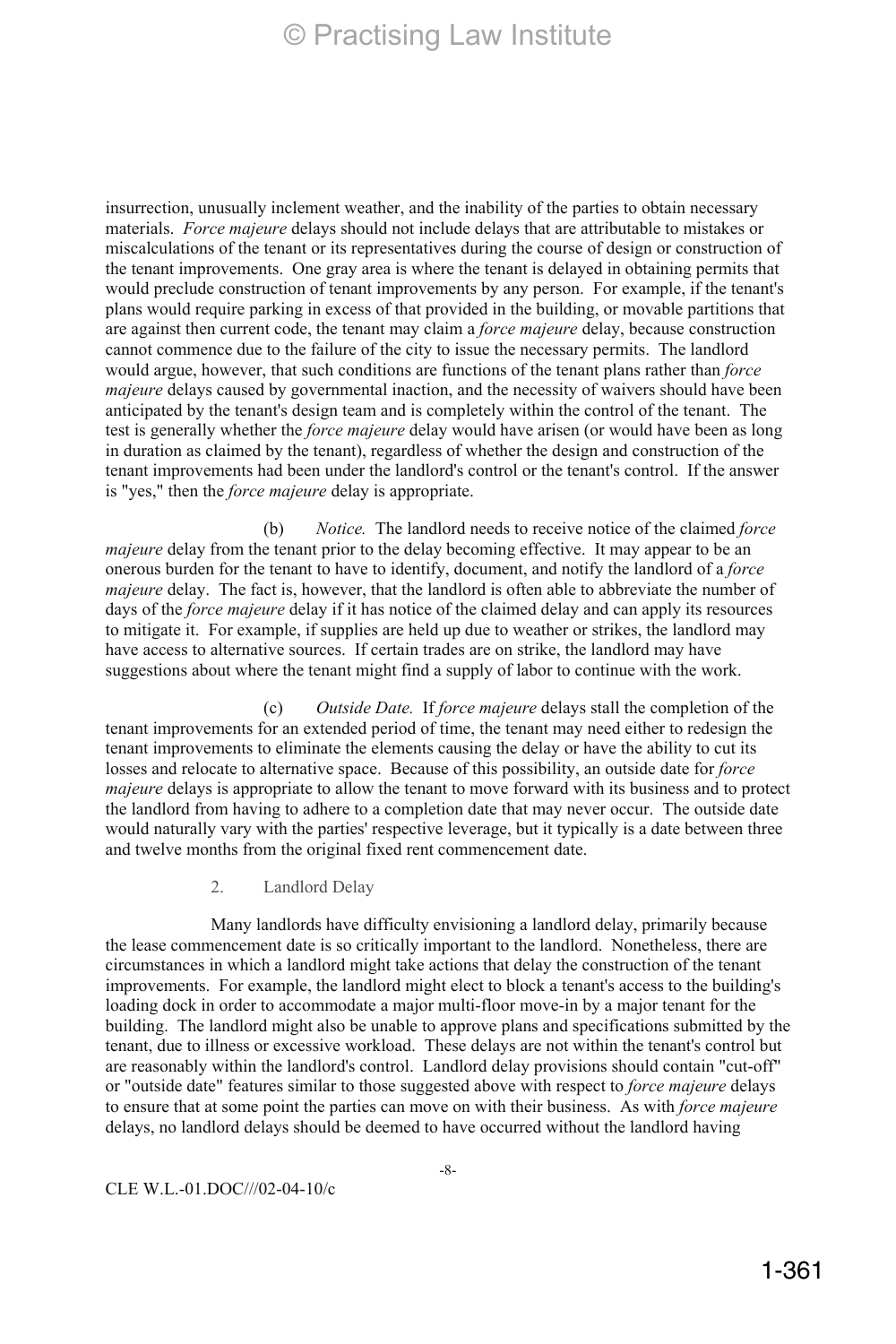insurrection, unusually inclement weather, and the inability of the parties to obtain necessary materials. *Force majeure* delays should not include delays that are attributable to mistakes or miscalculations of the tenant or its representatives during the course of design or construction of the tenant improvements. One gray area is where the tenant is delayed in obtaining permits that would preclude construction of tenant improvements by any person. For example, if the tenant's plans would require parking in excess of that provided in the building, or movable partitions that are against then current code, the tenant may claim a *force majeure* delay, because construction cannot commence due to the failure of the city to issue the necessary permits. The landlord would argue, however, that such conditions are functions of the tenant plans rather than *force majeure* delays caused by governmental inaction, and the necessity of waivers should have been anticipated by the tenant's design team and is completely within the control of the tenant. The test is generally whether the *force majeure* delay would have arisen (or would have been as long in duration as claimed by the tenant), regardless of whether the design and construction of the tenant improvements had been under the landlord's control or the tenant's control. If the answer is "yes," then the *force majeure* delay is appropriate.

(b) *Notice.* The landlord needs to receive notice of the claimed *force majeure* delay from the tenant prior to the delay becoming effective. It may appear to be an onerous burden for the tenant to have to identify, document, and notify the landlord of a *force majeure* delay. The fact is, however, that the landlord is often able to abbreviate the number of days of the *force majeure* delay if it has notice of the claimed delay and can apply its resources to mitigate it. For example, if supplies are held up due to weather or strikes, the landlord may have access to alternative sources. If certain trades are on strike, the landlord may have suggestions about where the tenant might find a supply of labor to continue with the work.

(c) *Outside Date.* If *force majeure* delays stall the completion of the tenant improvements for an extended period of time, the tenant may need either to redesign the tenant improvements to eliminate the elements causing the delay or have the ability to cut its losses and relocate to alternative space. Because of this possibility, an outside date for *force majeure* delays is appropriate to allow the tenant to move forward with its business and to protect the landlord from having to adhere to a completion date that may never occur. The outside date would naturally vary with the parties' respective leverage, but it typically is a date between three and twelve months from the original fixed rent commencement date.

2. Landlord Delay

Many landlords have difficulty envisioning a landlord delay, primarily because the lease commencement date is so critically important to the landlord. Nonetheless, there are circumstances in which a landlord might take actions that delay the construction of the tenant improvements. For example, the landlord might elect to block a tenant's access to the building's loading dock in order to accommodate a major multi-floor move-in by a major tenant for the building. The landlord might also be unable to approve plans and specifications submitted by the tenant, due to illness or excessive workload. These delays are not within the tenant's control but are reasonably within the landlord's control. Landlord delay provisions should contain "cut-off" or "outside date" features similar to those suggested above with respect to *force majeure* delays to ensure that at some point the parties can move on with their business. As with *force majeure* delays, no landlord delays should be deemed to have occurred without the landlord having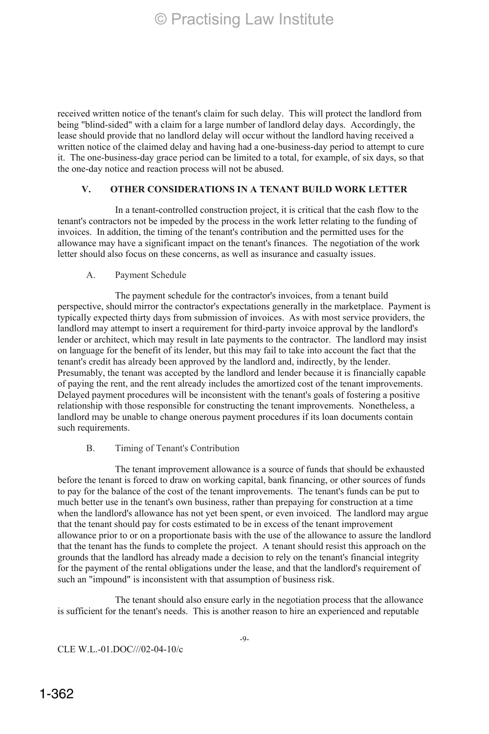received written notice of the tenant's claim for such delay. This will protect the landlord from being "blind-sided" with a claim for a large number of landlord delay days. Accordingly, the lease should provide that no landlord delay will occur without the landlord having received a written notice of the claimed delay and having had a one-business-day period to attempt to cure it. The one-business-day grace period can be limited to a total, for example, of six days, so that the one-day notice and reaction process will not be abused.

## V. OTHER CONSIDERATIONS IN A TENANT BUILD WORK LETTER

In a tenant-controlled construction project, it is critical that the cash flow to the tenant's contractors not be impeded by the process in the work letter relating to the funding of invoices. In addition, the timing of the tenant's contribution and the permitted uses for the allowance may have a significant impact on the tenant's finances. The negotiation of the work letter should also focus on these concerns, as well as insurance and casualty issues.

### A. Payment Schedule

The payment schedule for the contractor's invoices, from a tenant build perspective, should mirror the contractor's expectations generally in the marketplace. Payment is typically expected thirty days from submission of invoices. As with most service providers, the landlord may attempt to insert a requirement for third-party invoice approval by the landlord's lender or architect, which may result in late payments to the contractor. The landlord may insist on language for the benefit of its lender, but this may fail to take into account the fact that the tenant's credit has already been approved by the landlord and, indirectly, by the lender. Presumably, the tenant was accepted by the landlord and lender because it is financially capable of paying the rent, and the rent already includes the amortized cost of the tenant improvements. Delayed payment procedures will be inconsistent with the tenant's goals of fostering a positive relationship with those responsible for constructing the tenant improvements. Nonetheless, a landlord may be unable to change onerous payment procedures if its loan documents contain such requirements.

### B. Timing of Tenant's Contribution

The tenant improvement allowance is a source of funds that should be exhausted before the tenant is forced to draw on working capital, bank financing, or other sources of funds to pay for the balance of the cost of the tenant improvements. The tenant's funds can be put to much better use in the tenant's own business, rather than prepaying for construction at a time when the landlord's allowance has not yet been spent, or even invoiced. The landlord may argue that the tenant should pay for costs estimated to be in excess of the tenant improvement allowance prior to or on a proportionate basis with the use of the allowance to assure the landlord that the tenant has the funds to complete the project. A tenant should resist this approach on the grounds that the landlord has already made a decision to rely on the tenant's financial integrity for the payment of the rental obligations under the lease, and that the landlord's requirement of such an "impound" is inconsistent with that assumption of business risk.

The tenant should also ensure early in the negotiation process that the allowance is sufficient for the tenant's needs. This is another reason to hire an experienced and reputable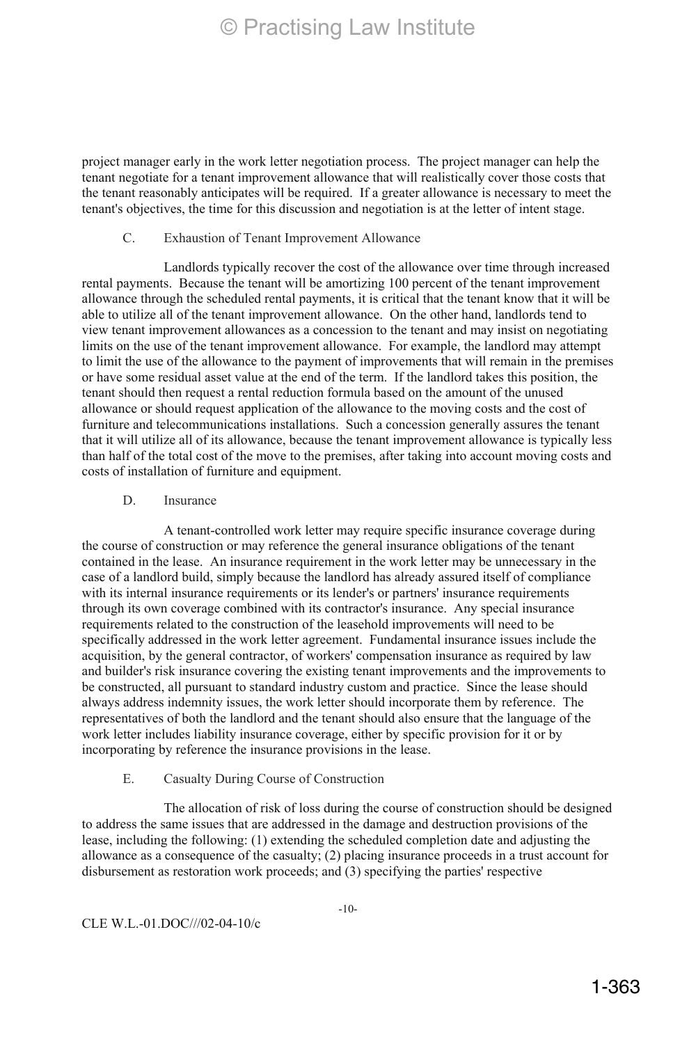project manager early in the work letter negotiation process. The project manager can help the tenant negotiate for a tenant improvement allowance that will realistically cover those costs that the tenant reasonably anticipates will be required. If a greater allowance is necessary to meet the tenant's objectives, the time for this discussion and negotiation is at the letter of intent stage.

### C. Exhaustion of Tenant Improvement Allowance

Landlords typically recover the cost of the allowance over time through increased rental payments. Because the tenant will be amortizing 100 percent of the tenant improvement allowance through the scheduled rental payments, it is critical that the tenant know that it will be able to utilize all of the tenant improvement allowance. On the other hand, landlords tend to view tenant improvement allowances as a concession to the tenant and may insist on negotiating limits on the use of the tenant improvement allowance. For example, the landlord may attempt to limit the use of the allowance to the payment of improvements that will remain in the premises or have some residual asset value at the end of the term. If the landlord takes this position, the tenant should then request a rental reduction formula based on the amount of the unused allowance or should request application of the allowance to the moving costs and the cost of furniture and telecommunications installations. Such a concession generally assures the tenant that it will utilize all of its allowance, because the tenant improvement allowance is typically less than half of the total cost of the move to the premises, after taking into account moving costs and costs of installation of furniture and equipment.

### D. Insurance

A tenant-controlled work letter may require specific insurance coverage during the course of construction or may reference the general insurance obligations of the tenant contained in the lease. An insurance requirement in the work letter may be unnecessary in the case of a landlord build, simply because the landlord has already assured itself of compliance with its internal insurance requirements or its lender's or partners' insurance requirements through its own coverage combined with its contractor's insurance. Any special insurance requirements related to the construction of the leasehold improvements will need to be specifically addressed in the work letter agreement. Fundamental insurance issues include the acquisition, by the general contractor, of workers' compensation insurance as required by law and builder's risk insurance covering the existing tenant improvements and the improvements to be constructed, all pursuant to standard industry custom and practice. Since the lease should always address indemnity issues, the work letter should incorporate them by reference. The representatives of both the landlord and the tenant should also ensure that the language of the work letter includes liability insurance coverage, either by specific provision for it or by incorporating by reference the insurance provisions in the lease.

### E. Casualty During Course of Construction

The allocation of risk of loss during the course of construction should be designed to address the same issues that are addressed in the damage and destruction provisions of the lease, including the following: (1) extending the scheduled completion date and adjusting the allowance as a consequence of the casualty; (2) placing insurance proceeds in a trust account for disbursement as restoration work proceeds; and (3) specifying the parties' respective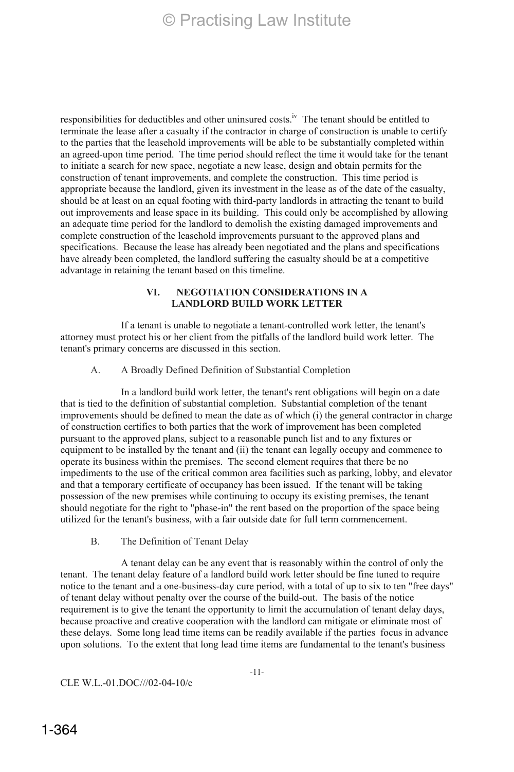responsibilities for deductibles and other uninsured costs.[iv] The tenant should be entitled to terminate the lease after a casualty if the contractor in charge of construction is unable to certify to the parties that the leasehold improvements will be able to be substantially completed within an agreed-upon time period. The time period should reflect the time it would take for the tenant to initiate a search for new space, negotiate a new lease, design and obtain permits for the construction of tenant improvements, and complete the construction. This time period is appropriate because the landlord, given its investment in the lease as of the date of the casualty, should be at least on an equal footing with third-party landlords in attracting the tenant to build out improvements and lease space in its building. This could only be accomplished by allowing an adequate time period for the landlord to demolish the existing damaged improvements and complete construction of the leasehold improvements pursuant to the approved plans and specifications. Because the lease has already been negotiated and the plans and specifications have already been completed, the landlord suffering the casualty should be at a competitive advantage in retaining the tenant based on this timeline.

## VI. NEGOTIATION CONSIDERATIONS IN A LANDLORD BUILD WORK LETTER

If a tenant is unable to negotiate a tenant-controlled work letter, the tenant's attorney must protect his or her client from the pitfalls of the landlord build work letter. The tenant's primary concerns are discussed in this section.

### A. A Broadly Defined Definition of Substantial Completion

In a landlord build work letter, the tenant's rent obligations will begin on a date that is tied to the definition of substantial completion. Substantial completion of the tenant improvements should be defined to mean the date as of which (i) the general contractor in charge of construction certifies to both parties that the work of improvement has been completed pursuant to the approved plans, subject to a reasonable punch list and to any fixtures or equipment to be installed by the tenant and (ii) the tenant can legally occupy and commence to operate its business within the premises. The second element requires that there be no impediments to the use of the critical common area facilities such as parking, lobby, and elevator and that a temporary certificate of occupancy has been issued. If the tenant will be taking possession of the new premises while continuing to occupy its existing premises, the tenant should negotiate for the right to "phase-in" the rent based on the proportion of the space being utilized for the tenant's business, with a fair outside date for full term commencement.

### B. The Definition of Tenant Delay

A tenant delay can be any event that is reasonably within the control of only the tenant. The tenant delay feature of a landlord build work letter should be fine tuned to require notice to the tenant and a one-business-day cure period, with a total of up to six to ten "free days" of tenant delay without penalty over the course of the build-out. The basis of the notice requirement is to give the tenant the opportunity to limit the accumulation of tenant delay days, because proactive and creative cooperation with the landlord can mitigate or eliminate most of these delays. Some long lead time items can be readily available if the parties focus in advance upon solutions. To the extent that long lead time items are fundamental to the tenant's business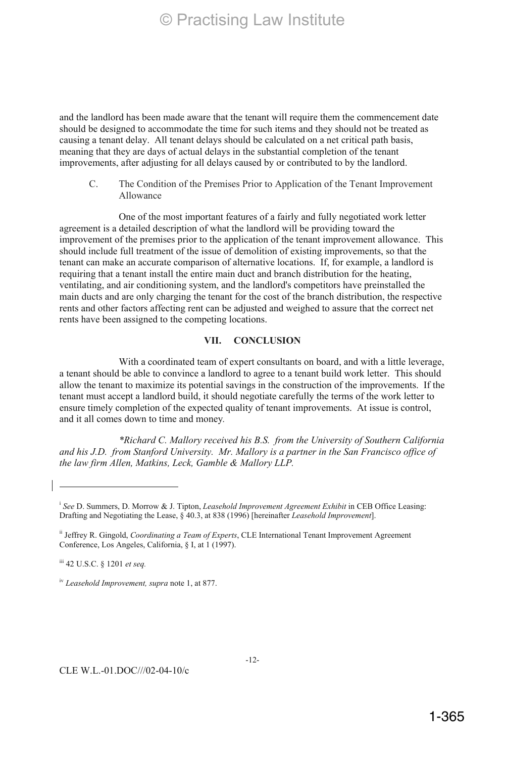and the landlord has been made aware that the tenant will require them the commencement date should be designed to accommodate the time for such items and they should not be treated as causing a tenant delay. All tenant delays should be calculated on a net critical path basis, meaning that they are days of actual delays in the substantial completion of the tenant improvements, after adjusting for all delays caused by or contributed to by the landlord.

C. The Condition of the Premises Prior to Application of the Tenant Improvement Allowance

One of the most important features of a fairly and fully negotiated work letter agreement is a detailed description of what the landlord will be providing toward the improvement of the premises prior to the application of the tenant improvement allowance. This should include full treatment of the issue of demolition of existing improvements, so that the tenant can make an accurate comparison of alternative locations. If, for example, a landlord is requiring that a tenant install the entire main duct and branch distribution for the heating, ventilating, and air conditioning system, and the landlord's competitors have preinstalled the main ducts and are only charging the tenant for the cost of the branch distribution, the respective rents and other factors affecting rent can be adjusted and weighed to assure that the correct net rents have been assigned to the competing locations.

## VII. CONCLUSION

With a coordinated team of expert consultants on board, and with a little leverage, a tenant should be able to convince a landlord to agree to a tenant build work letter. This should allow the tenant to maximize its potential savings in the construction of the improvements. If the tenant must accept a landlord build, it should negotiate carefully the terms of the work letter to ensure timely completion of the expected quality of tenant improvements. At issue is control, and it all comes down to time and money.

*\*Richard C. Mallory received his B.S. from the University of Southern California and his J.D. from Stanford University. Mr. Mallory is a partner in the San Francisco office of the law firm Allen, Matkins, Leck, Gamble & Mallory LLP.*

---

[i] *See* D. Summers, D. Morrow & J. Tipton, *Leasehold Improvement Agreement Exhibit* in CEB Office Leasing: Drafting and Negotiating the Lease, § 40.3, at 838 (1996) [hereinafter *Leasehold Improvement*].

[ii] Jeffrey R. Gingold, *Coordinating a Team of Experts*, CLE International Tenant Improvement Agreement Conference, Los Angeles, California, § I, at 1 (1997).

[iii] 42 U.S.C. § 1201 *et seq.*

[iv] *Leasehold Improvement, supra* note 1, at 877.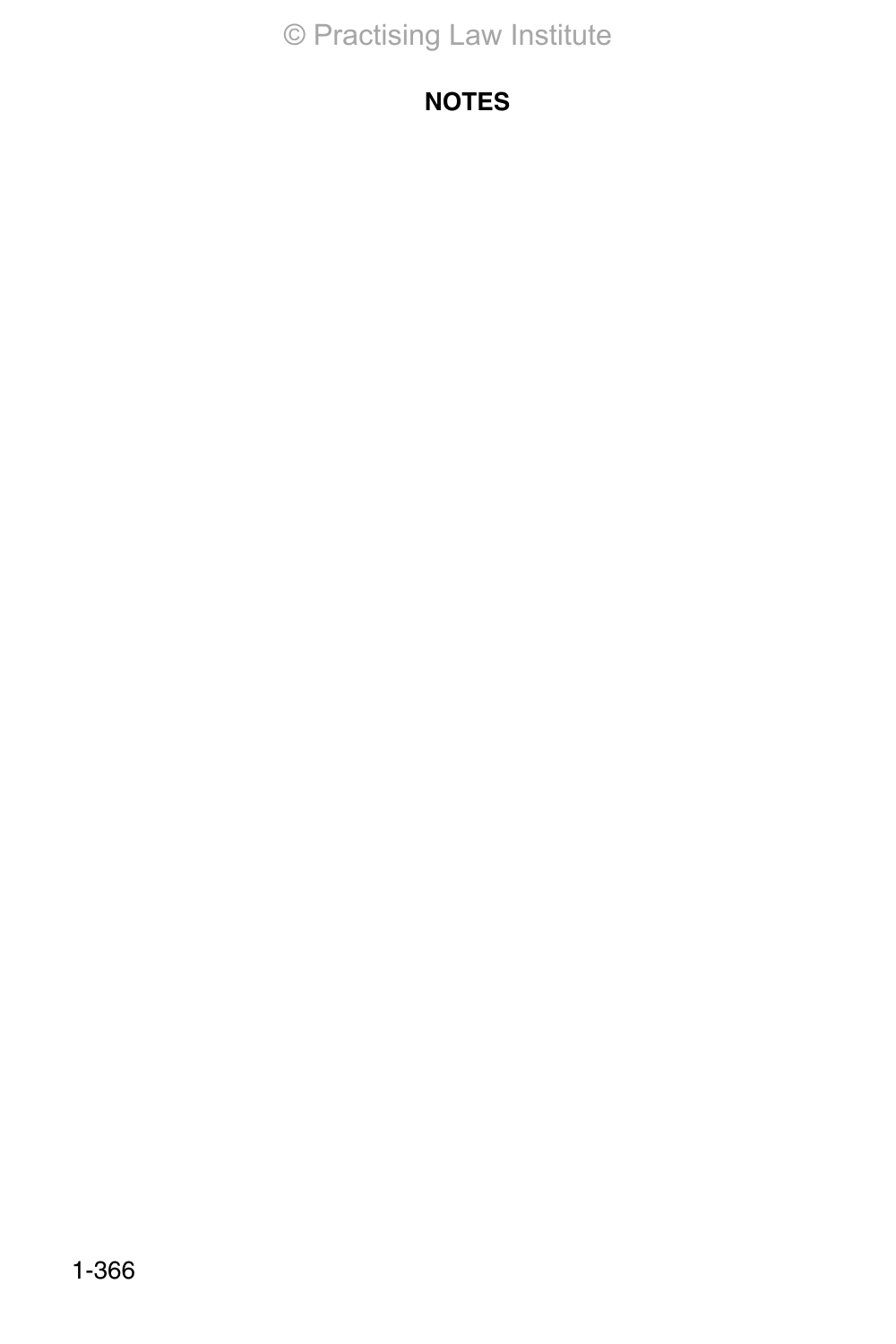**NOTES**